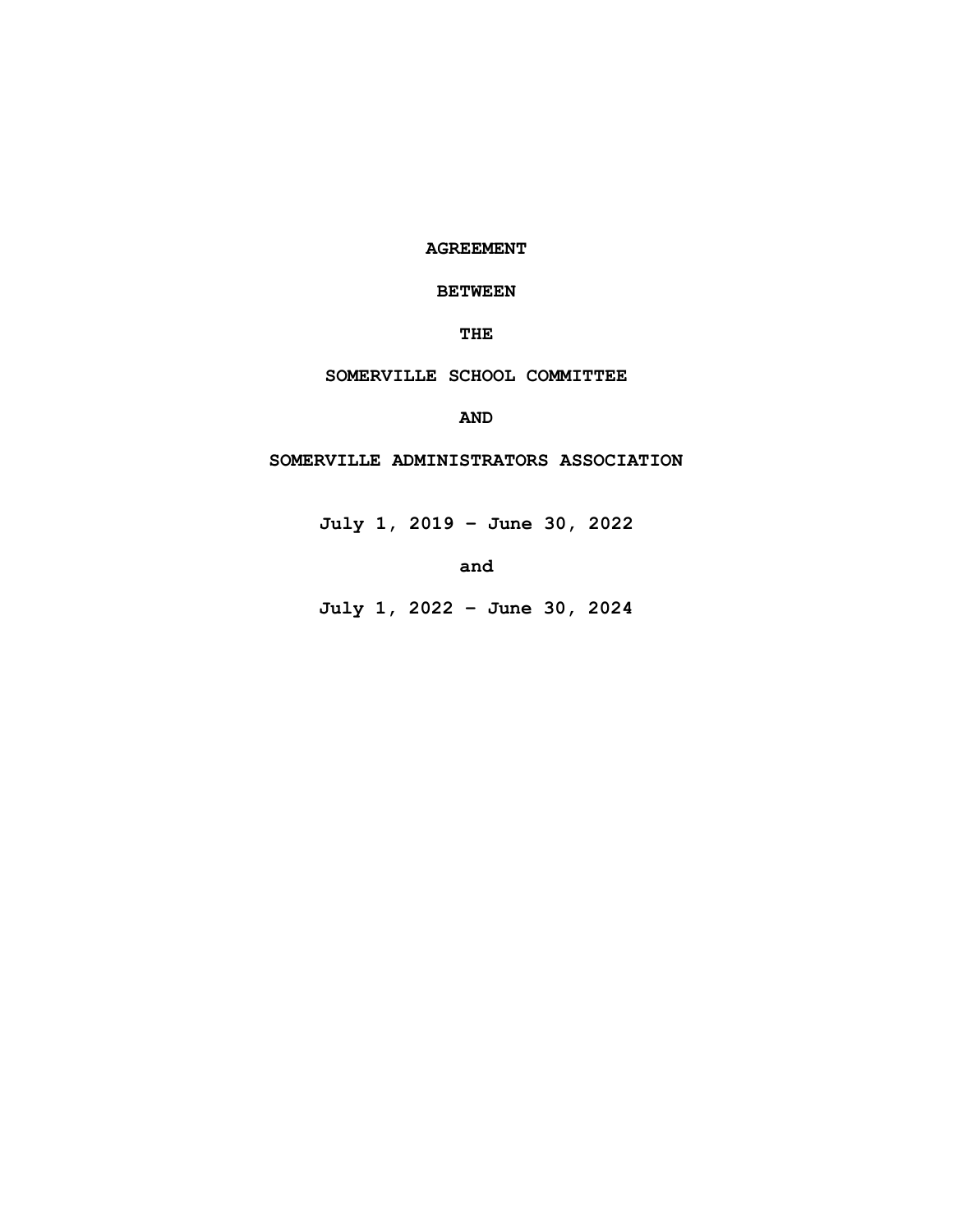**AGREEMENT**

**BETWEEN**

**THE**

**SOMERVILLE SCHOOL COMMITTEE**

**AND**

**SOMERVILLE ADMINISTRATORS ASSOCIATION**

**July 1, 2019 – June 30, 2022**

**and**

**July 1, 2022 – June 30, 2024**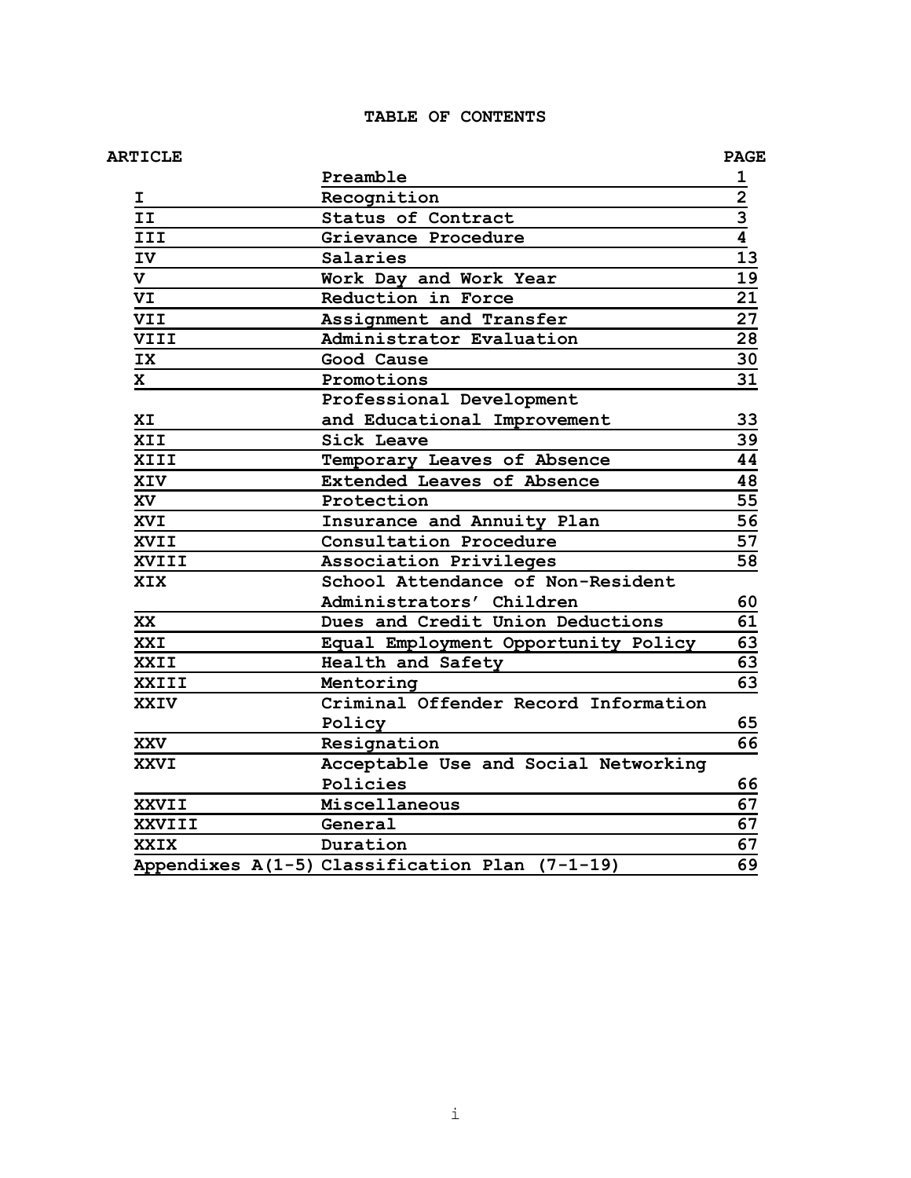# TABLE OF CONTENTS

| ARTICLE | | PAGE |
|---|---|---|
| | Preamble | 1 |
| I | Recognition | 2 |
| II | Status of Contract | 3 |
| III | Grievance Procedure | 4 |
| IV | Salaries | 13 |
| V | Work Day and Work Year | 19 |
| VI | Reduction in Force | 21 |
| VII | Assignment and Transfer | 27 |
| VIII | Administrator Evaluation | 28 |
| IX | Good Cause | 30 |
| X | Promotions | 31 |
| XI | Professional Development and Educational Improvement | 33 |
| XII | Sick Leave | 39 |
| XIII | Temporary Leaves of Absence | 44 |
| XIV | Extended Leaves of Absence | 48 |
| XV | Protection | 55 |
| XVI | Insurance and Annuity Plan | 56 |
| XVII | Consultation Procedure | 57 |
| XVIII | Association Privileges | 58 |
| XIX | School Attendance of Non-Resident Administrators' Children | 60 |
| XX | Dues and Credit Union Deductions | 61 |
| XXI | Equal Employment Opportunity Policy | 63 |
| XXII | Health and Safety | 63 |
| XXIII | Mentoring | 63 |
| XXIV | Criminal Offender Record Information Policy | 65 |
| XXV | Resignation | 66 |
| XXVI | Acceptable Use and Social Networking Policies | 66 |
| XXVII | Miscellaneous | 67 |
| XXVIII | General | 67 |
| XXIX | Duration | 67 |
| Appendixes A(1-5) | Classification Plan (7-1-19) | 69 |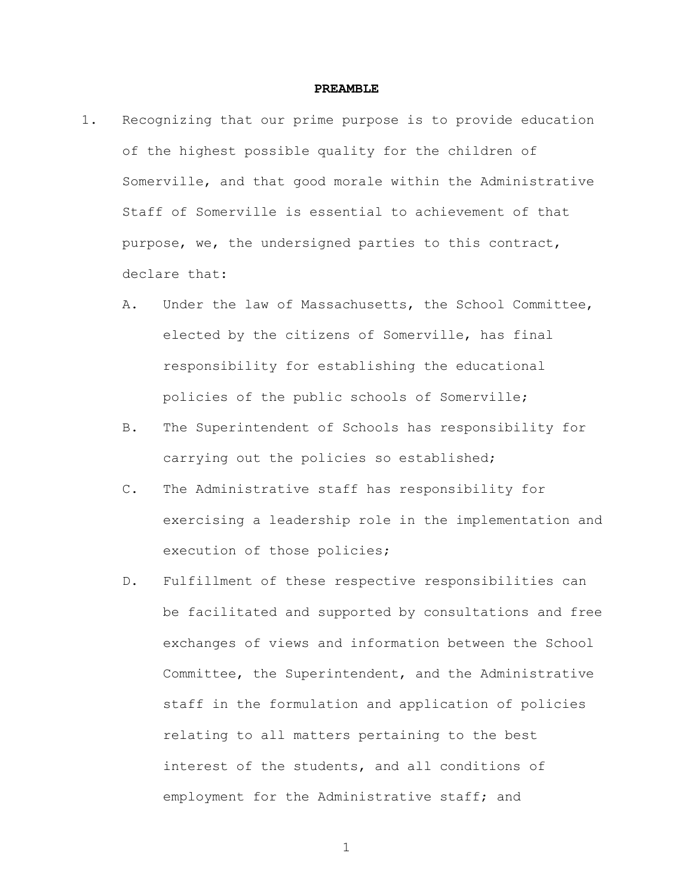## PREAMBLE

1. Recognizing that our prime purpose is to provide education of the highest possible quality for the children of Somerville, and that good morale within the Administrative Staff of Somerville is essential to achievement of that purpose, we, the undersigned parties to this contract, declare that:

   A. Under the law of Massachusetts, the School Committee, elected by the citizens of Somerville, has final responsibility for establishing the educational policies of the public schools of Somerville;

   B. The Superintendent of Schools has responsibility for carrying out the policies so established;

   C. The Administrative staff has responsibility for exercising a leadership role in the implementation and execution of those policies;

   D. Fulfillment of these respective responsibilities can be facilitated and supported by consultations and free exchanges of views and information between the School Committee, the Superintendent, and the Administrative staff in the formulation and application of policies relating to all matters pertaining to the best interest of the students, and all conditions of employment for the Administrative staff; and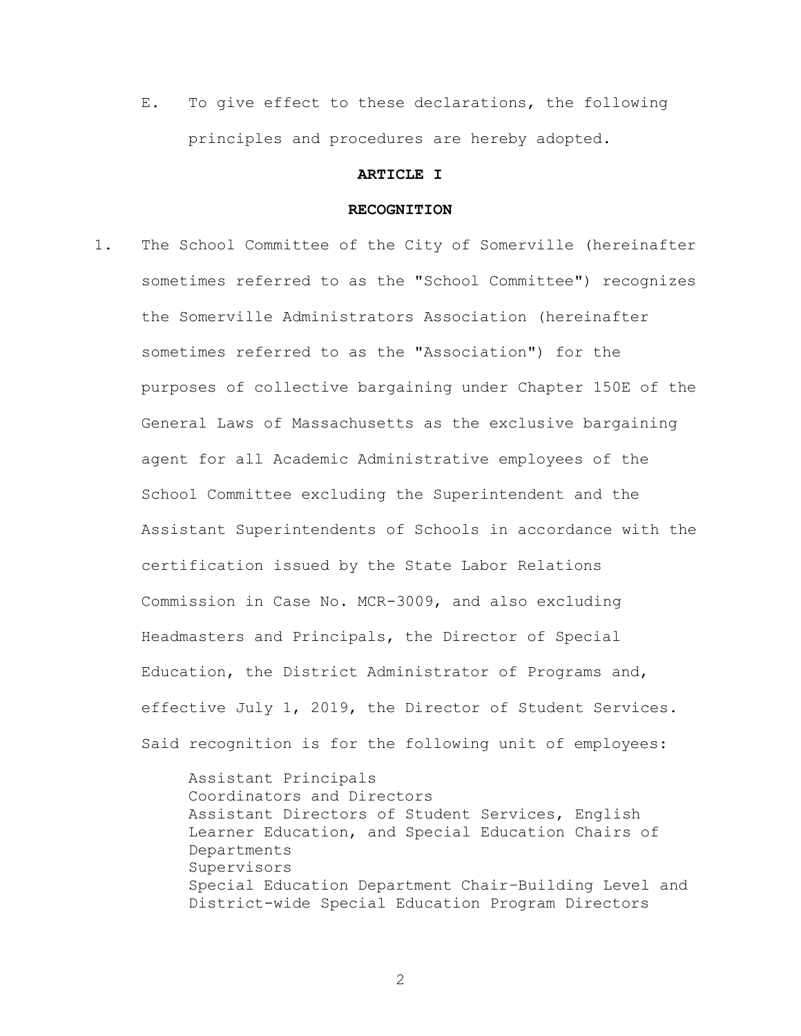E. To give effect to these declarations, the following principles and procedures are hereby adopted.

## ARTICLE I

## RECOGNITION

1. The School Committee of the City of Somerville (hereinafter sometimes referred to as the "School Committee") recognizes the Somerville Administrators Association (hereinafter sometimes referred to as the "Association") for the purposes of collective bargaining under Chapter 150E of the General Laws of Massachusetts as the exclusive bargaining agent for all Academic Administrative employees of the School Committee excluding the Superintendent and the Assistant Superintendents of Schools in accordance with the certification issued by the State Labor Relations Commission in Case No. MCR-3009, and also excluding Headmasters and Principals, the Director of Special Education, the District Administrator of Programs and, effective July 1, 2019, the Director of Student Services. Said recognition is for the following unit of employees:

   Assistant Principals
   Coordinators and Directors
   Assistant Directors of Student Services, English Learner Education, and Special Education Chairs of Departments
   Supervisors
   Special Education Department Chair–Building Level and District-wide Special Education Program Directors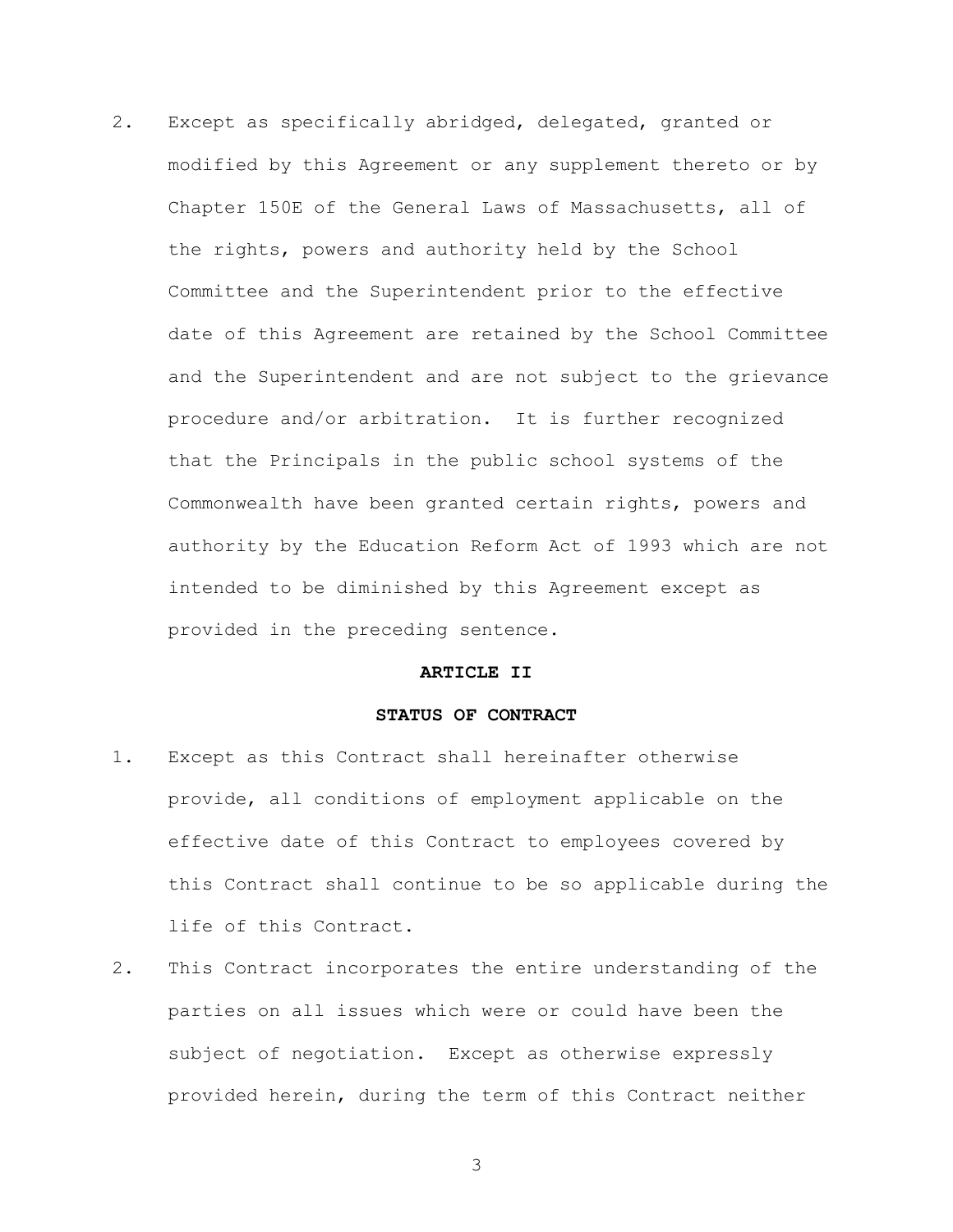2. Except as specifically abridged, delegated, granted or modified by this Agreement or any supplement thereto or by Chapter 150E of the General Laws of Massachusetts, all of the rights, powers and authority held by the School Committee and the Superintendent prior to the effective date of this Agreement are retained by the School Committee and the Superintendent and are not subject to the grievance procedure and/or arbitration. It is further recognized that the Principals in the public school systems of the Commonwealth have been granted certain rights, powers and authority by the Education Reform Act of 1993 which are not intended to be diminished by this Agreement except as provided in the preceding sentence.

## ARTICLE II

## STATUS OF CONTRACT

1. Except as this Contract shall hereinafter otherwise provide, all conditions of employment applicable on the effective date of this Contract to employees covered by this Contract shall continue to be so applicable during the life of this Contract.
2. This Contract incorporates the entire understanding of the parties on all issues which were or could have been the subject of negotiation. Except as otherwise expressly provided herein, during the term of this Contract neither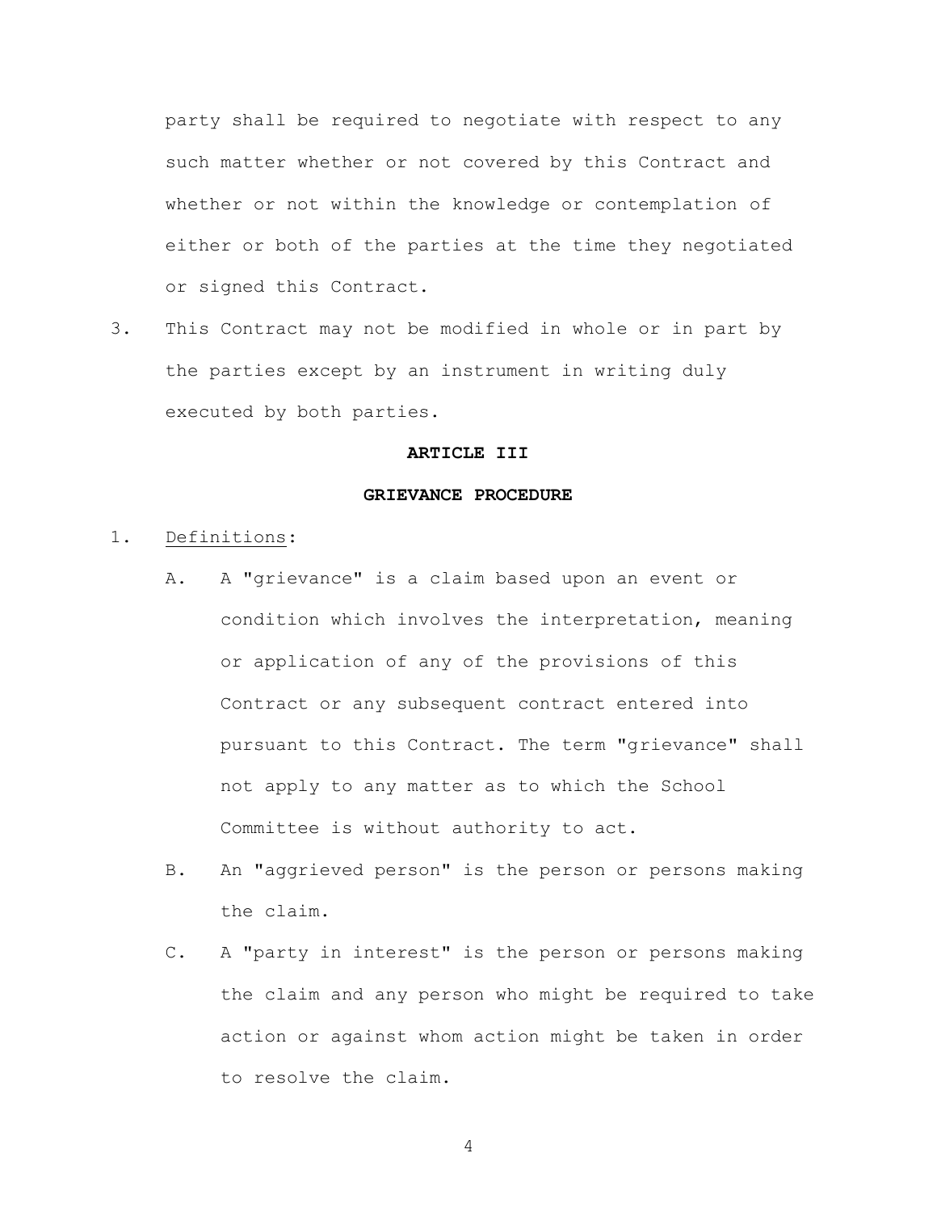party shall be required to negotiate with respect to any such matter whether or not covered by this Contract and whether or not within the knowledge or contemplation of either or both of the parties at the time they negotiated or signed this Contract.

3. This Contract may not be modified in whole or in part by the parties except by an instrument in writing duly executed by both parties.

## ARTICLE III

## GRIEVANCE PROCEDURE

1. Definitions:

   A. A "grievance" is a claim based upon an event or condition which involves the interpretation, meaning or application of any of the provisions of this Contract or any subsequent contract entered into pursuant to this Contract. The term "grievance" shall not apply to any matter as to which the School Committee is without authority to act.

   B. An "aggrieved person" is the person or persons making the claim.

   C. A "party in interest" is the person or persons making the claim and any person who might be required to take action or against whom action might be taken in order to resolve the claim.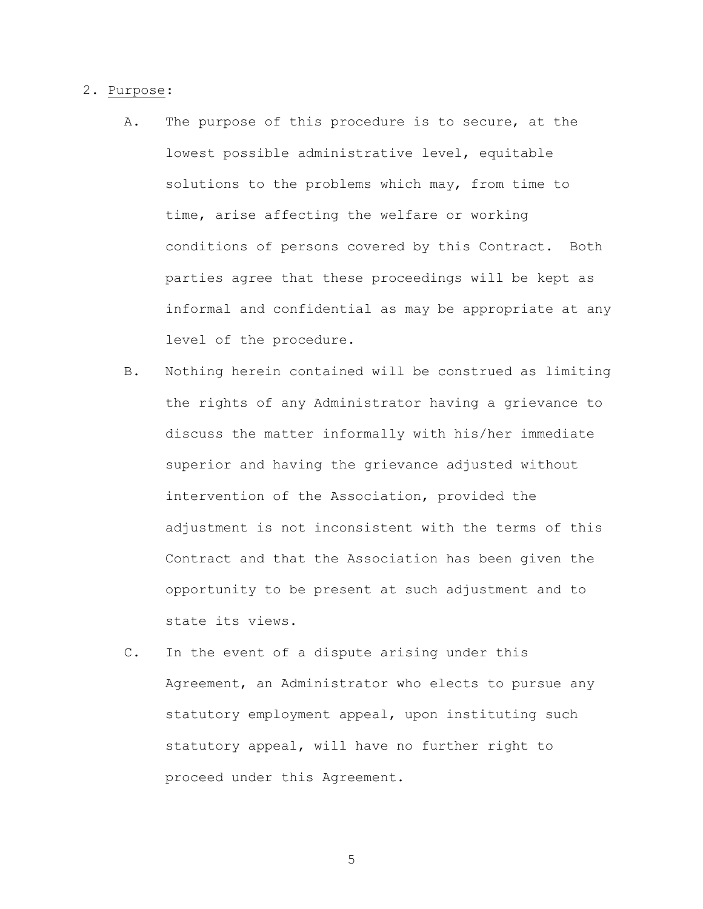2. Purpose:

   A. The purpose of this procedure is to secure, at the lowest possible administrative level, equitable solutions to the problems which may, from time to time, arise affecting the welfare or working conditions of persons covered by this Contract. Both parties agree that these proceedings will be kept as informal and confidential as may be appropriate at any level of the procedure.

   B. Nothing herein contained will be construed as limiting the rights of any Administrator having a grievance to discuss the matter informally with his/her immediate superior and having the grievance adjusted without intervention of the Association, provided the adjustment is not inconsistent with the terms of this Contract and that the Association has been given the opportunity to be present at such adjustment and to state its views.

   C. In the event of a dispute arising under this Agreement, an Administrator who elects to pursue any statutory employment appeal, upon instituting such statutory appeal, will have no further right to proceed under this Agreement.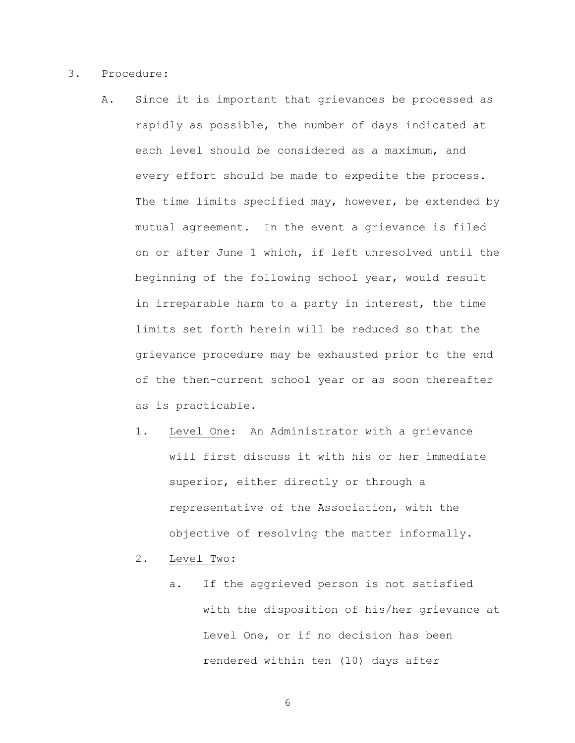3. Procedure:

   A. Since it is important that grievances be processed as rapidly as possible, the number of days indicated at each level should be considered as a maximum, and every effort should be made to expedite the process. The time limits specified may, however, be extended by mutual agreement. In the event a grievance is filed on or after June 1 which, if left unresolved until the beginning of the following school year, would result in irreparable harm to a party in interest, the time limits set forth herein will be reduced so that the grievance procedure may be exhausted prior to the end of the then-current school year or as soon thereafter as is practicable.

      1. Level One: An Administrator with a grievance will first discuss it with his or her immediate superior, either directly or through a representative of the Association, with the objective of resolving the matter informally.

      2. Level Two:

         a. If the aggrieved person is not satisfied with the disposition of his/her grievance at Level One, or if no decision has been rendered within ten (10) days after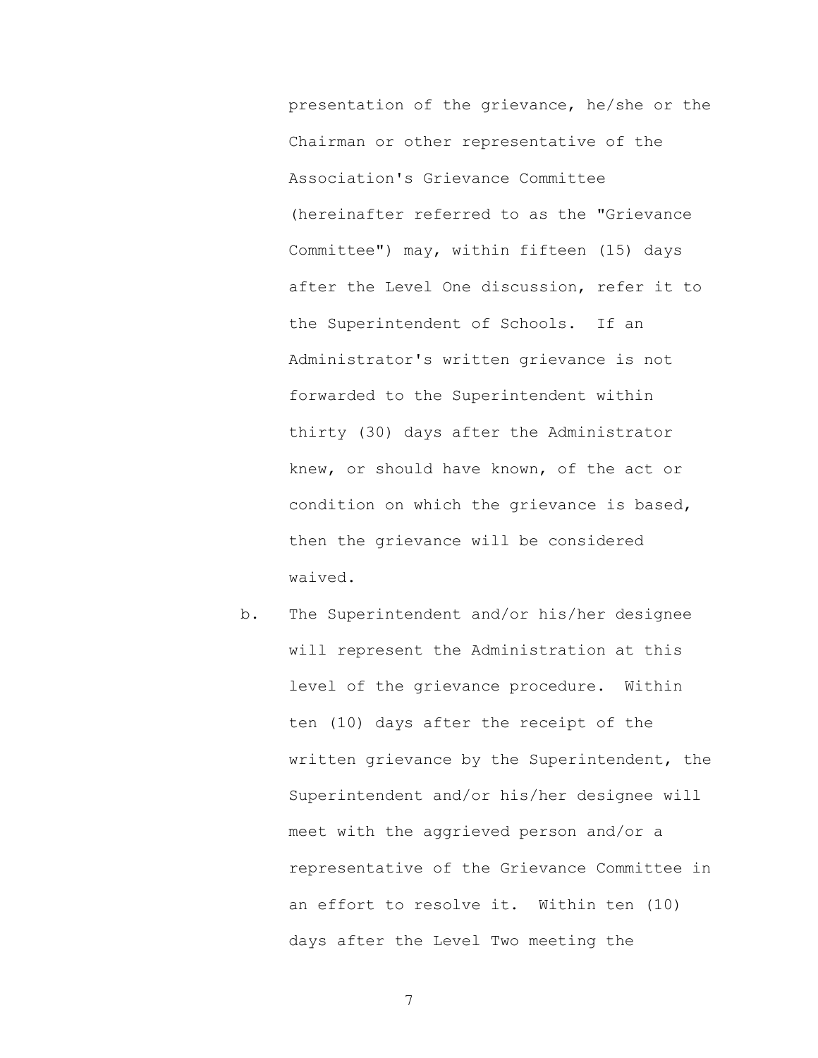presentation of the grievance, he/she or the Chairman or other representative of the Association's Grievance Committee (hereinafter referred to as the "Grievance Committee") may, within fifteen (15) days after the Level One discussion, refer it to the Superintendent of Schools. If an Administrator's written grievance is not forwarded to the Superintendent within thirty (30) days after the Administrator knew, or should have known, of the act or condition on which the grievance is based, then the grievance will be considered waived.

b. The Superintendent and/or his/her designee will represent the Administration at this level of the grievance procedure. Within ten (10) days after the receipt of the written grievance by the Superintendent, the Superintendent and/or his/her designee will meet with the aggrieved person and/or a representative of the Grievance Committee in an effort to resolve it. Within ten (10) days after the Level Two meeting the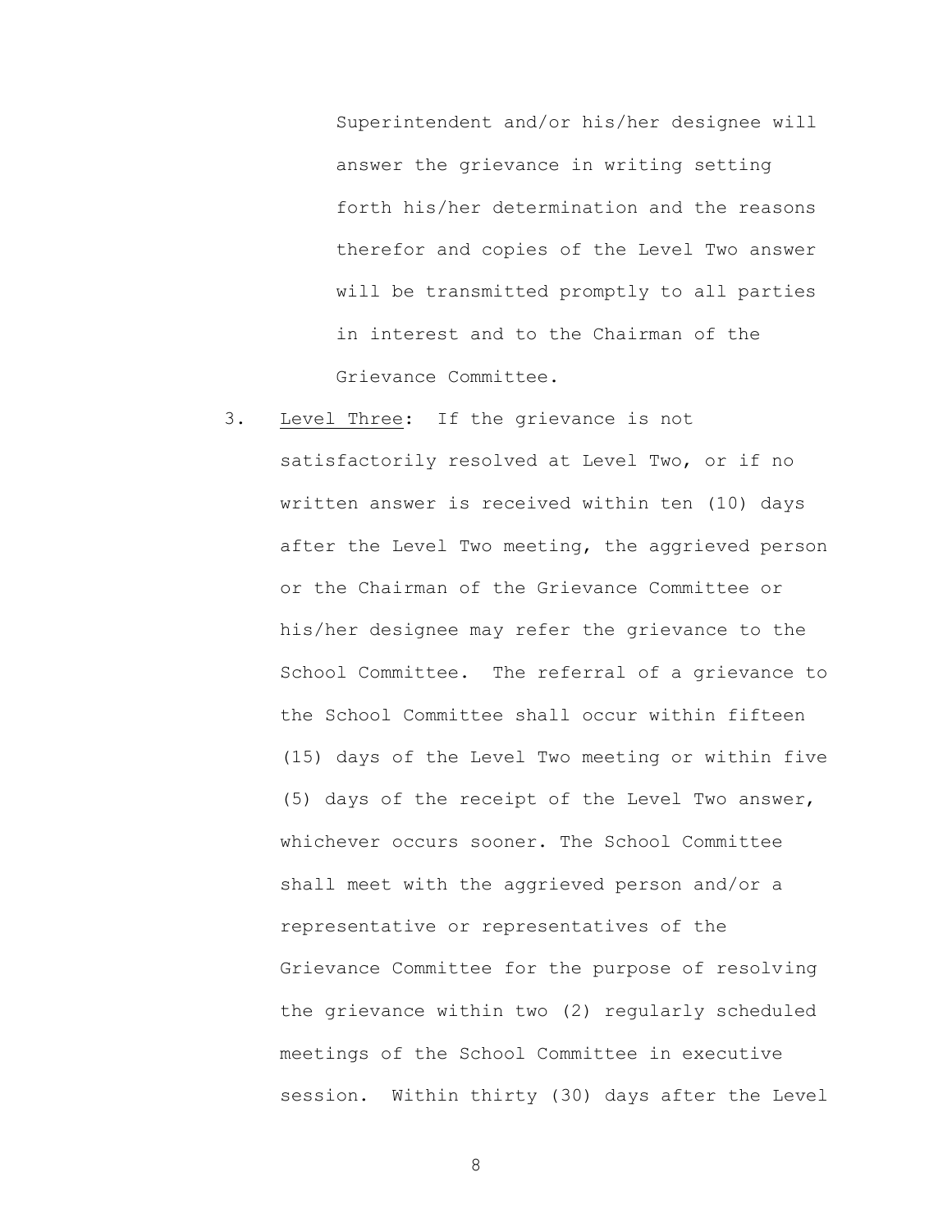Superintendent and/or his/her designee will answer the grievance in writing setting forth his/her determination and the reasons therefor and copies of the Level Two answer will be transmitted promptly to all parties in interest and to the Chairman of the Grievance Committee.

3. <u>Level Three</u>: If the grievance is not satisfactorily resolved at Level Two, or if no written answer is received within ten (10) days after the Level Two meeting, the aggrieved person or the Chairman of the Grievance Committee or his/her designee may refer the grievance to the School Committee. The referral of a grievance to the School Committee shall occur within fifteen (15) days of the Level Two meeting or within five (5) days of the receipt of the Level Two answer, whichever occurs sooner. The School Committee shall meet with the aggrieved person and/or a representative or representatives of the Grievance Committee for the purpose of resolving the grievance within two (2) regularly scheduled meetings of the School Committee in executive session. Within thirty (30) days after the Level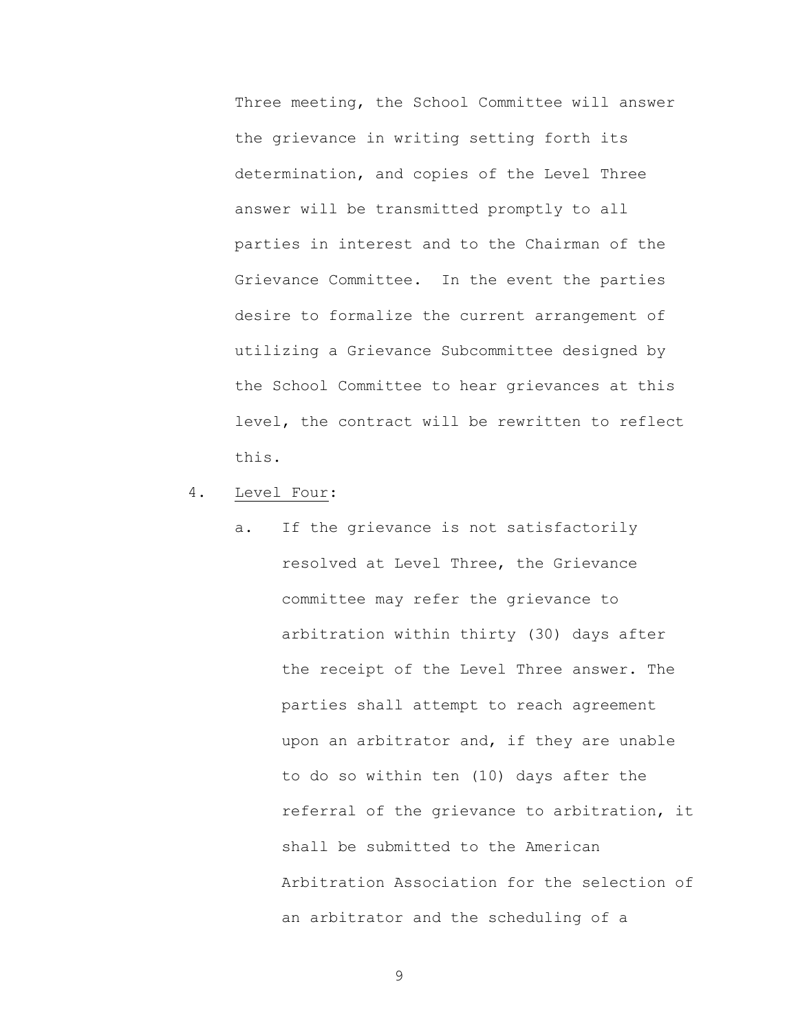Three meeting, the School Committee will answer the grievance in writing setting forth its determination, and copies of the Level Three answer will be transmitted promptly to all parties in interest and to the Chairman of the Grievance Committee. In the event the parties desire to formalize the current arrangement of utilizing a Grievance Subcommittee designed by the School Committee to hear grievances at this level, the contract will be rewritten to reflect this.

4. Level Four:

   a. If the grievance is not satisfactorily resolved at Level Three, the Grievance committee may refer the grievance to arbitration within thirty (30) days after the receipt of the Level Three answer. The parties shall attempt to reach agreement upon an arbitrator and, if they are unable to do so within ten (10) days after the referral of the grievance to arbitration, it shall be submitted to the American Arbitration Association for the selection of an arbitrator and the scheduling of a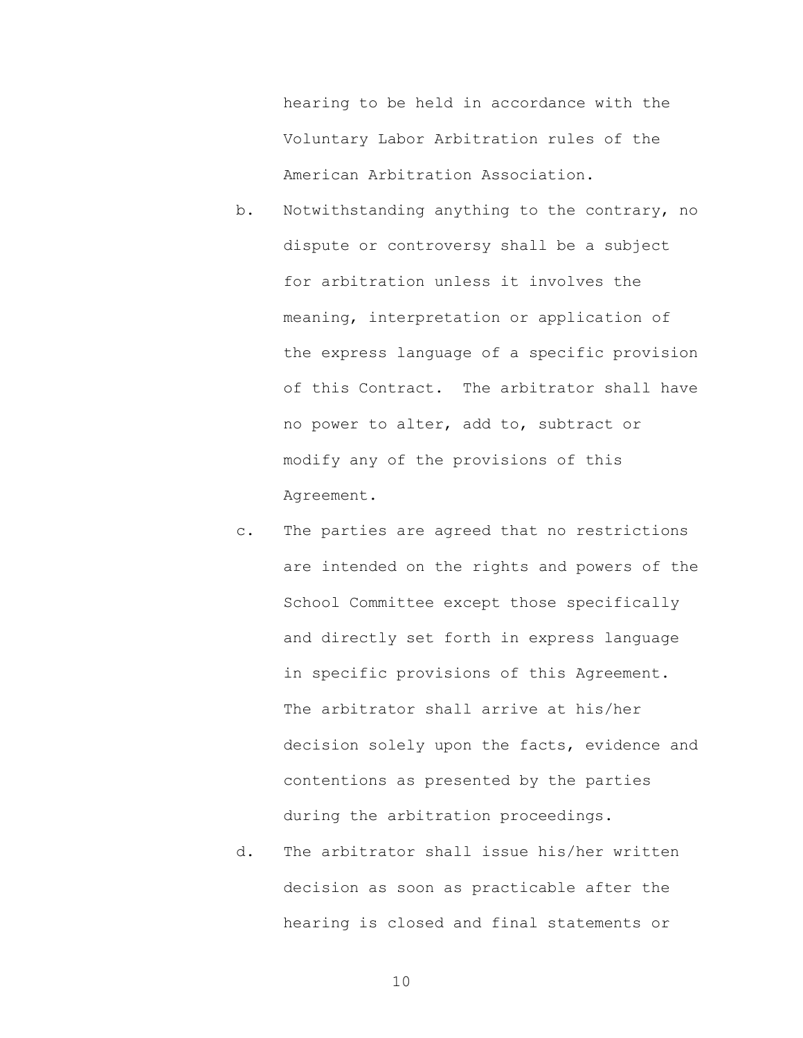hearing to be held in accordance with the Voluntary Labor Arbitration rules of the American Arbitration Association.

b. Notwithstanding anything to the contrary, no dispute or controversy shall be a subject for arbitration unless it involves the meaning, interpretation or application of the express language of a specific provision of this Contract. The arbitrator shall have no power to alter, add to, subtract or modify any of the provisions of this Agreement.

c. The parties are agreed that no restrictions are intended on the rights and powers of the School Committee except those specifically and directly set forth in express language in specific provisions of this Agreement. The arbitrator shall arrive at his/her decision solely upon the facts, evidence and contentions as presented by the parties during the arbitration proceedings.

d. The arbitrator shall issue his/her written decision as soon as practicable after the hearing is closed and final statements or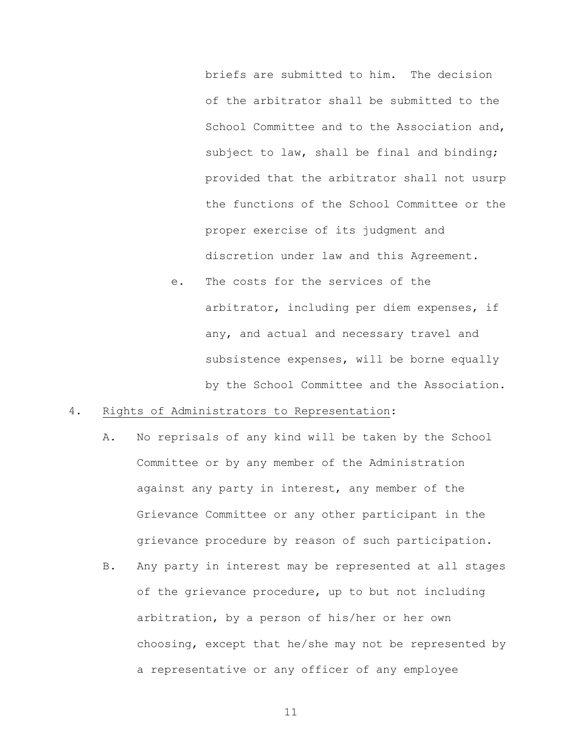briefs are submitted to him. The decision of the arbitrator shall be submitted to the School Committee and to the Association and, subject to law, shall be final and binding; provided that the arbitrator shall not usurp the functions of the School Committee or the proper exercise of its judgment and discretion under law and this Agreement.

e. The costs for the services of the arbitrator, including per diem expenses, if any, and actual and necessary travel and subsistence expenses, will be borne equally by the School Committee and the Association.

4. <u>Rights of Administrators to Representation</u>:

A. No reprisals of any kind will be taken by the School Committee or by any member of the Administration against any party in interest, any member of the Grievance Committee or any other participant in the grievance procedure by reason of such participation.

B. Any party in interest may be represented at all stages of the grievance procedure, up to but not including arbitration, by a person of his/her or her own choosing, except that he/she may not be represented by a representative or any officer of any employee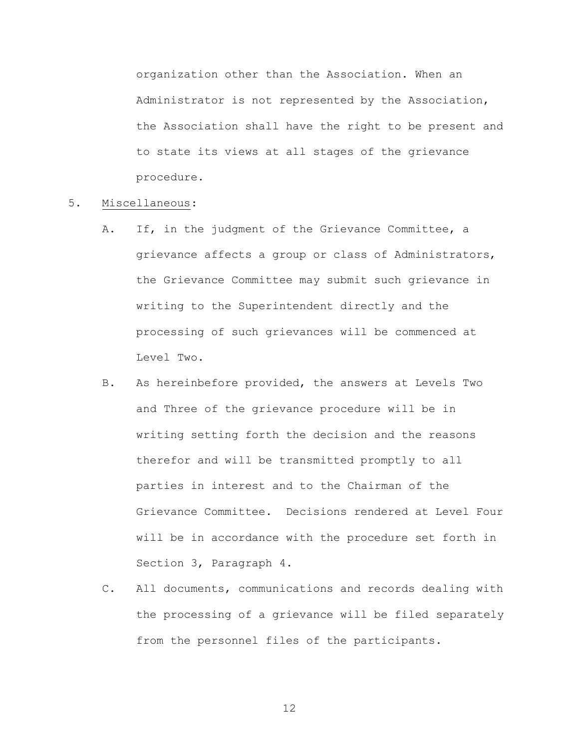organization other than the Association. When an Administrator is not represented by the Association, the Association shall have the right to be present and to state its views at all stages of the grievance procedure.

5. Miscellaneous:

   A. If, in the judgment of the Grievance Committee, a grievance affects a group or class of Administrators, the Grievance Committee may submit such grievance in writing to the Superintendent directly and the processing of such grievances will be commenced at Level Two.

   B. As hereinbefore provided, the answers at Levels Two and Three of the grievance procedure will be in writing setting forth the decision and the reasons therefor and will be transmitted promptly to all parties in interest and to the Chairman of the Grievance Committee. Decisions rendered at Level Four will be in accordance with the procedure set forth in Section 3, Paragraph 4.

   C. All documents, communications and records dealing with the processing of a grievance will be filed separately from the personnel files of the participants.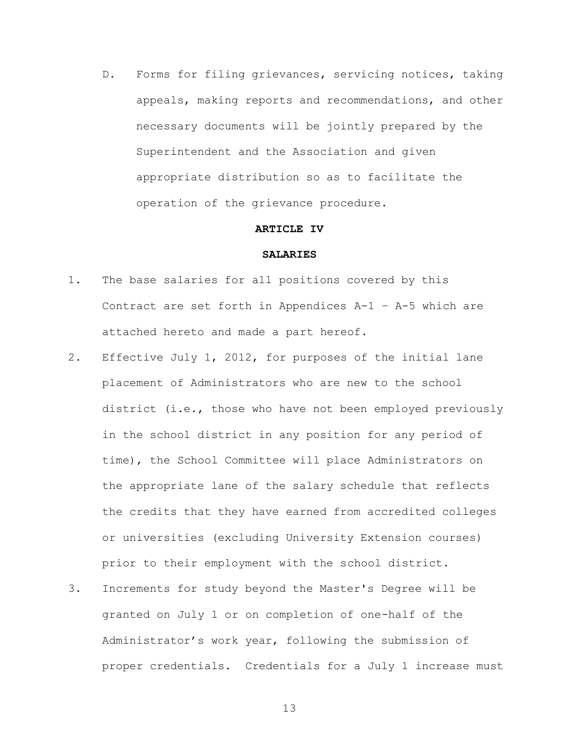D. Forms for filing grievances, servicing notices, taking appeals, making reports and recommendations, and other necessary documents will be jointly prepared by the Superintendent and the Association and given appropriate distribution so as to facilitate the operation of the grievance procedure.

## ARTICLE IV

## SALARIES

1. The base salaries for all positions covered by this Contract are set forth in Appendices A-1 – A-5 which are attached hereto and made a part hereof.
2. Effective July 1, 2012, for purposes of the initial lane placement of Administrators who are new to the school district (i.e., those who have not been employed previously in the school district in any position for any period of time), the School Committee will place Administrators on the appropriate lane of the salary schedule that reflects the credits that they have earned from accredited colleges or universities (excluding University Extension courses) prior to their employment with the school district.
3. Increments for study beyond the Master's Degree will be granted on July 1 or on completion of one-half of the Administrator's work year, following the submission of proper credentials. Credentials for a July 1 increase must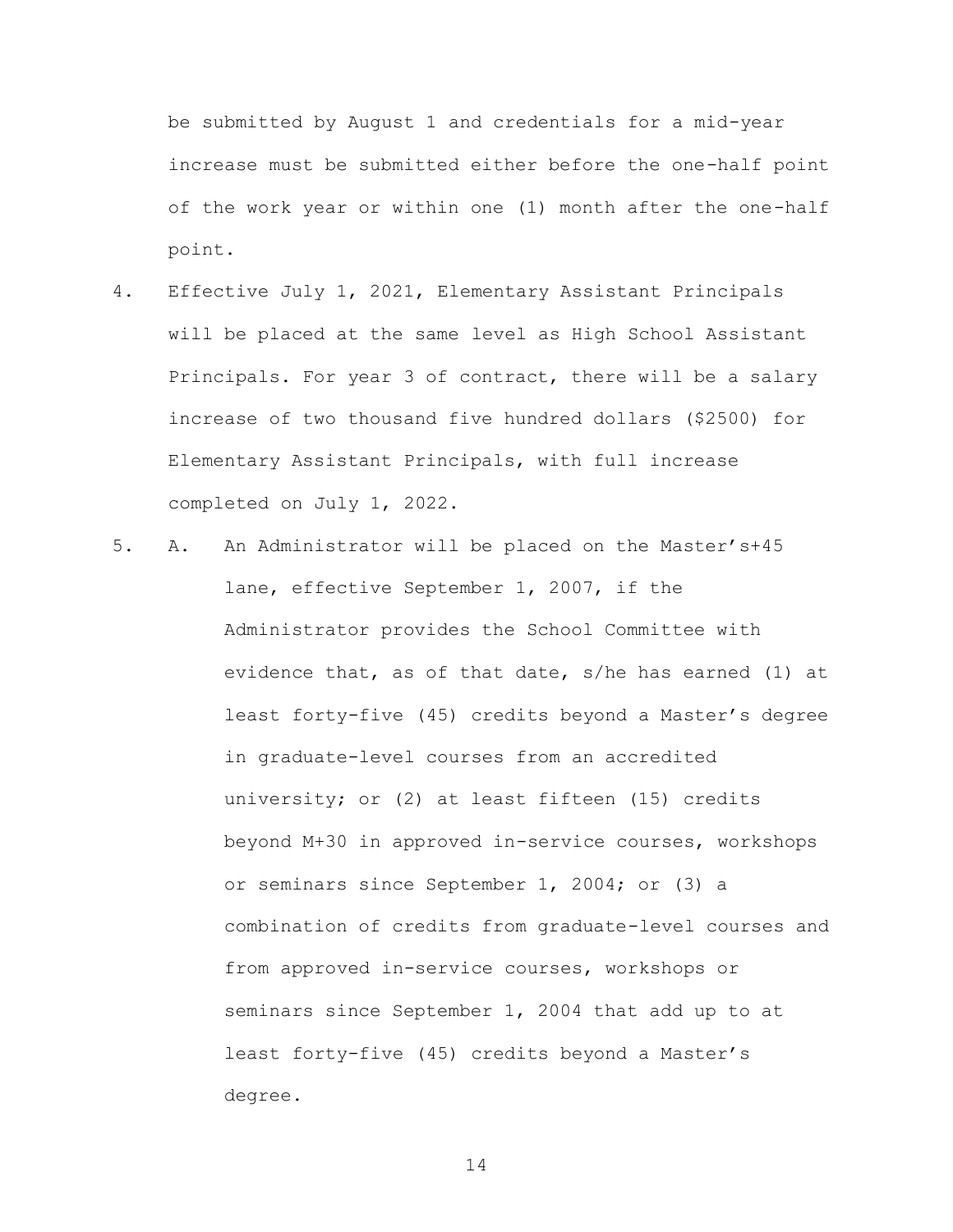be submitted by August 1 and credentials for a mid-year increase must be submitted either before the one-half point of the work year or within one (1) month after the one-half point.

4. Effective July 1, 2021, Elementary Assistant Principals will be placed at the same level as High School Assistant Principals. For year 3 of contract, there will be a salary increase of two thousand five hundred dollars ($2500) for Elementary Assistant Principals, with full increase completed on July 1, 2022.

5. A. An Administrator will be placed on the Master's+45 lane, effective September 1, 2007, if the Administrator provides the School Committee with evidence that, as of that date, s/he has earned (1) at least forty-five (45) credits beyond a Master's degree in graduate-level courses from an accredited university; or (2) at least fifteen (15) credits beyond M+30 in approved in-service courses, workshops or seminars since September 1, 2004; or (3) a combination of credits from graduate-level courses and from approved in-service courses, workshops or seminars since September 1, 2004 that add up to at least forty-five (45) credits beyond a Master's degree.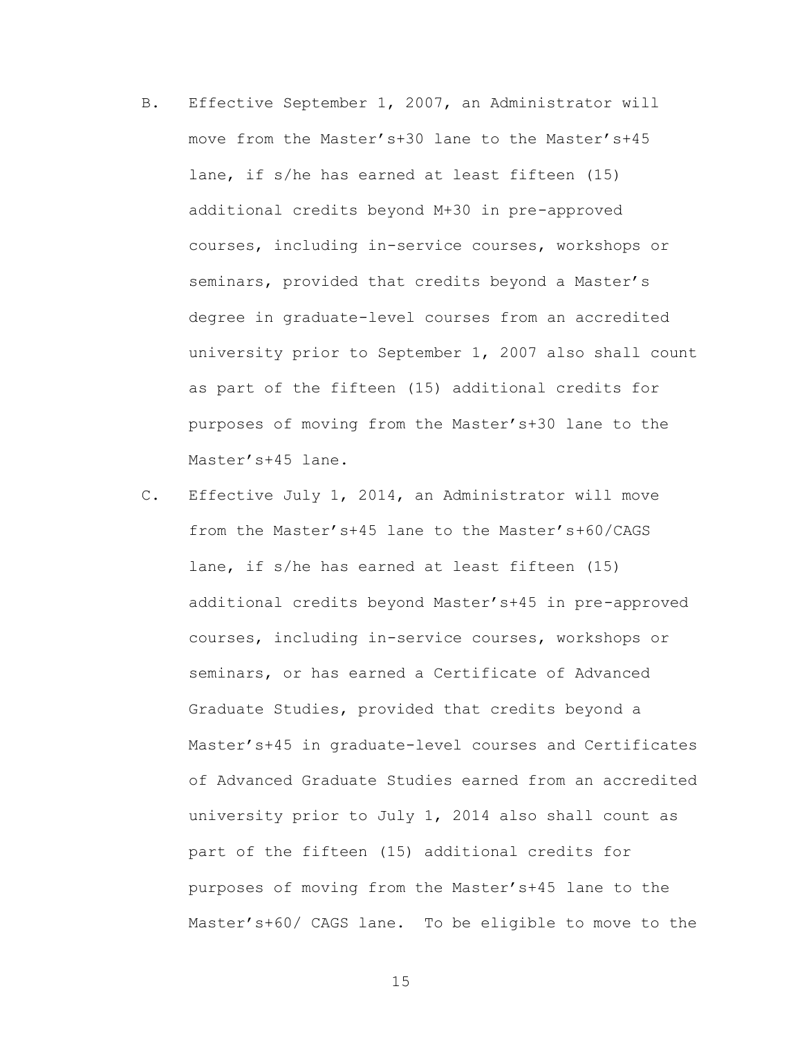B. Effective September 1, 2007, an Administrator will move from the Master's+30 lane to the Master's+45 lane, if s/he has earned at least fifteen (15) additional credits beyond M+30 in pre-approved courses, including in-service courses, workshops or seminars, provided that credits beyond a Master's degree in graduate-level courses from an accredited university prior to September 1, 2007 also shall count as part of the fifteen (15) additional credits for purposes of moving from the Master's+30 lane to the Master's+45 lane.

C. Effective July 1, 2014, an Administrator will move from the Master's+45 lane to the Master's+60/CAGS lane, if s/he has earned at least fifteen (15) additional credits beyond Master's+45 in pre-approved courses, including in-service courses, workshops or seminars, or has earned a Certificate of Advanced Graduate Studies, provided that credits beyond a Master's+45 in graduate-level courses and Certificates of Advanced Graduate Studies earned from an accredited university prior to July 1, 2014 also shall count as part of the fifteen (15) additional credits for purposes of moving from the Master's+45 lane to the Master's+60/ CAGS lane. To be eligible to move to the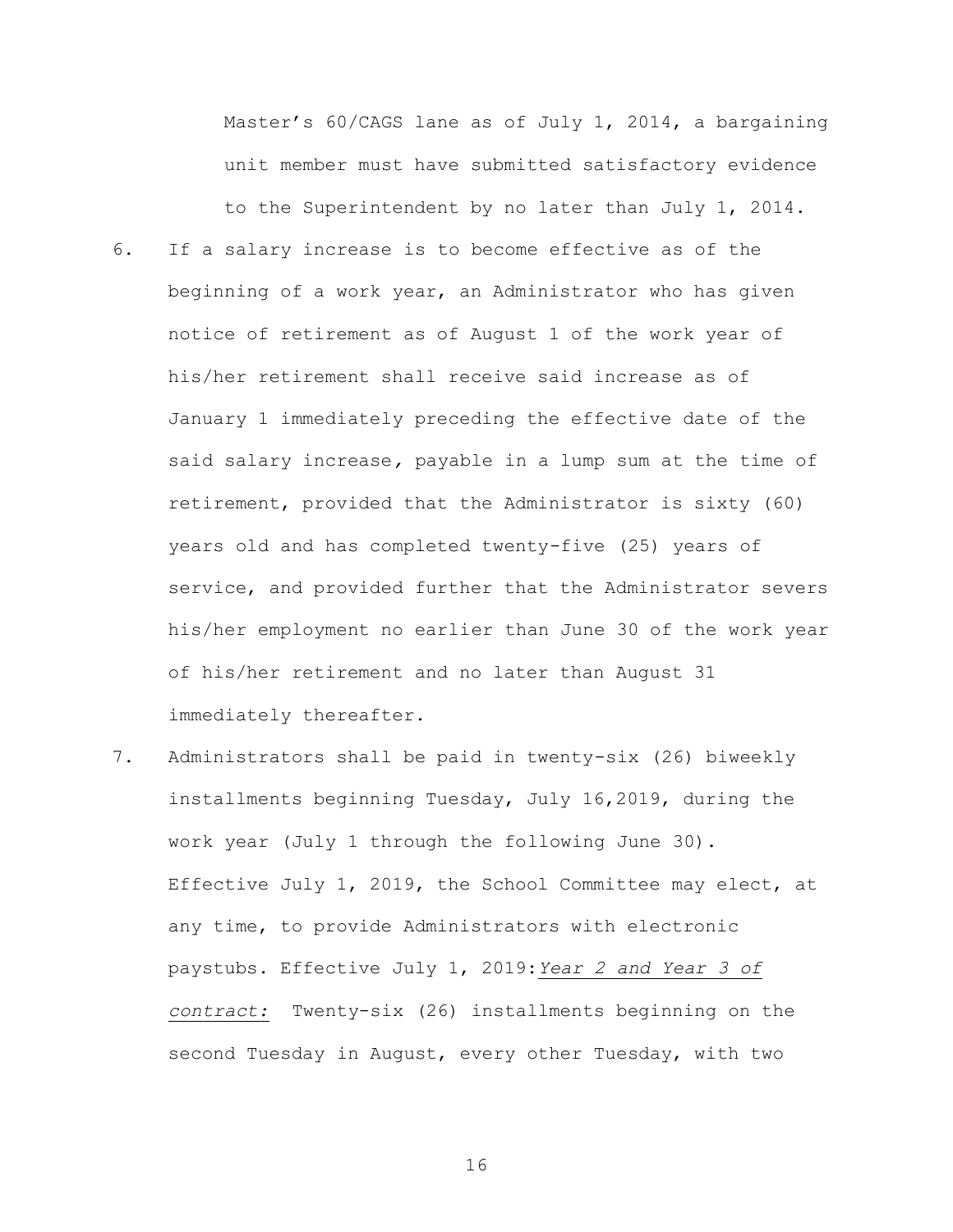Master's 60/CAGS lane as of July 1, 2014, a bargaining unit member must have submitted satisfactory evidence to the Superintendent by no later than July 1, 2014.

6. If a salary increase is to become effective as of the beginning of a work year, an Administrator who has given notice of retirement as of August 1 of the work year of his/her retirement shall receive said increase as of January 1 immediately preceding the effective date of the said salary increase, payable in a lump sum at the time of retirement, provided that the Administrator is sixty (60) years old and has completed twenty-five (25) years of service, and provided further that the Administrator severs his/her employment no earlier than June 30 of the work year of his/her retirement and no later than August 31 immediately thereafter.

7. Administrators shall be paid in twenty-six (26) biweekly installments beginning Tuesday, July 16,2019, during the work year (July 1 through the following June 30). Effective July 1, 2019, the School Committee may elect, at any time, to provide Administrators with electronic paystubs. Effective July 1, 2019:*Year 2 and Year 3 of contract:* Twenty-six (26) installments beginning on the second Tuesday in August, every other Tuesday, with two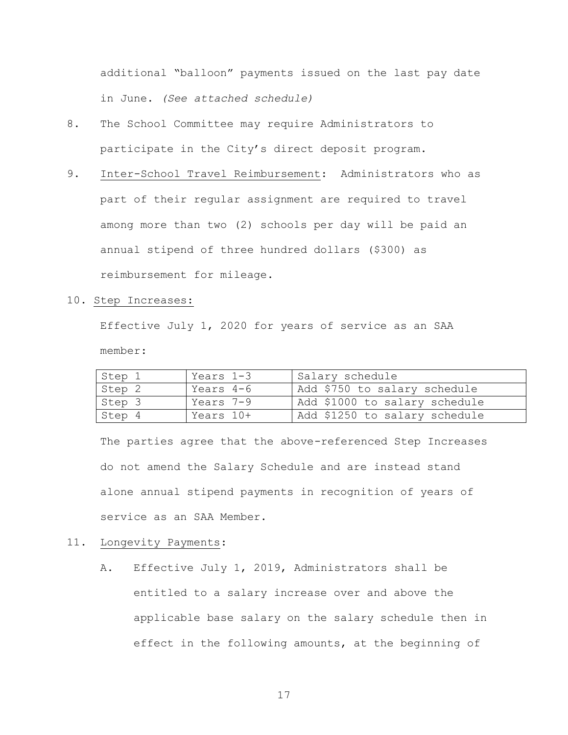additional "balloon" payments issued on the last pay date in June. *(See attached schedule)*

8. The School Committee may require Administrators to participate in the City's direct deposit program.

9. Inter-School Travel Reimbursement: Administrators who as part of their regular assignment are required to travel among more than two (2) schools per day will be paid an annual stipend of three hundred dollars ($300) as reimbursement for mileage.

10. Step Increases:

    Effective July 1, 2020 for years of service as an SAA member:

| Step 1 | Years 1-3 | Salary schedule |
|---|---|---|
| Step 2 | Years 4-6 | Add $750 to salary schedule |
| Step 3 | Years 7-9 | Add $1000 to salary schedule |
| Step 4 | Years 10+ | Add $1250 to salary schedule |

    The parties agree that the above-referenced Step Increases do not amend the Salary Schedule and are instead stand alone annual stipend payments in recognition of years of service as an SAA Member.

11. Longevity Payments:

    A. Effective July 1, 2019, Administrators shall be entitled to a salary increase over and above the applicable base salary on the salary schedule then in effect in the following amounts, at the beginning of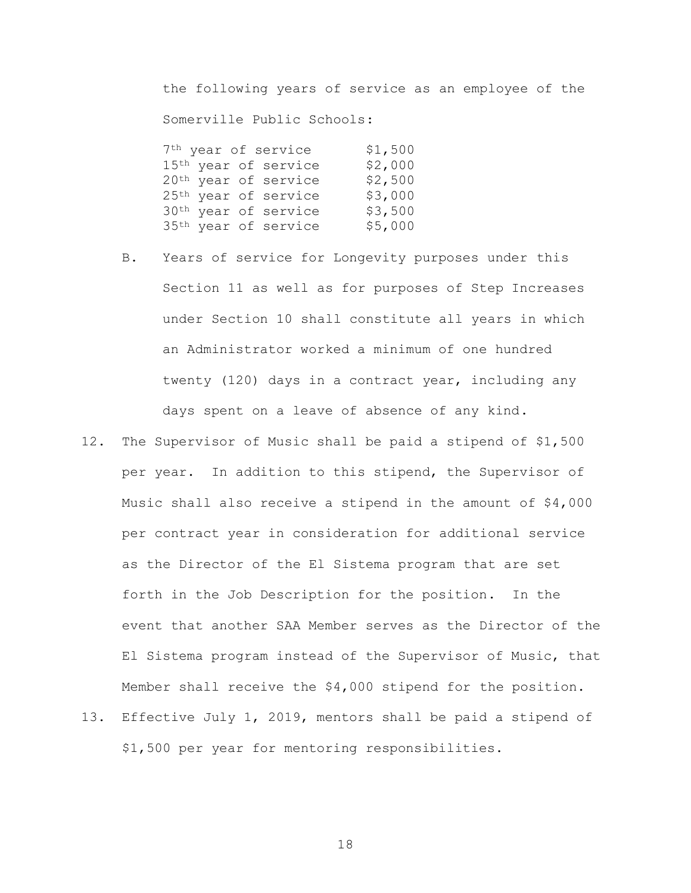the following years of service as an employee of the Somerville Public Schools:

| | |
|---|---|
| 7th year of service | $1,500 |
| 15th year of service | $2,000 |
| 20th year of service | $2,500 |
| 25th year of service | $3,000 |
| 30th year of service | $3,500 |
| 35th year of service | $5,000 |

B. Years of service for Longevity purposes under this Section 11 as well as for purposes of Step Increases under Section 10 shall constitute all years in which an Administrator worked a minimum of one hundred twenty (120) days in a contract year, including any days spent on a leave of absence of any kind.

12. The Supervisor of Music shall be paid a stipend of $1,500 per year. In addition to this stipend, the Supervisor of Music shall also receive a stipend in the amount of $4,000 per contract year in consideration for additional service as the Director of the El Sistema program that are set forth in the Job Description for the position. In the event that another SAA Member serves as the Director of the El Sistema program instead of the Supervisor of Music, that Member shall receive the $4,000 stipend for the position.

13. Effective July 1, 2019, mentors shall be paid a stipend of $1,500 per year for mentoring responsibilities.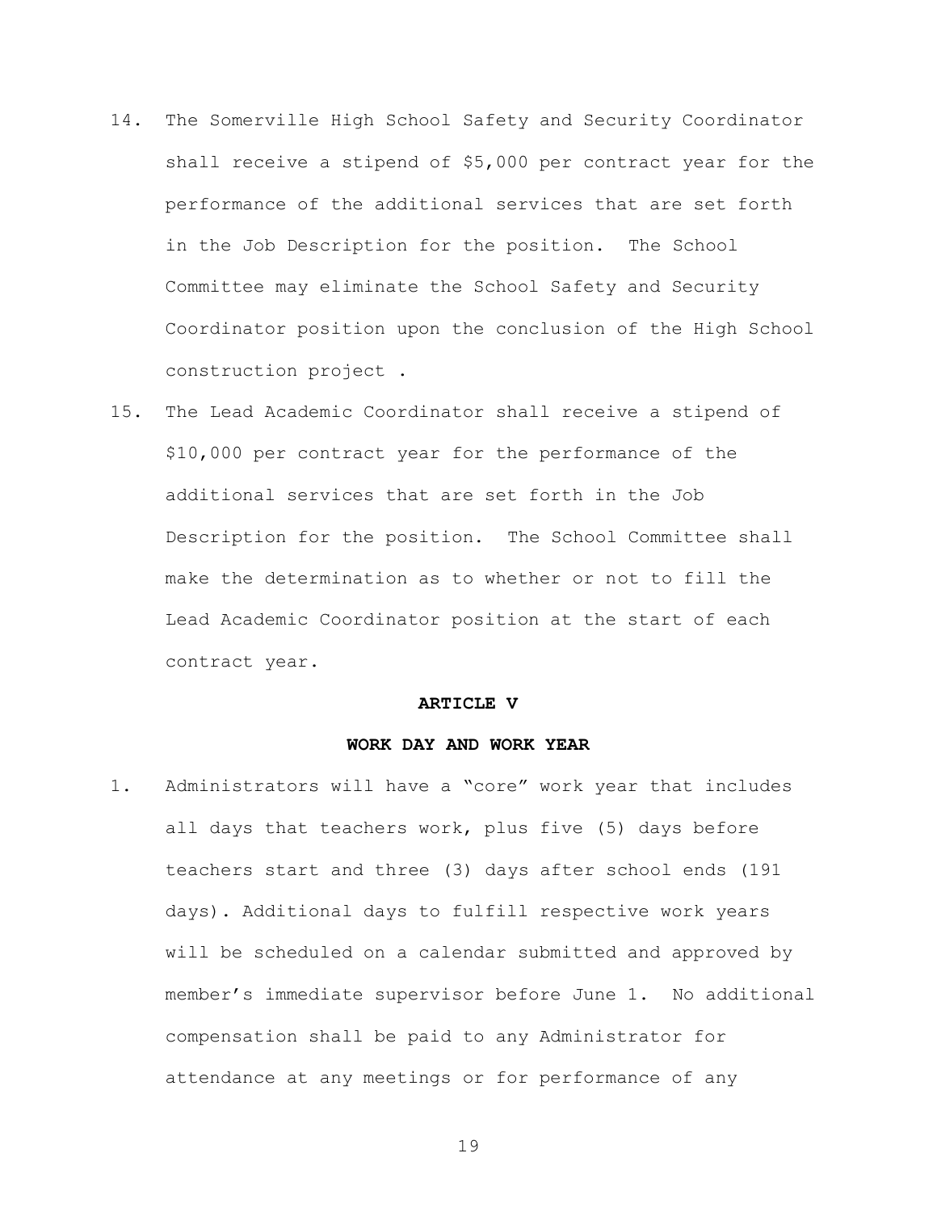14. The Somerville High School Safety and Security Coordinator shall receive a stipend of $5,000 per contract year for the performance of the additional services that are set forth in the Job Description for the position. The School Committee may eliminate the School Safety and Security Coordinator position upon the conclusion of the High School construction project .

15. The Lead Academic Coordinator shall receive a stipend of $10,000 per contract year for the performance of the additional services that are set forth in the Job Description for the position. The School Committee shall make the determination as to whether or not to fill the Lead Academic Coordinator position at the start of each contract year.

**ARTICLE V**

**WORK DAY AND WORK YEAR**

1. Administrators will have a "core" work year that includes all days that teachers work, plus five (5) days before teachers start and three (3) days after school ends (191 days). Additional days to fulfill respective work years will be scheduled on a calendar submitted and approved by member's immediate supervisor before June 1. No additional compensation shall be paid to any Administrator for attendance at any meetings or for performance of any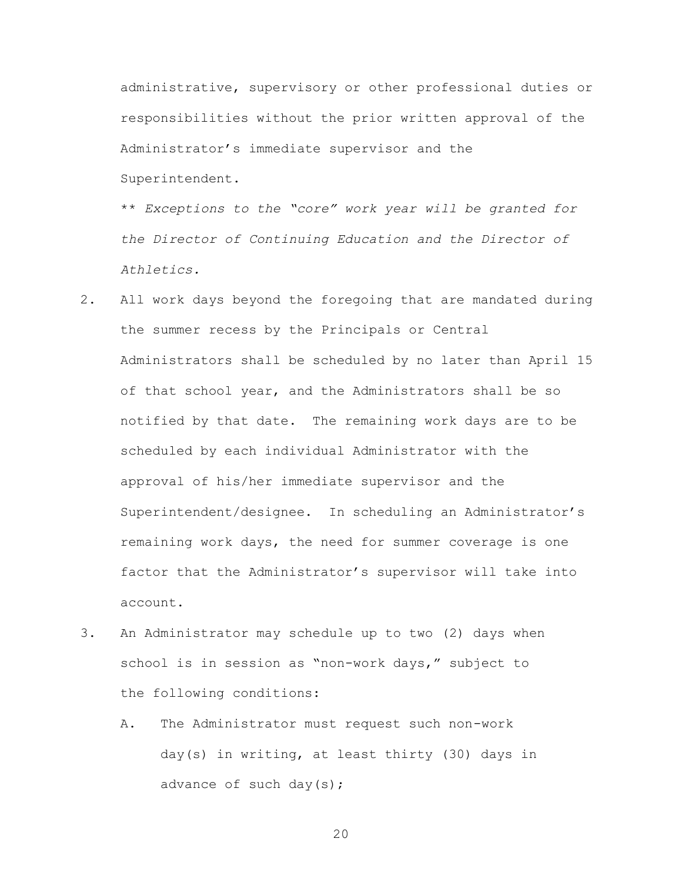administrative, supervisory or other professional duties or responsibilities without the prior written approval of the Administrator's immediate supervisor and the Superintendent.

** *Exceptions to the "core" work year will be granted for the Director of Continuing Education and the Director of Athletics.*

2. All work days beyond the foregoing that are mandated during the summer recess by the Principals or Central Administrators shall be scheduled by no later than April 15 of that school year, and the Administrators shall be so notified by that date. The remaining work days are to be scheduled by each individual Administrator with the approval of his/her immediate supervisor and the Superintendent/designee. In scheduling an Administrator's remaining work days, the need for summer coverage is one factor that the Administrator's supervisor will take into account.

3. An Administrator may schedule up to two (2) days when school is in session as "non-work days," subject to the following conditions:

   A. The Administrator must request such non-work day(s) in writing, at least thirty (30) days in advance of such day(s);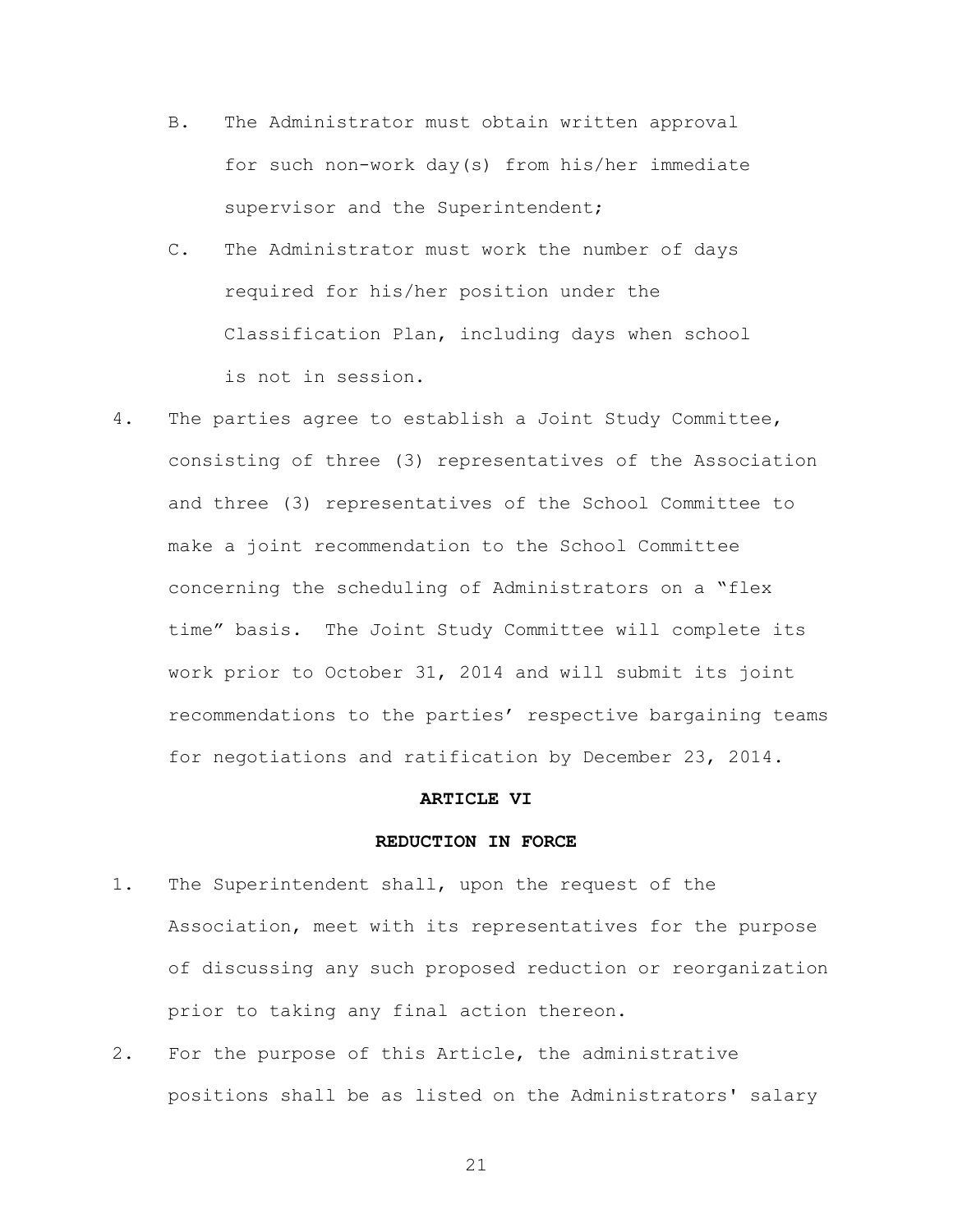B. The Administrator must obtain written approval for such non-work day(s) from his/her immediate supervisor and the Superintendent;

C. The Administrator must work the number of days required for his/her position under the Classification Plan, including days when school is not in session.

4. The parties agree to establish a Joint Study Committee, consisting of three (3) representatives of the Association and three (3) representatives of the School Committee to make a joint recommendation to the School Committee concerning the scheduling of Administrators on a "flex time" basis. The Joint Study Committee will complete its work prior to October 31, 2014 and will submit its joint recommendations to the parties' respective bargaining teams for negotiations and ratification by December 23, 2014.

## ARTICLE VI

## REDUCTION IN FORCE

1. The Superintendent shall, upon the request of the Association, meet with its representatives for the purpose of discussing any such proposed reduction or reorganization prior to taking any final action thereon.

2. For the purpose of this Article, the administrative positions shall be as listed on the Administrators' salary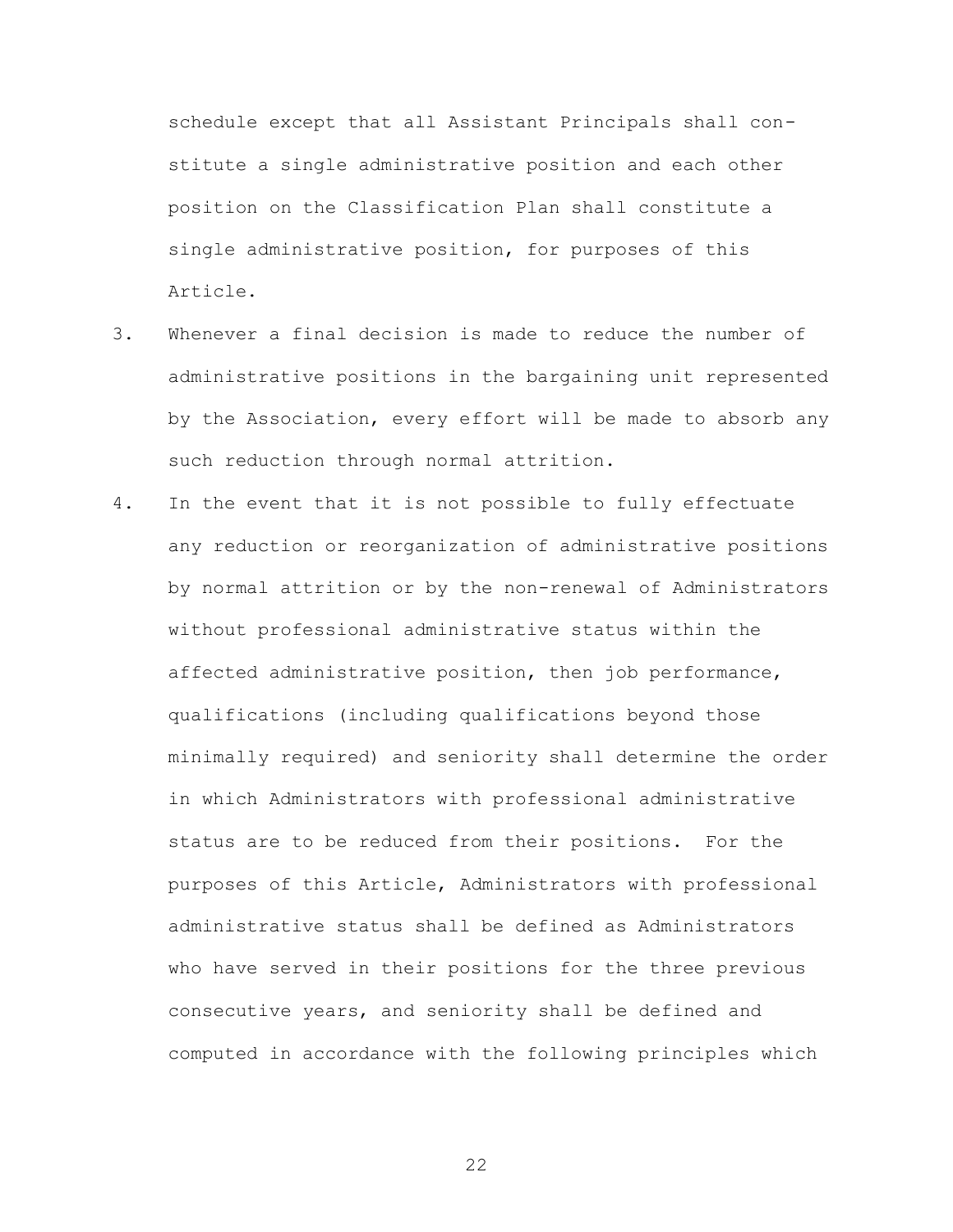schedule except that all Assistant Principals shall constitute a single administrative position and each other position on the Classification Plan shall constitute a single administrative position, for purposes of this Article.

3. Whenever a final decision is made to reduce the number of administrative positions in the bargaining unit represented by the Association, every effort will be made to absorb any such reduction through normal attrition.

4. In the event that it is not possible to fully effectuate any reduction or reorganization of administrative positions by normal attrition or by the non-renewal of Administrators without professional administrative status within the affected administrative position, then job performance, qualifications (including qualifications beyond those minimally required) and seniority shall determine the order in which Administrators with professional administrative status are to be reduced from their positions. For the purposes of this Article, Administrators with professional administrative status shall be defined as Administrators who have served in their positions for the three previous consecutive years, and seniority shall be defined and computed in accordance with the following principles which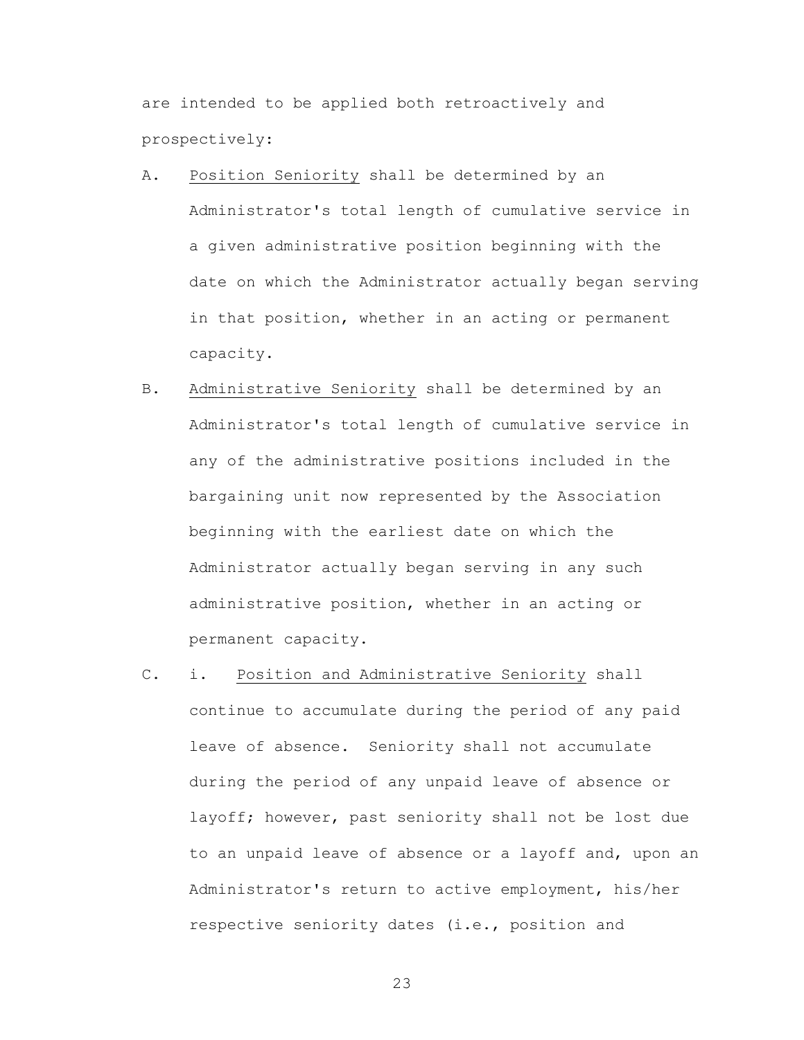are intended to be applied both retroactively and prospectively:

A. Position Seniority shall be determined by an Administrator's total length of cumulative service in a given administrative position beginning with the date on which the Administrator actually began serving in that position, whether in an acting or permanent capacity.

B. Administrative Seniority shall be determined by an Administrator's total length of cumulative service in any of the administrative positions included in the bargaining unit now represented by the Association beginning with the earliest date on which the Administrator actually began serving in any such administrative position, whether in an acting or permanent capacity.

C. i. Position and Administrative Seniority shall continue to accumulate during the period of any paid leave of absence. Seniority shall not accumulate during the period of any unpaid leave of absence or layoff; however, past seniority shall not be lost due to an unpaid leave of absence or a layoff and, upon an Administrator's return to active employment, his/her respective seniority dates (i.e., position and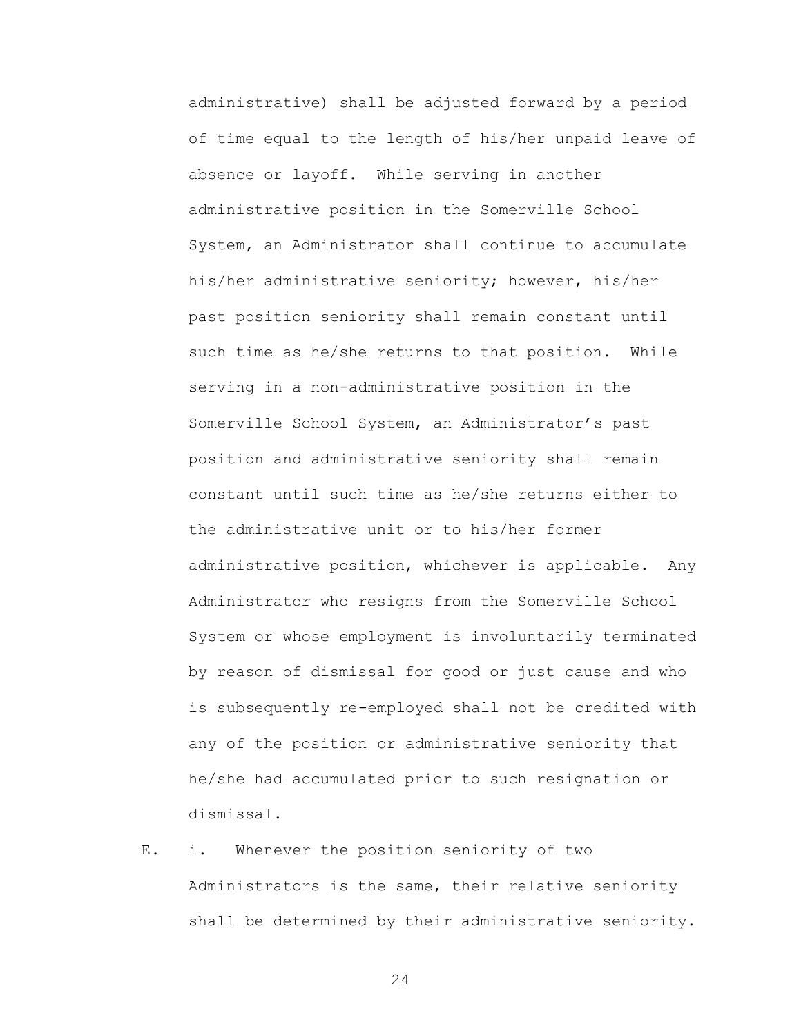administrative) shall be adjusted forward by a period of time equal to the length of his/her unpaid leave of absence or layoff. While serving in another administrative position in the Somerville School System, an Administrator shall continue to accumulate his/her administrative seniority; however, his/her past position seniority shall remain constant until such time as he/she returns to that position. While serving in a non-administrative position in the Somerville School System, an Administrator's past position and administrative seniority shall remain constant until such time as he/she returns either to the administrative unit or to his/her former administrative position, whichever is applicable. Any Administrator who resigns from the Somerville School System or whose employment is involuntarily terminated by reason of dismissal for good or just cause and who is subsequently re-employed shall not be credited with any of the position or administrative seniority that he/she had accumulated prior to such resignation or dismissal.

E. i. Whenever the position seniority of two Administrators is the same, their relative seniority shall be determined by their administrative seniority.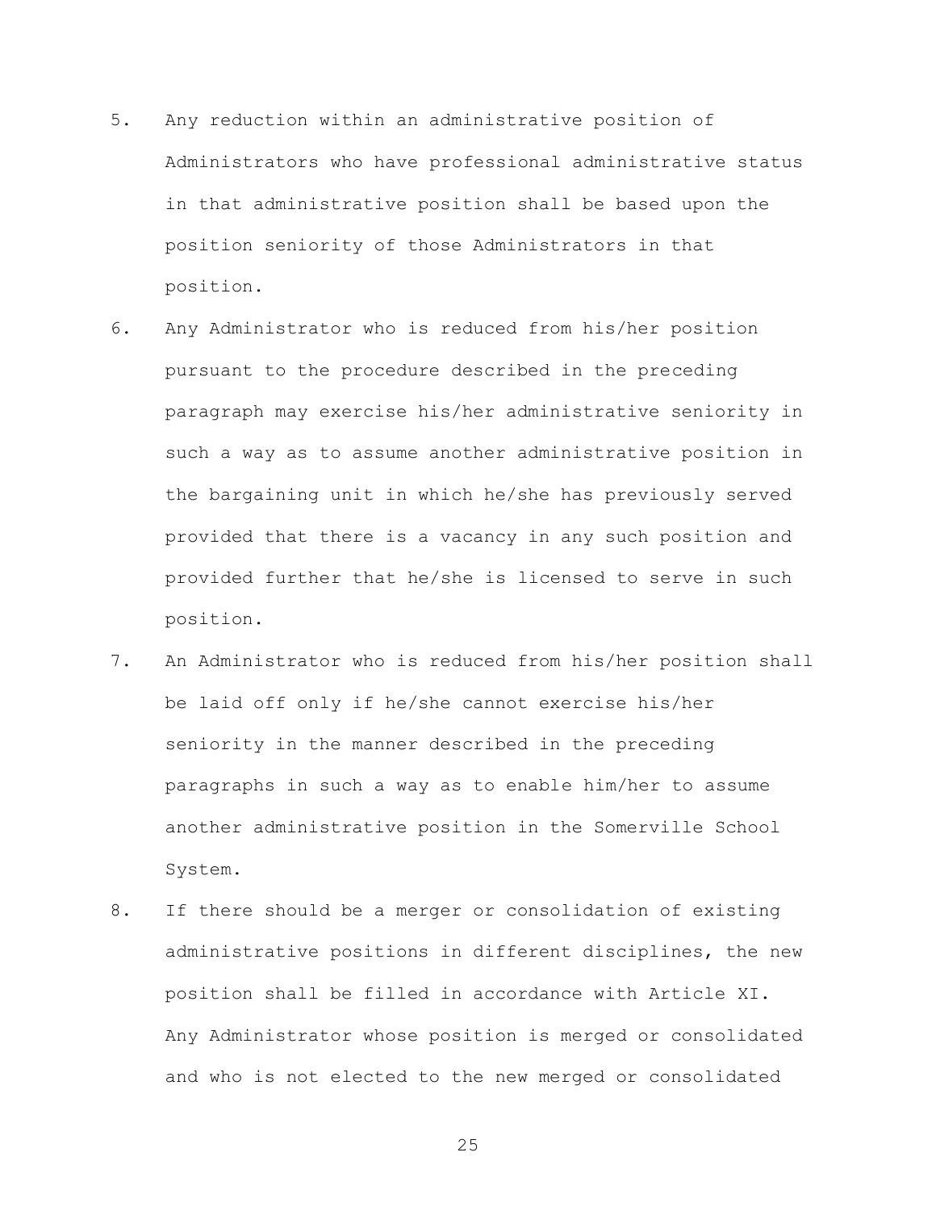5. Any reduction within an administrative position of Administrators who have professional administrative status in that administrative position shall be based upon the position seniority of those Administrators in that position.

6. Any Administrator who is reduced from his/her position pursuant to the procedure described in the preceding paragraph may exercise his/her administrative seniority in such a way as to assume another administrative position in the bargaining unit in which he/she has previously served provided that there is a vacancy in any such position and provided further that he/she is licensed to serve in such position.

7. An Administrator who is reduced from his/her position shall be laid off only if he/she cannot exercise his/her seniority in the manner described in the preceding paragraphs in such a way as to enable him/her to assume another administrative position in the Somerville School System.

8. If there should be a merger or consolidation of existing administrative positions in different disciplines, the new position shall be filled in accordance with Article XI. Any Administrator whose position is merged or consolidated and who is not elected to the new merged or consolidated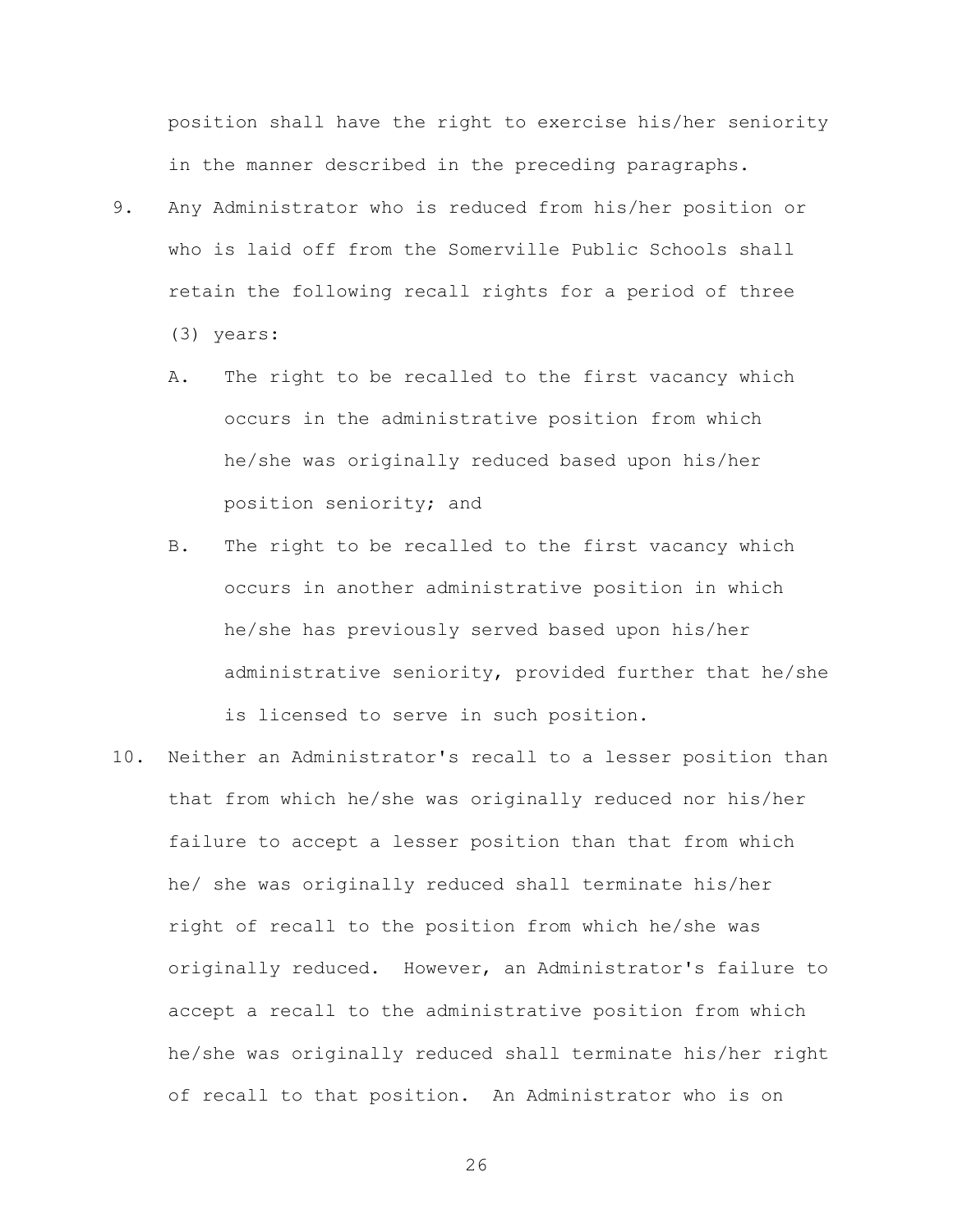position shall have the right to exercise his/her seniority in the manner described in the preceding paragraphs.

9. Any Administrator who is reduced from his/her position or who is laid off from the Somerville Public Schools shall retain the following recall rights for a period of three (3) years:

   A. The right to be recalled to the first vacancy which occurs in the administrative position from which he/she was originally reduced based upon his/her position seniority; and

   B. The right to be recalled to the first vacancy which occurs in another administrative position in which he/she has previously served based upon his/her administrative seniority, provided further that he/she is licensed to serve in such position.

10. Neither an Administrator's recall to a lesser position than that from which he/she was originally reduced nor his/her failure to accept a lesser position than that from which he/ she was originally reduced shall terminate his/her right of recall to the position from which he/she was originally reduced. However, an Administrator's failure to accept a recall to the administrative position from which he/she was originally reduced shall terminate his/her right of recall to that position. An Administrator who is on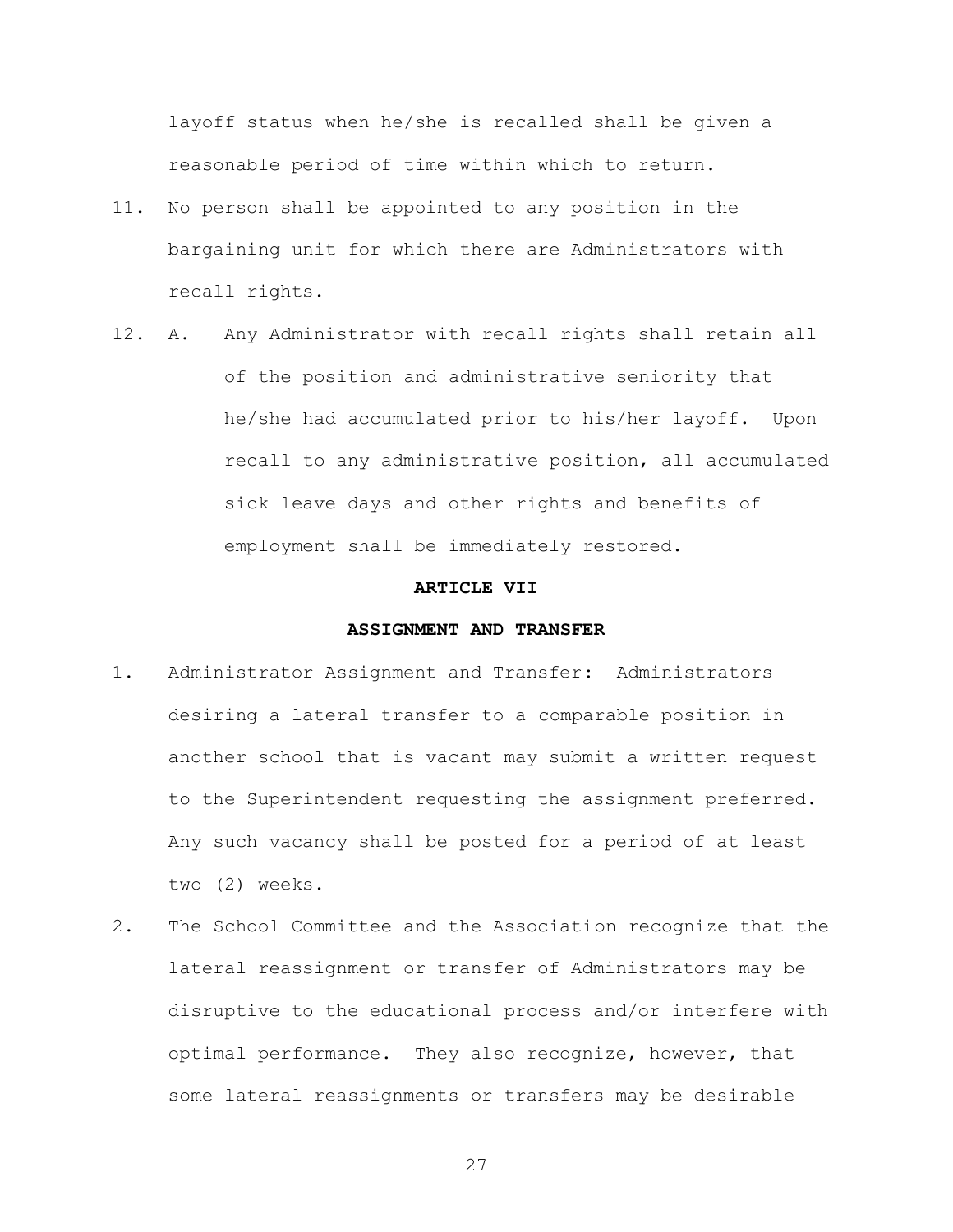layoff status when he/she is recalled shall be given a reasonable period of time within which to return.

11. No person shall be appointed to any position in the bargaining unit for which there are Administrators with recall rights.

12. A. Any Administrator with recall rights shall retain all of the position and administrative seniority that he/she had accumulated prior to his/her layoff. Upon recall to any administrative position, all accumulated sick leave days and other rights and benefits of employment shall be immediately restored.

## ARTICLE VII

## ASSIGNMENT AND TRANSFER

1. Administrator Assignment and Transfer: Administrators desiring a lateral transfer to a comparable position in another school that is vacant may submit a written request to the Superintendent requesting the assignment preferred. Any such vacancy shall be posted for a period of at least two (2) weeks.

2. The School Committee and the Association recognize that the lateral reassignment or transfer of Administrators may be disruptive to the educational process and/or interfere with optimal performance. They also recognize, however, that some lateral reassignments or transfers may be desirable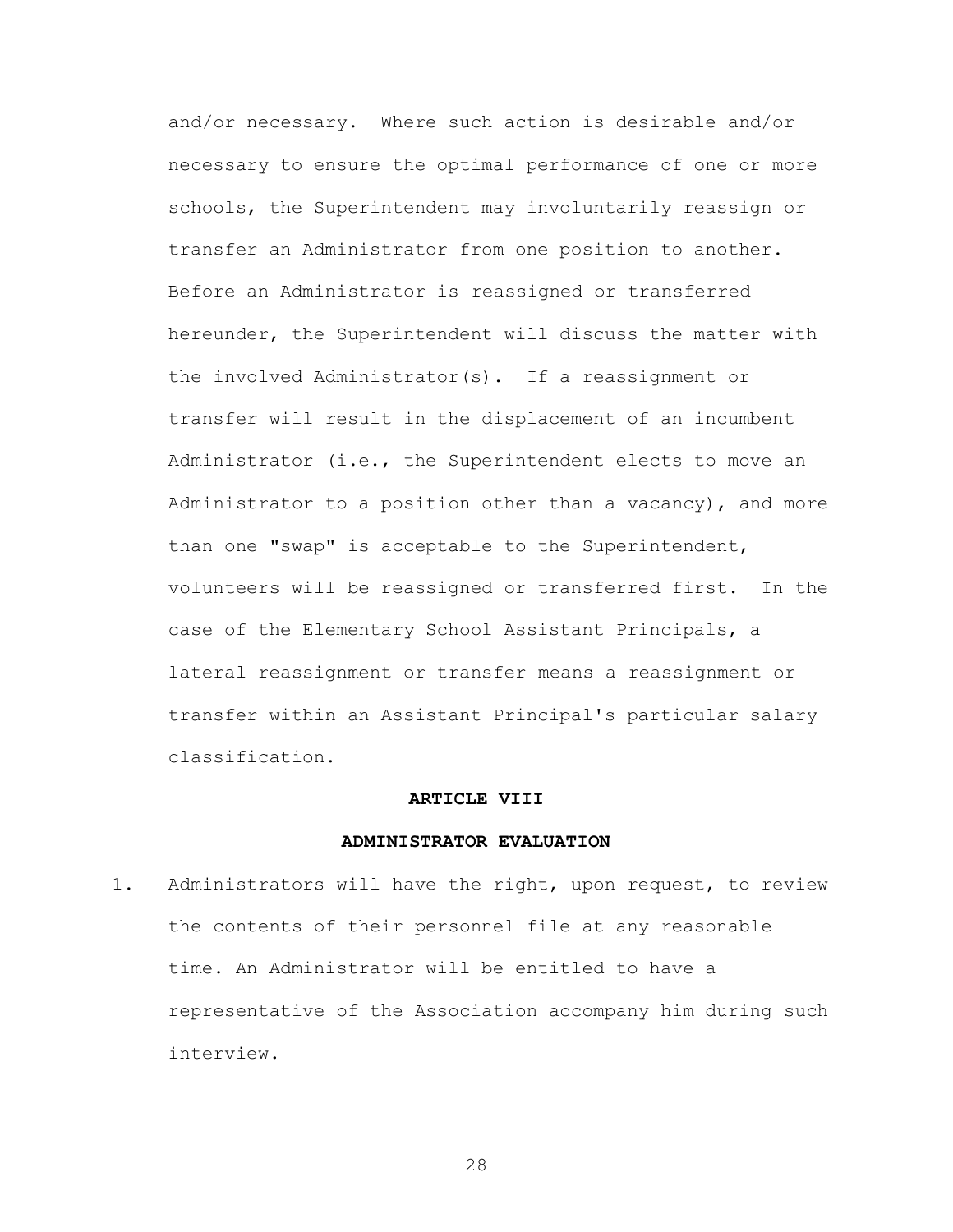and/or necessary. Where such action is desirable and/or necessary to ensure the optimal performance of one or more schools, the Superintendent may involuntarily reassign or transfer an Administrator from one position to another. Before an Administrator is reassigned or transferred hereunder, the Superintendent will discuss the matter with the involved Administrator(s). If a reassignment or transfer will result in the displacement of an incumbent Administrator (i.e., the Superintendent elects to move an Administrator to a position other than a vacancy), and more than one "swap" is acceptable to the Superintendent, volunteers will be reassigned or transferred first. In the case of the Elementary School Assistant Principals, a lateral reassignment or transfer means a reassignment or transfer within an Assistant Principal's particular salary classification.

## ARTICLE VIII

## ADMINISTRATOR EVALUATION

1. Administrators will have the right, upon request, to review the contents of their personnel file at any reasonable time. An Administrator will be entitled to have a representative of the Association accompany him during such interview.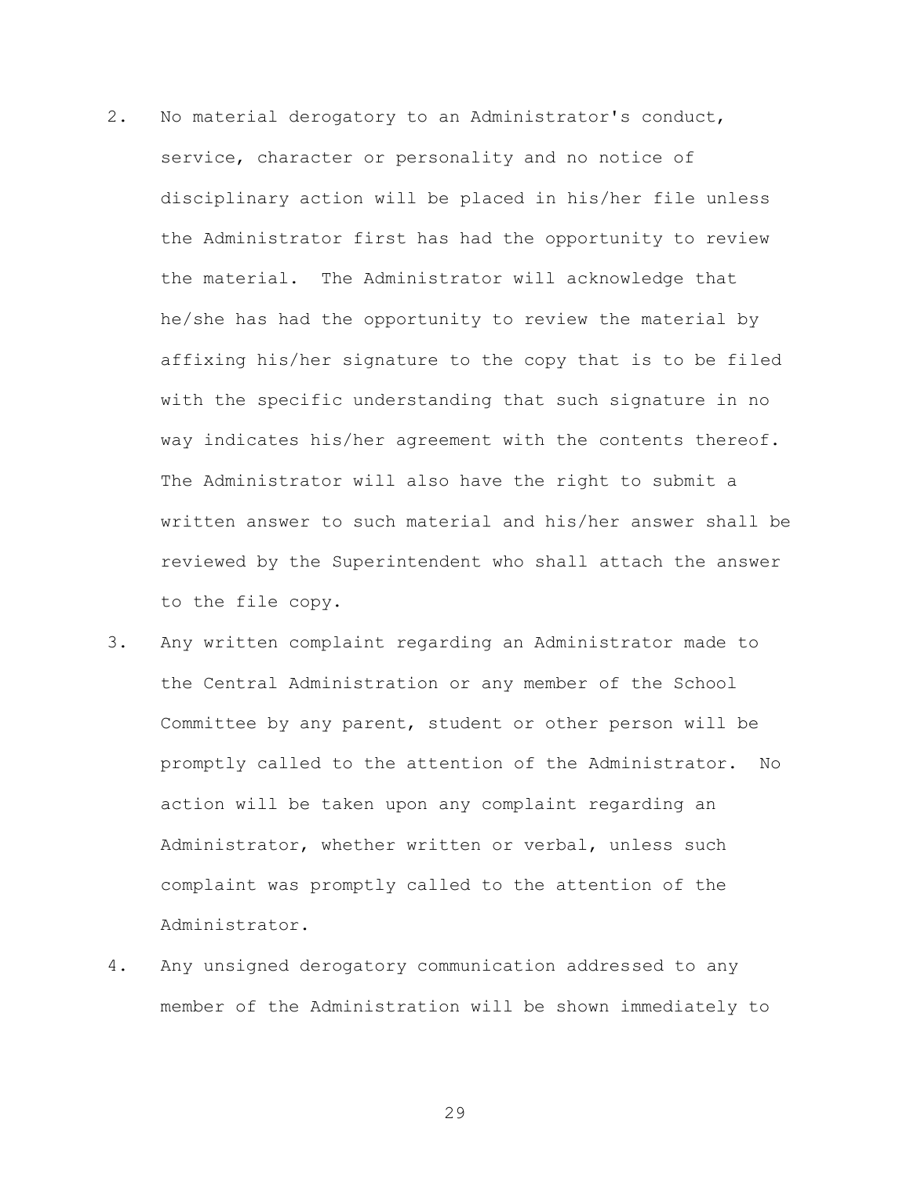2. No material derogatory to an Administrator's conduct, service, character or personality and no notice of disciplinary action will be placed in his/her file unless the Administrator first has had the opportunity to review the material. The Administrator will acknowledge that he/she has had the opportunity to review the material by affixing his/her signature to the copy that is to be filed with the specific understanding that such signature in no way indicates his/her agreement with the contents thereof. The Administrator will also have the right to submit a written answer to such material and his/her answer shall be reviewed by the Superintendent who shall attach the answer to the file copy.

3. Any written complaint regarding an Administrator made to the Central Administration or any member of the School Committee by any parent, student or other person will be promptly called to the attention of the Administrator. No action will be taken upon any complaint regarding an Administrator, whether written or verbal, unless such complaint was promptly called to the attention of the Administrator.

4. Any unsigned derogatory communication addressed to any member of the Administration will be shown immediately to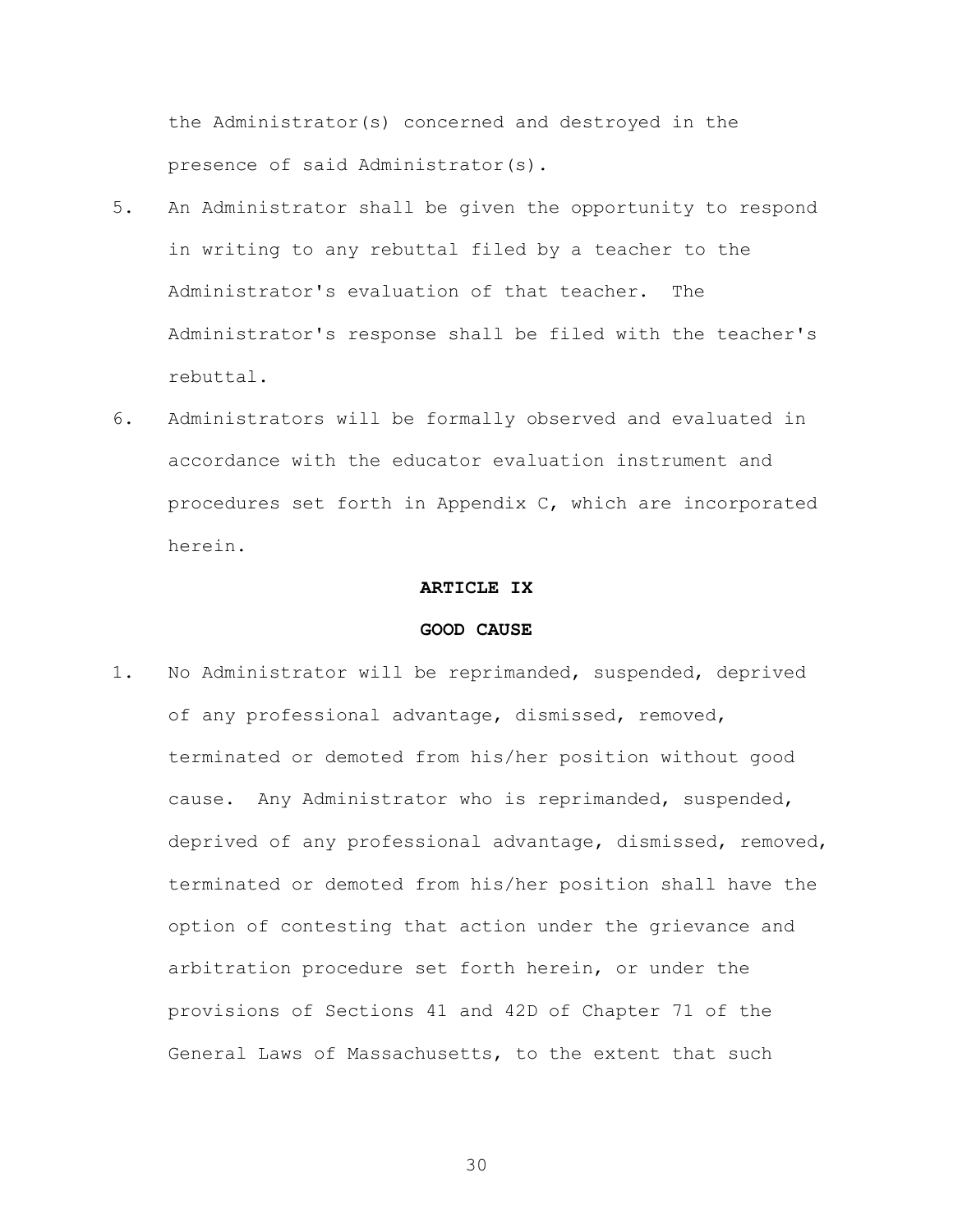the Administrator(s) concerned and destroyed in the presence of said Administrator(s).

5. An Administrator shall be given the opportunity to respond in writing to any rebuttal filed by a teacher to the Administrator's evaluation of that teacher. The Administrator's response shall be filed with the teacher's rebuttal.

6. Administrators will be formally observed and evaluated in accordance with the educator evaluation instrument and procedures set forth in Appendix C, which are incorporated herein.

## ARTICLE IX

## GOOD CAUSE

1. No Administrator will be reprimanded, suspended, deprived of any professional advantage, dismissed, removed, terminated or demoted from his/her position without good cause. Any Administrator who is reprimanded, suspended, deprived of any professional advantage, dismissed, removed, terminated or demoted from his/her position shall have the option of contesting that action under the grievance and arbitration procedure set forth herein, or under the provisions of Sections 41 and 42D of Chapter 71 of the General Laws of Massachusetts, to the extent that such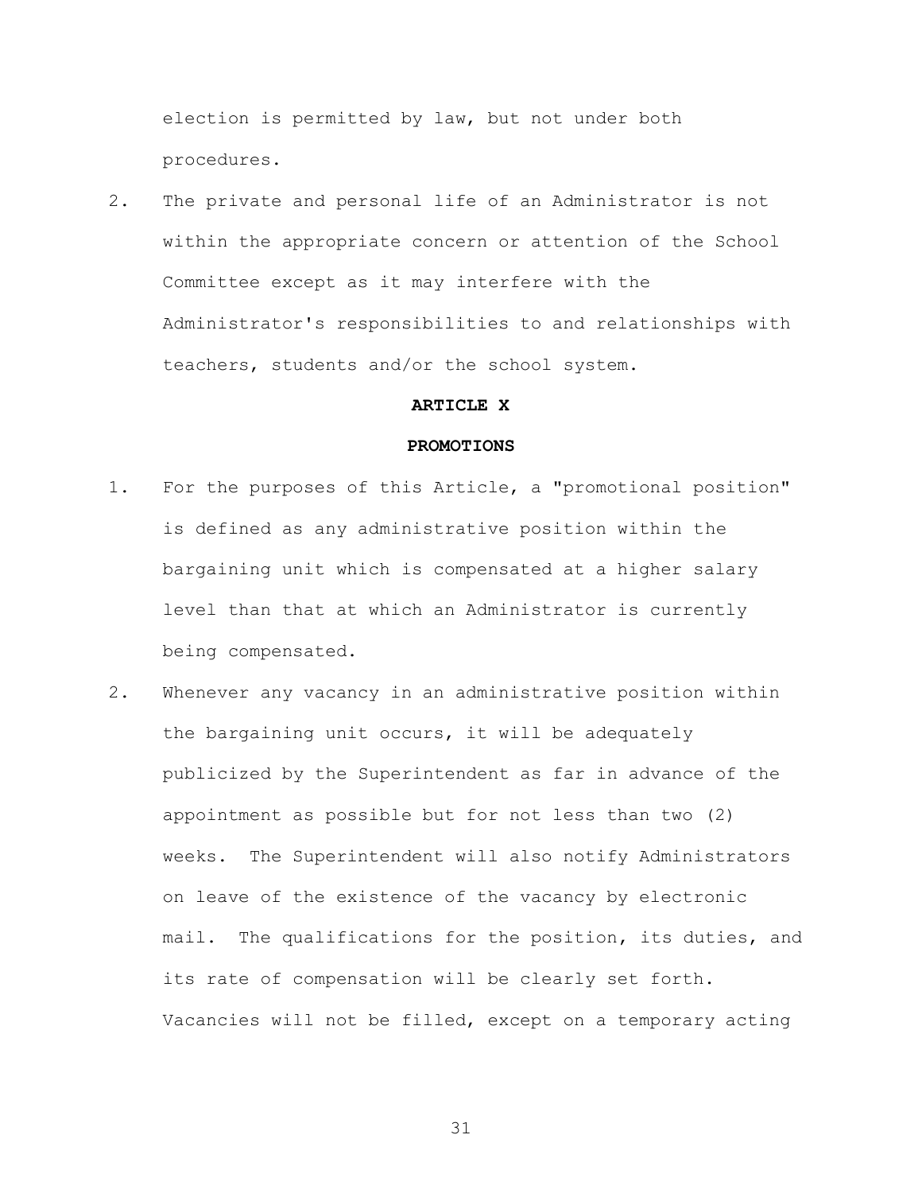election is permitted by law, but not under both procedures.

2. The private and personal life of an Administrator is not within the appropriate concern or attention of the School Committee except as it may interfere with the Administrator's responsibilities to and relationships with teachers, students and/or the school system.

## ARTICLE X

## PROMOTIONS

1. For the purposes of this Article, a "promotional position" is defined as any administrative position within the bargaining unit which is compensated at a higher salary level than that at which an Administrator is currently being compensated.

2. Whenever any vacancy in an administrative position within the bargaining unit occurs, it will be adequately publicized by the Superintendent as far in advance of the appointment as possible but for not less than two (2) weeks. The Superintendent will also notify Administrators on leave of the existence of the vacancy by electronic mail. The qualifications for the position, its duties, and its rate of compensation will be clearly set forth. Vacancies will not be filled, except on a temporary acting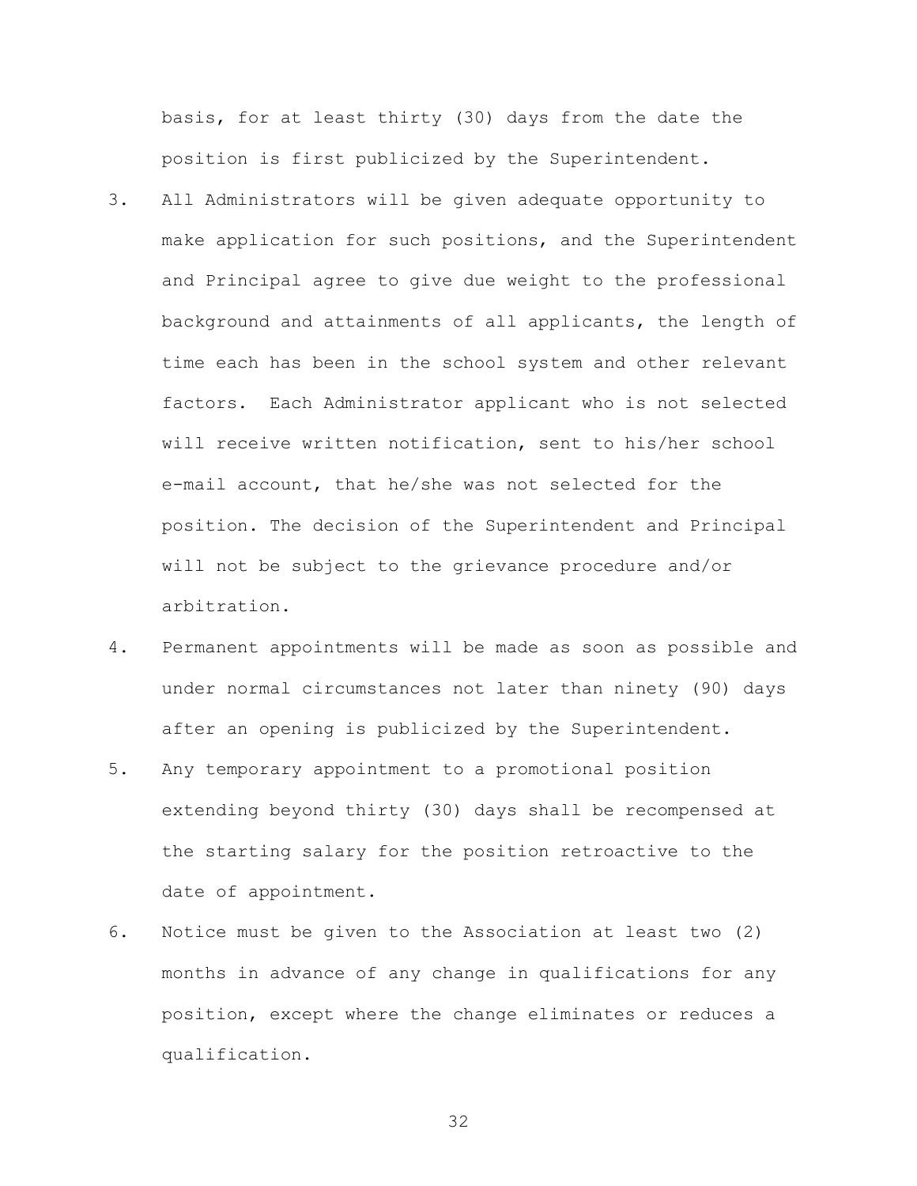basis, for at least thirty (30) days from the date the position is first publicized by the Superintendent.

3. All Administrators will be given adequate opportunity to make application for such positions, and the Superintendent and Principal agree to give due weight to the professional background and attainments of all applicants, the length of time each has been in the school system and other relevant factors. Each Administrator applicant who is not selected will receive written notification, sent to his/her school e-mail account, that he/she was not selected for the position. The decision of the Superintendent and Principal will not be subject to the grievance procedure and/or arbitration.
4. Permanent appointments will be made as soon as possible and under normal circumstances not later than ninety (90) days after an opening is publicized by the Superintendent.
5. Any temporary appointment to a promotional position extending beyond thirty (30) days shall be recompensed at the starting salary for the position retroactive to the date of appointment.
6. Notice must be given to the Association at least two (2) months in advance of any change in qualifications for any position, except where the change eliminates or reduces a qualification.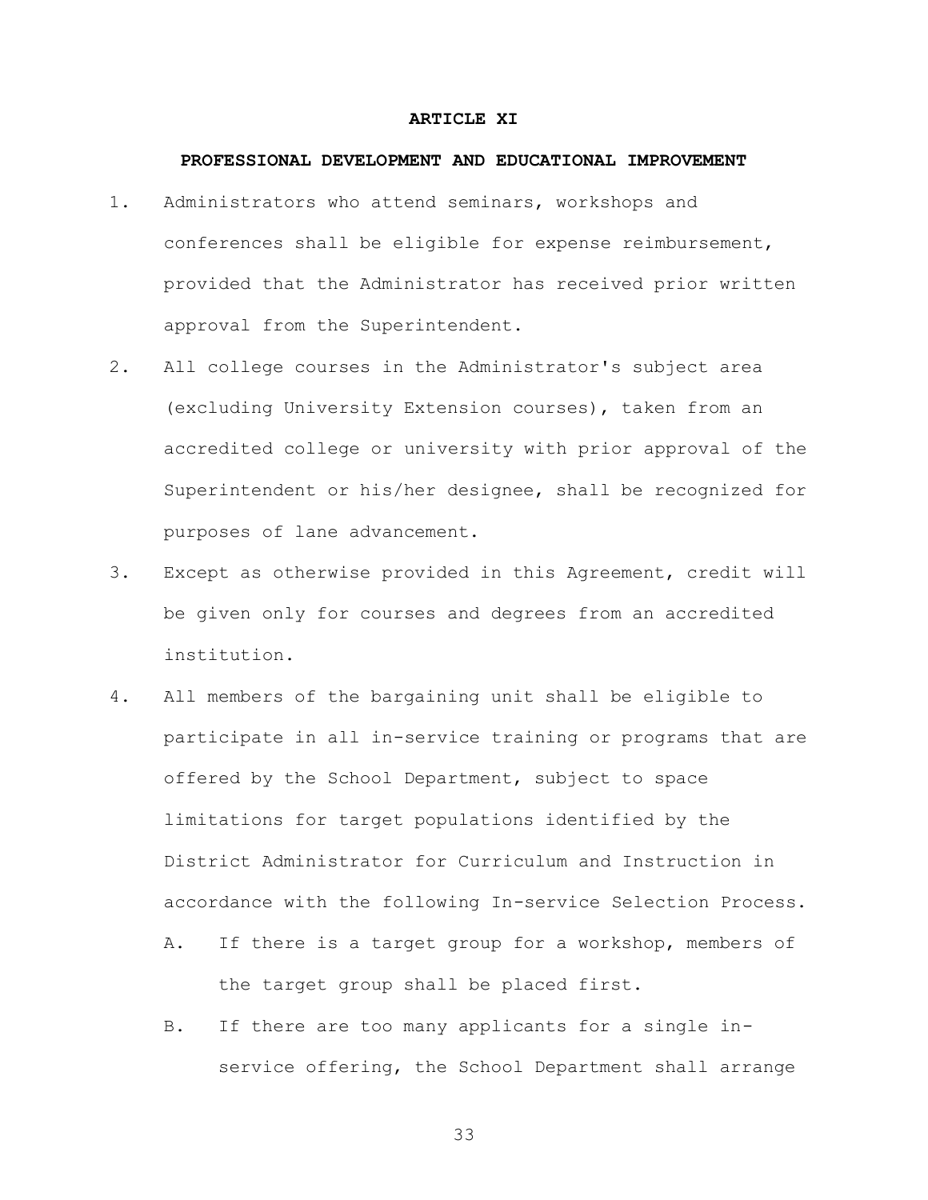# ARTICLE XI

## PROFESSIONAL DEVELOPMENT AND EDUCATIONAL IMPROVEMENT

1. Administrators who attend seminars, workshops and conferences shall be eligible for expense reimbursement, provided that the Administrator has received prior written approval from the Superintendent.

2. All college courses in the Administrator's subject area (excluding University Extension courses), taken from an accredited college or university with prior approval of the Superintendent or his/her designee, shall be recognized for purposes of lane advancement.

3. Except as otherwise provided in this Agreement, credit will be given only for courses and degrees from an accredited institution.

4. All members of the bargaining unit shall be eligible to participate in all in-service training or programs that are offered by the School Department, subject to space limitations for target populations identified by the District Administrator for Curriculum and Instruction in accordance with the following In-service Selection Process.

   A. If there is a target group for a workshop, members of the target group shall be placed first.

   B. If there are too many applicants for a single in-service offering, the School Department shall arrange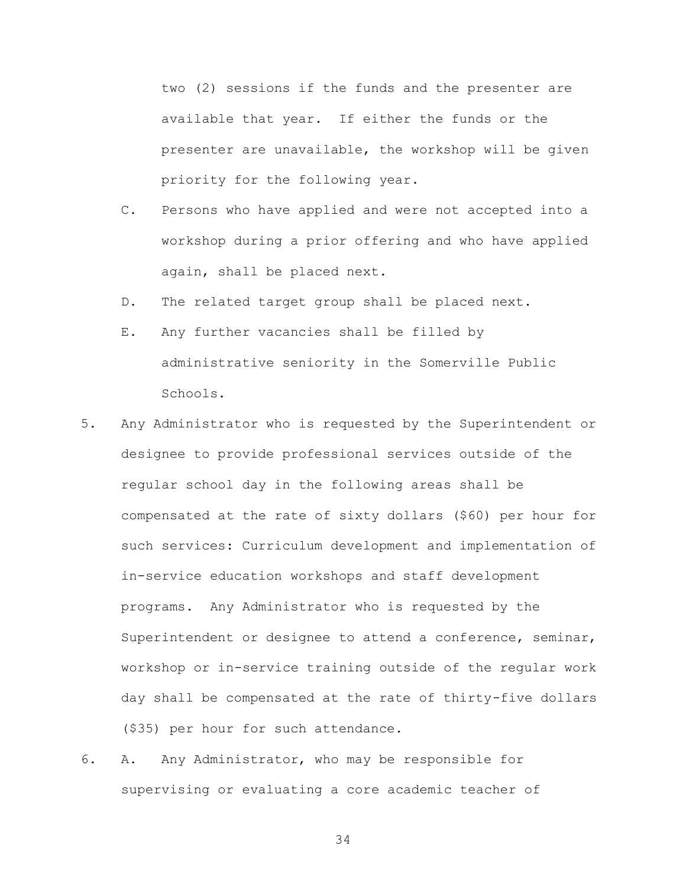two (2) sessions if the funds and the presenter are available that year. If either the funds or the presenter are unavailable, the workshop will be given priority for the following year.

C. Persons who have applied and were not accepted into a workshop during a prior offering and who have applied again, shall be placed next.

D. The related target group shall be placed next.

E. Any further vacancies shall be filled by administrative seniority in the Somerville Public Schools.

5. Any Administrator who is requested by the Superintendent or designee to provide professional services outside of the regular school day in the following areas shall be compensated at the rate of sixty dollars ($60) per hour for such services: Curriculum development and implementation of in-service education workshops and staff development programs. Any Administrator who is requested by the Superintendent or designee to attend a conference, seminar, workshop or in-service training outside of the regular work day shall be compensated at the rate of thirty-five dollars ($35) per hour for such attendance.

6. A. Any Administrator, who may be responsible for supervising or evaluating a core academic teacher of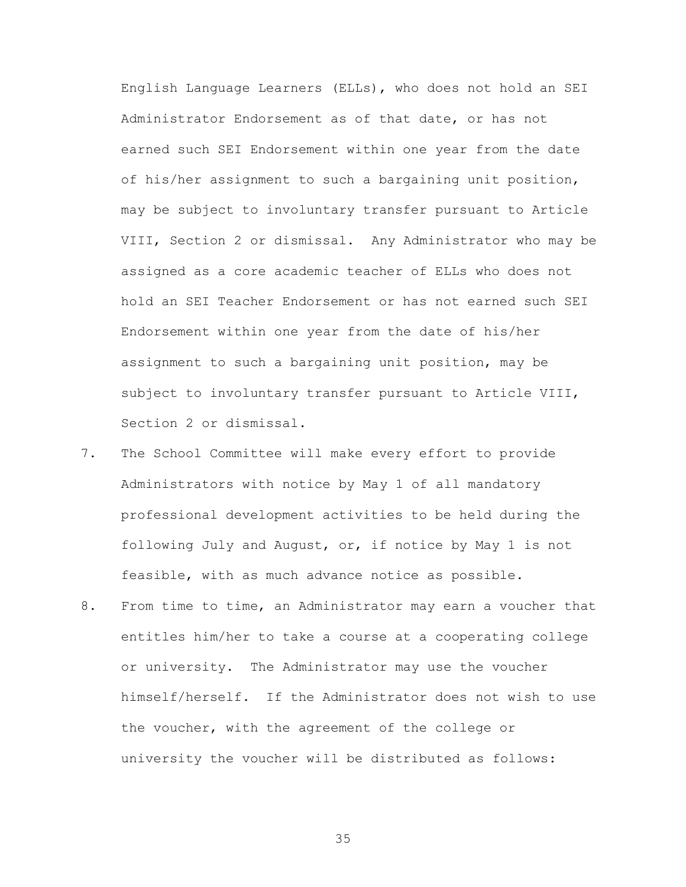English Language Learners (ELLs), who does not hold an SEI Administrator Endorsement as of that date, or has not earned such SEI Endorsement within one year from the date of his/her assignment to such a bargaining unit position, may be subject to involuntary transfer pursuant to Article VIII, Section 2 or dismissal. Any Administrator who may be assigned as a core academic teacher of ELLs who does not hold an SEI Teacher Endorsement or has not earned such SEI Endorsement within one year from the date of his/her assignment to such a bargaining unit position, may be subject to involuntary transfer pursuant to Article VIII, Section 2 or dismissal.

7. The School Committee will make every effort to provide Administrators with notice by May 1 of all mandatory professional development activities to be held during the following July and August, or, if notice by May 1 is not feasible, with as much advance notice as possible.

8. From time to time, an Administrator may earn a voucher that entitles him/her to take a course at a cooperating college or university. The Administrator may use the voucher himself/herself. If the Administrator does not wish to use the voucher, with the agreement of the college or university the voucher will be distributed as follows: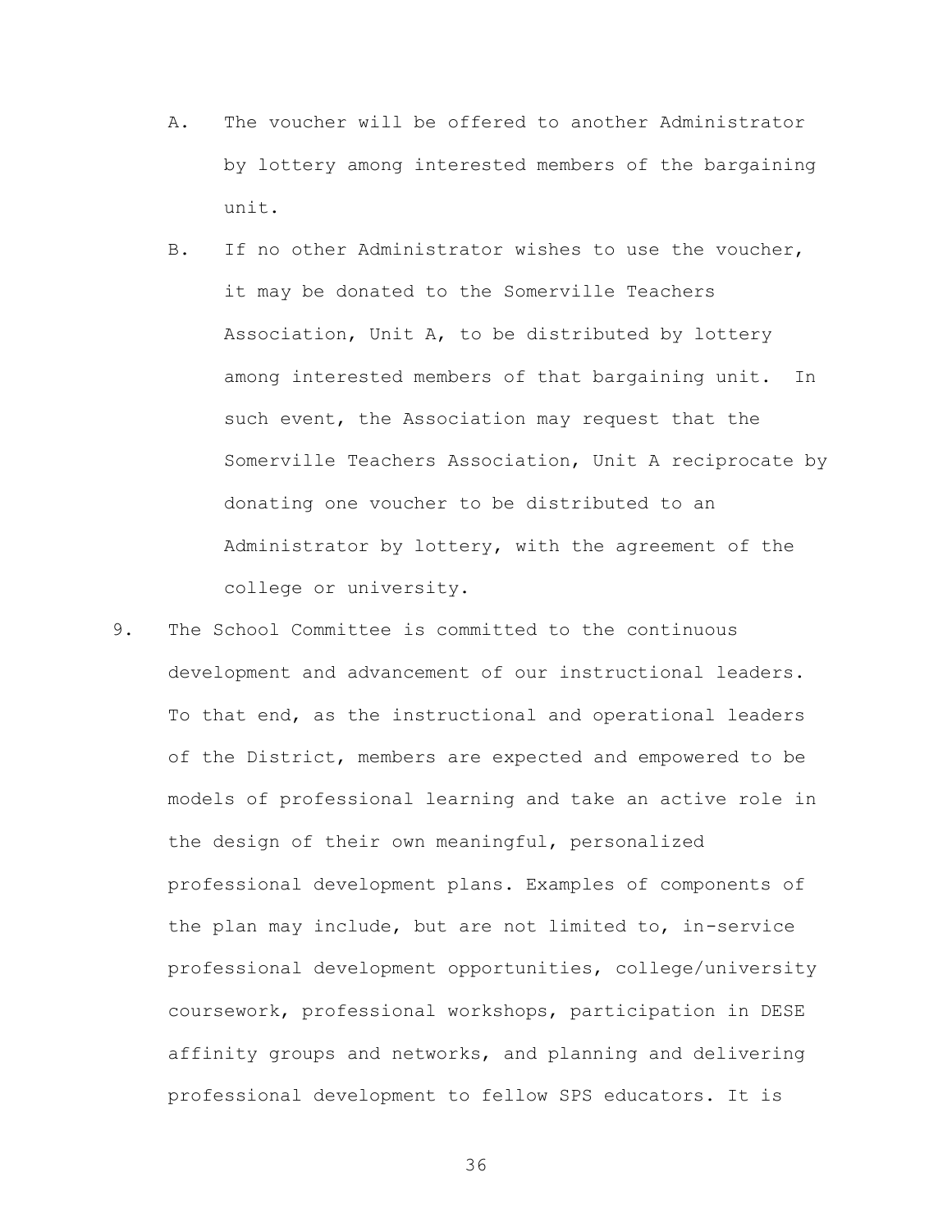A. The voucher will be offered to another Administrator by lottery among interested members of the bargaining unit.

B. If no other Administrator wishes to use the voucher, it may be donated to the Somerville Teachers Association, Unit A, to be distributed by lottery among interested members of that bargaining unit. In such event, the Association may request that the Somerville Teachers Association, Unit A reciprocate by donating one voucher to be distributed to an Administrator by lottery, with the agreement of the college or university.

9. The School Committee is committed to the continuous development and advancement of our instructional leaders. To that end, as the instructional and operational leaders of the District, members are expected and empowered to be models of professional learning and take an active role in the design of their own meaningful, personalized professional development plans. Examples of components of the plan may include, but are not limited to, in-service professional development opportunities, college/university coursework, professional workshops, participation in DESE affinity groups and networks, and planning and delivering professional development to fellow SPS educators. It is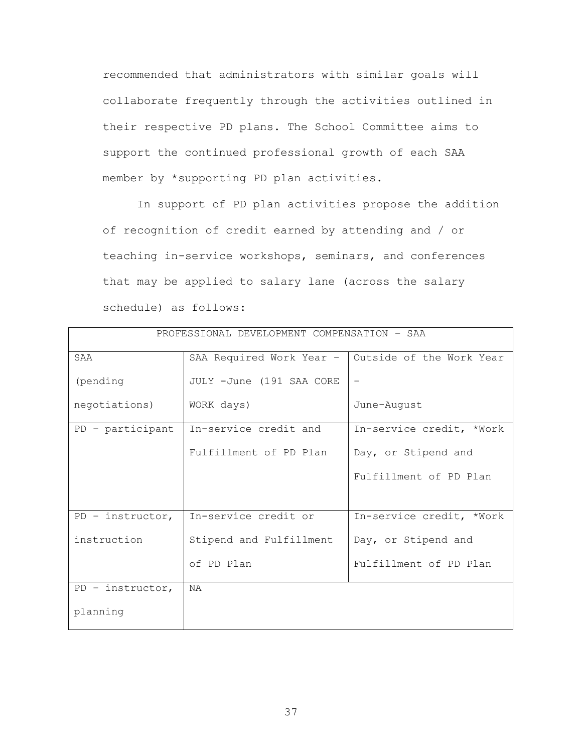recommended that administrators with similar goals will collaborate frequently through the activities outlined in their respective PD plans. The School Committee aims to support the continued professional growth of each SAA member by *supporting PD plan activities.

In support of PD plan activities propose the addition of recognition of credit earned by attending and / or teaching in-service workshops, seminars, and conferences that may be applied to salary lane (across the salary schedule) as follows:

| PROFESSIONAL DEVELOPMENT COMPENSATION – SAA | | |
|---|---|---|
| SAA (pending negotiations) | SAA Required Work Year – JULY -June (191 SAA CORE WORK days) | Outside of the Work Year – June-August |
| PD – participant | In-service credit and Fulfillment of PD Plan | In-service credit, *Work Day, or Stipend and Fulfillment of PD Plan |
| PD – instructor, instruction | In-service credit or Stipend and Fulfillment of PD Plan | In-service credit, *Work Day, or Stipend and Fulfillment of PD Plan |
| PD – instructor, planning | NA | |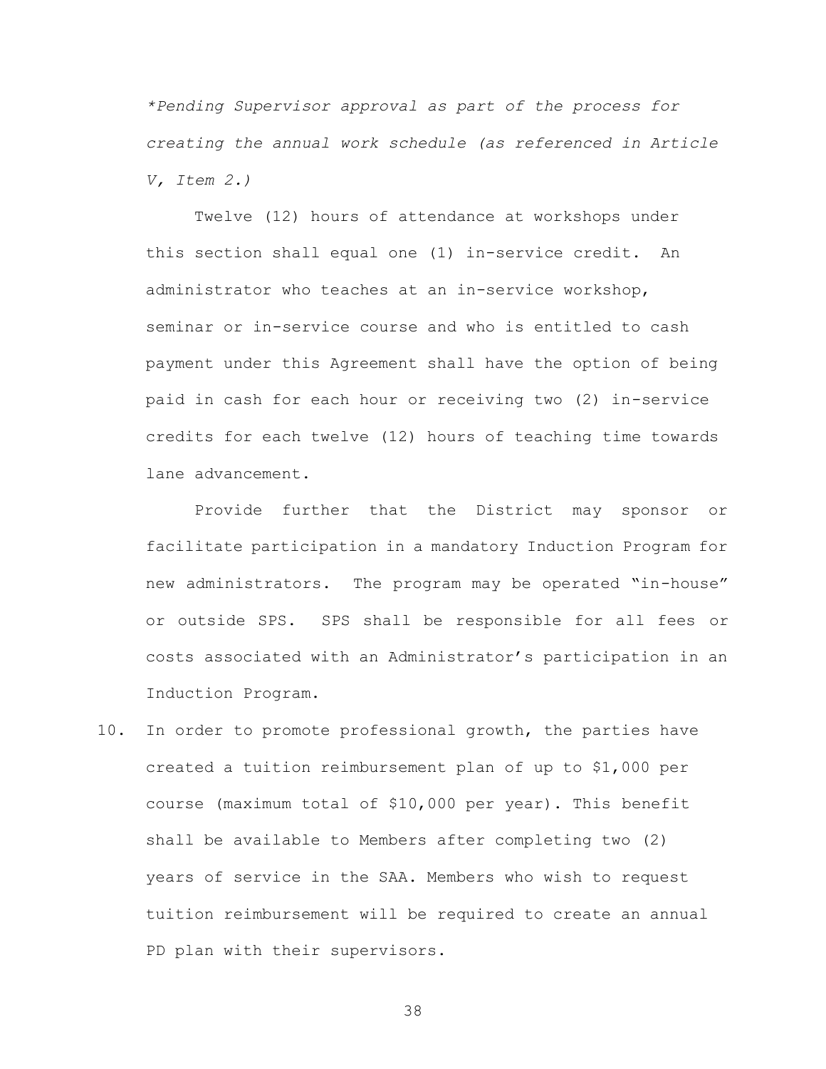*\*Pending Supervisor approval as part of the process for creating the annual work schedule (as referenced in Article V, Item 2.)*

Twelve (12) hours of attendance at workshops under this section shall equal one (1) in-service credit. An administrator who teaches at an in-service workshop, seminar or in-service course and who is entitled to cash payment under this Agreement shall have the option of being paid in cash for each hour or receiving two (2) in-service credits for each twelve (12) hours of teaching time towards lane advancement.

Provide further that the District may sponsor or facilitate participation in a mandatory Induction Program for new administrators. The program may be operated "in-house" or outside SPS. SPS shall be responsible for all fees or costs associated with an Administrator's participation in an Induction Program.

10. In order to promote professional growth, the parties have created a tuition reimbursement plan of up to $1,000 per course (maximum total of $10,000 per year). This benefit shall be available to Members after completing two (2) years of service in the SAA. Members who wish to request tuition reimbursement will be required to create an annual PD plan with their supervisors.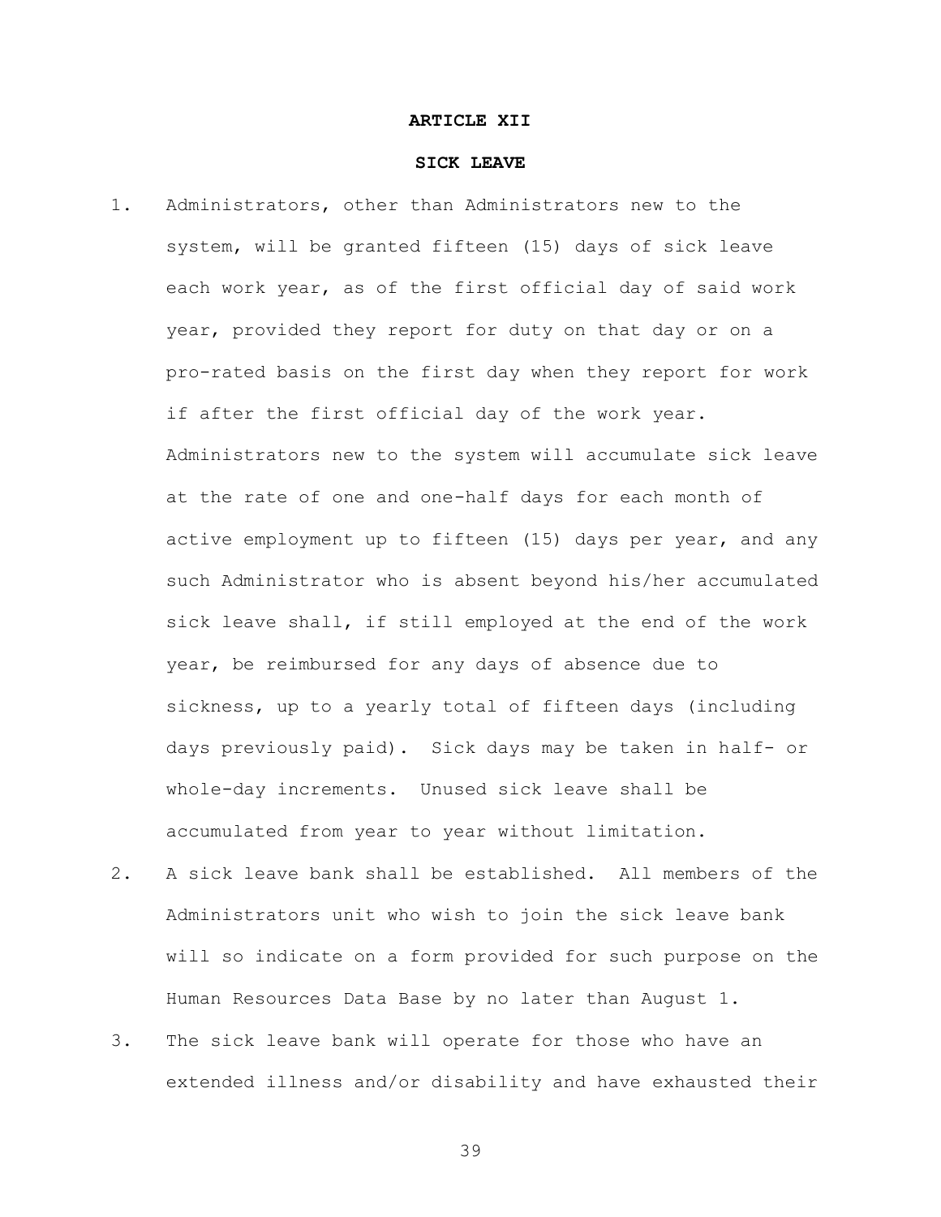## ARTICLE XII

## SICK LEAVE

1. Administrators, other than Administrators new to the system, will be granted fifteen (15) days of sick leave each work year, as of the first official day of said work year, provided they report for duty on that day or on a pro-rated basis on the first day when they report for work if after the first official day of the work year. Administrators new to the system will accumulate sick leave at the rate of one and one-half days for each month of active employment up to fifteen (15) days per year, and any such Administrator who is absent beyond his/her accumulated sick leave shall, if still employed at the end of the work year, be reimbursed for any days of absence due to sickness, up to a yearly total of fifteen days (including days previously paid). Sick days may be taken in half- or whole-day increments. Unused sick leave shall be accumulated from year to year without limitation.
2. A sick leave bank shall be established. All members of the Administrators unit who wish to join the sick leave bank will so indicate on a form provided for such purpose on the Human Resources Data Base by no later than August 1.
3. The sick leave bank will operate for those who have an extended illness and/or disability and have exhausted their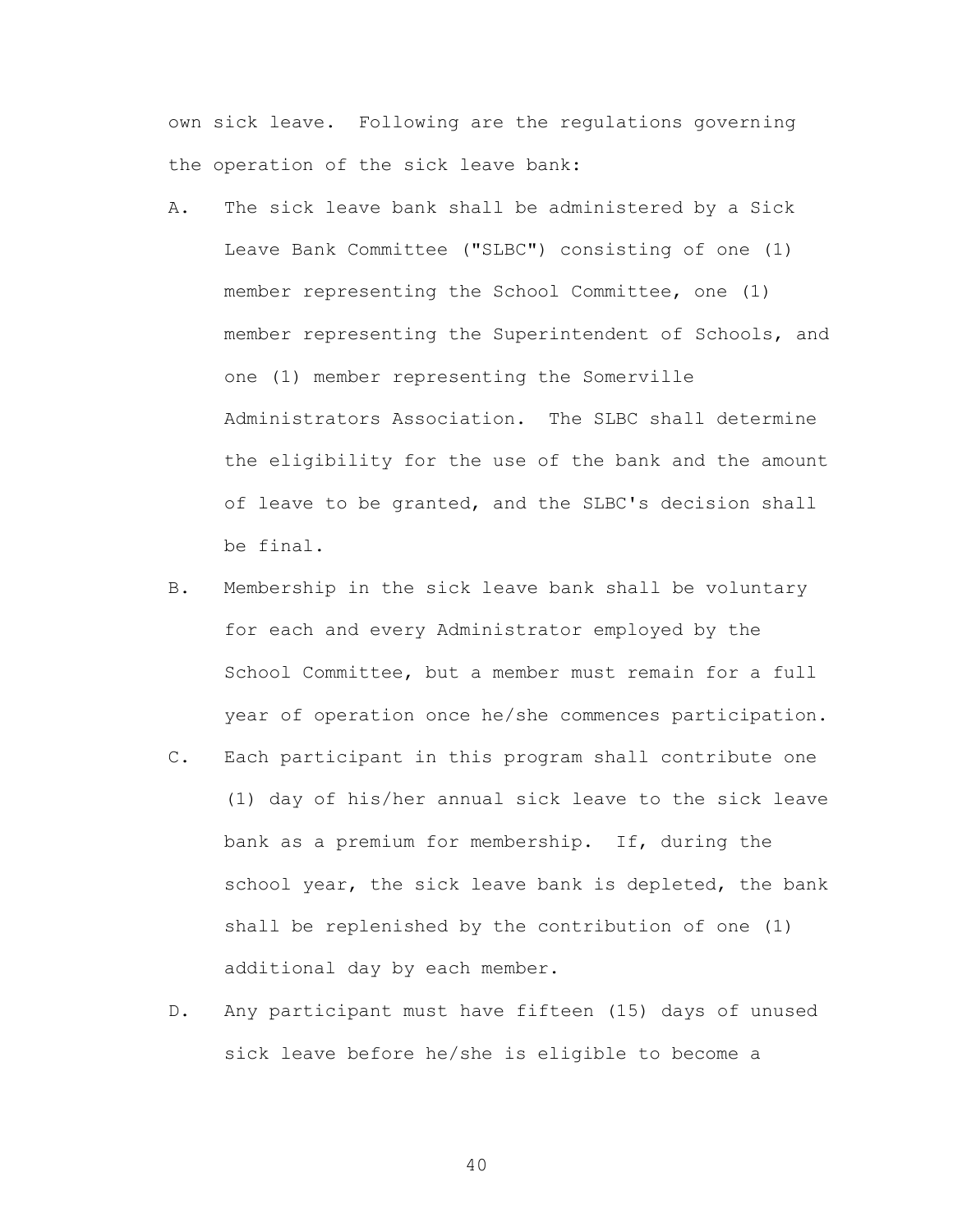own sick leave. Following are the regulations governing the operation of the sick leave bank:

A. The sick leave bank shall be administered by a Sick Leave Bank Committee ("SLBC") consisting of one (1) member representing the School Committee, one (1) member representing the Superintendent of Schools, and one (1) member representing the Somerville Administrators Association. The SLBC shall determine the eligibility for the use of the bank and the amount of leave to be granted, and the SLBC's decision shall be final.

B. Membership in the sick leave bank shall be voluntary for each and every Administrator employed by the School Committee, but a member must remain for a full year of operation once he/she commences participation.

C. Each participant in this program shall contribute one (1) day of his/her annual sick leave to the sick leave bank as a premium for membership. If, during the school year, the sick leave bank is depleted, the bank shall be replenished by the contribution of one (1) additional day by each member.

D. Any participant must have fifteen (15) days of unused sick leave before he/she is eligible to become a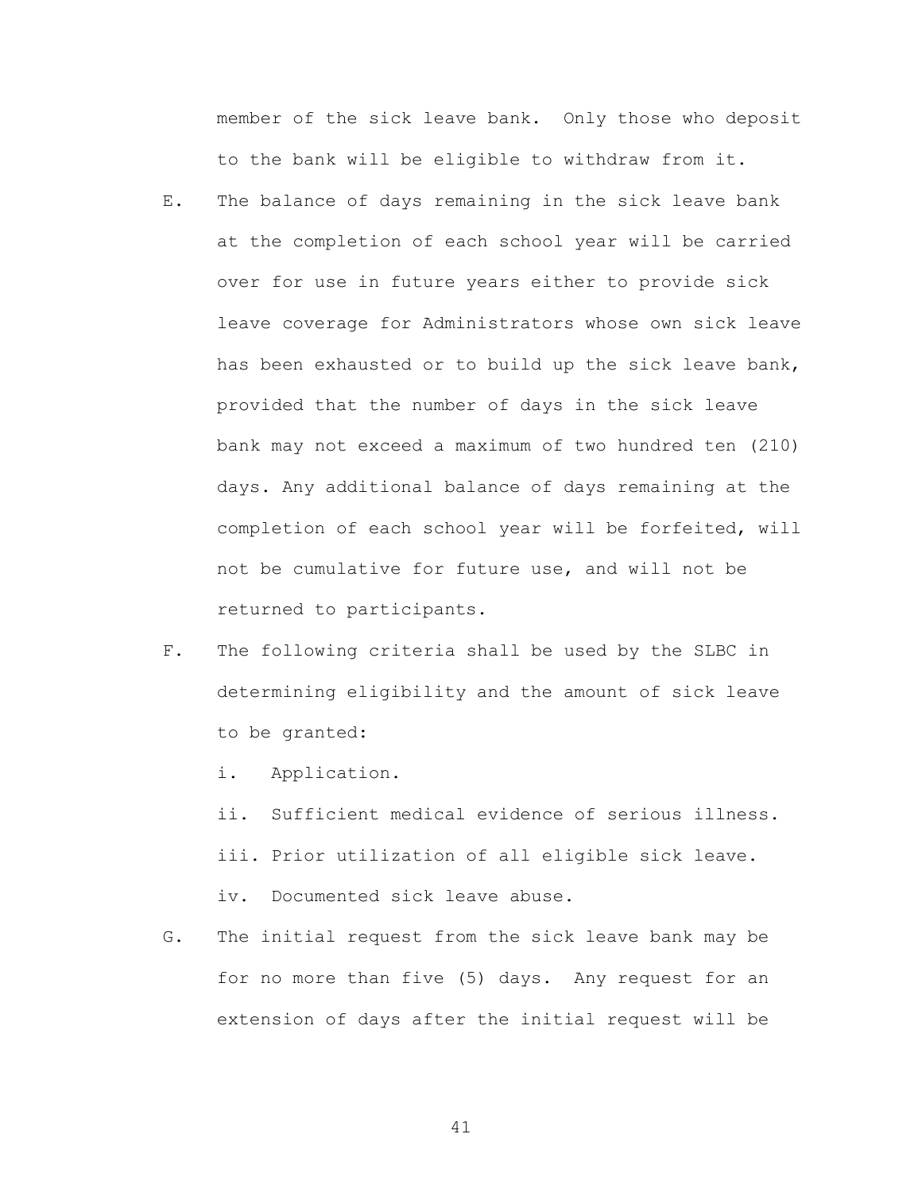member of the sick leave bank. Only those who deposit to the bank will be eligible to withdraw from it.

E. The balance of days remaining in the sick leave bank at the completion of each school year will be carried over for use in future years either to provide sick leave coverage for Administrators whose own sick leave has been exhausted or to build up the sick leave bank, provided that the number of days in the sick leave bank may not exceed a maximum of two hundred ten (210) days. Any additional balance of days remaining at the completion of each school year will be forfeited, will not be cumulative for future use, and will not be returned to participants.

F. The following criteria shall be used by the SLBC in determining eligibility and the amount of sick leave to be granted:

   i. Application.

   ii. Sufficient medical evidence of serious illness.

   iii. Prior utilization of all eligible sick leave.

   iv. Documented sick leave abuse.

G. The initial request from the sick leave bank may be for no more than five (5) days. Any request for an extension of days after the initial request will be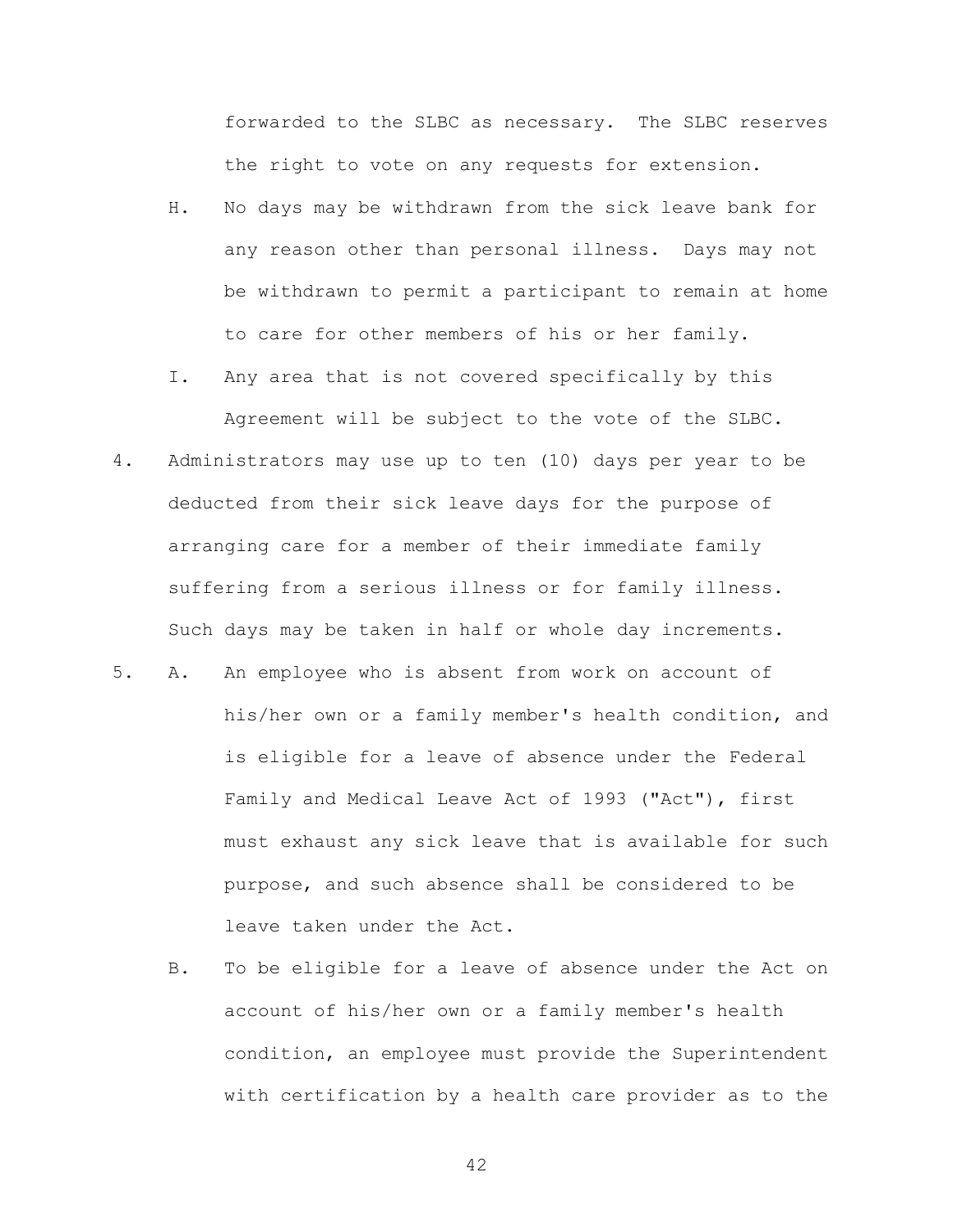forwarded to the SLBC as necessary. The SLBC reserves the right to vote on any requests for extension.

H. No days may be withdrawn from the sick leave bank for any reason other than personal illness. Days may not be withdrawn to permit a participant to remain at home to care for other members of his or her family.

I. Any area that is not covered specifically by this Agreement will be subject to the vote of the SLBC.

4. Administrators may use up to ten (10) days per year to be deducted from their sick leave days for the purpose of arranging care for a member of their immediate family suffering from a serious illness or for family illness. Such days may be taken in half or whole day increments.

5. A. An employee who is absent from work on account of his/her own or a family member's health condition, and is eligible for a leave of absence under the Federal Family and Medical Leave Act of 1993 ("Act"), first must exhaust any sick leave that is available for such purpose, and such absence shall be considered to be leave taken under the Act.

   B. To be eligible for a leave of absence under the Act on account of his/her own or a family member's health condition, an employee must provide the Superintendent with certification by a health care provider as to the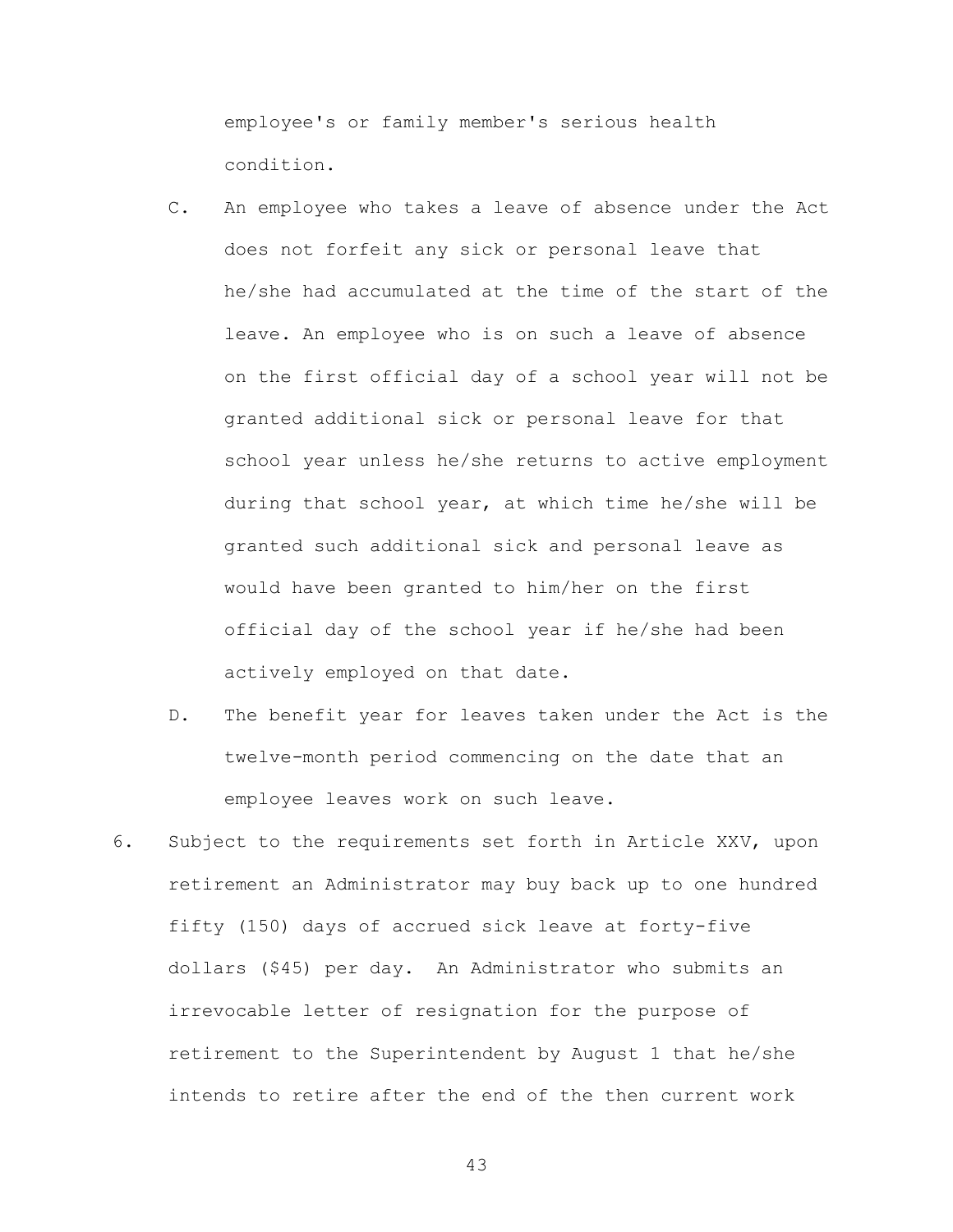employee's or family member's serious health condition.

C. An employee who takes a leave of absence under the Act does not forfeit any sick or personal leave that he/she had accumulated at the time of the start of the leave. An employee who is on such a leave of absence on the first official day of a school year will not be granted additional sick or personal leave for that school year unless he/she returns to active employment during that school year, at which time he/she will be granted such additional sick and personal leave as would have been granted to him/her on the first official day of the school year if he/she had been actively employed on that date.

D. The benefit year for leaves taken under the Act is the twelve-month period commencing on the date that an employee leaves work on such leave.

6. Subject to the requirements set forth in Article XXV, upon retirement an Administrator may buy back up to one hundred fifty (150) days of accrued sick leave at forty-five dollars ($45) per day. An Administrator who submits an irrevocable letter of resignation for the purpose of retirement to the Superintendent by August 1 that he/she intends to retire after the end of the then current work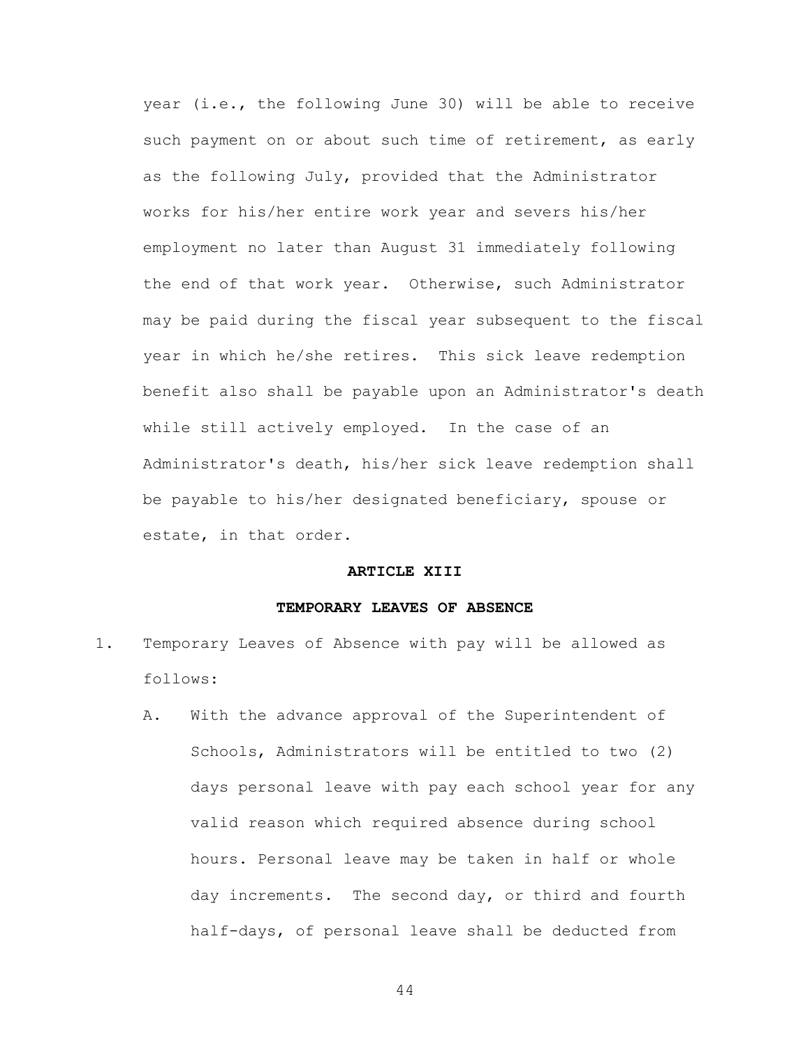year (i.e., the following June 30) will be able to receive such payment on or about such time of retirement, as early as the following July, provided that the Administrator works for his/her entire work year and severs his/her employment no later than August 31 immediately following the end of that work year. Otherwise, such Administrator may be paid during the fiscal year subsequent to the fiscal year in which he/she retires. This sick leave redemption benefit also shall be payable upon an Administrator's death while still actively employed. In the case of an Administrator's death, his/her sick leave redemption shall be payable to his/her designated beneficiary, spouse or estate, in that order.

## ARTICLE XIII

## TEMPORARY LEAVES OF ABSENCE

1. Temporary Leaves of Absence with pay will be allowed as follows:

   A. With the advance approval of the Superintendent of Schools, Administrators will be entitled to two (2) days personal leave with pay each school year for any valid reason which required absence during school hours. Personal leave may be taken in half or whole day increments. The second day, or third and fourth half-days, of personal leave shall be deducted from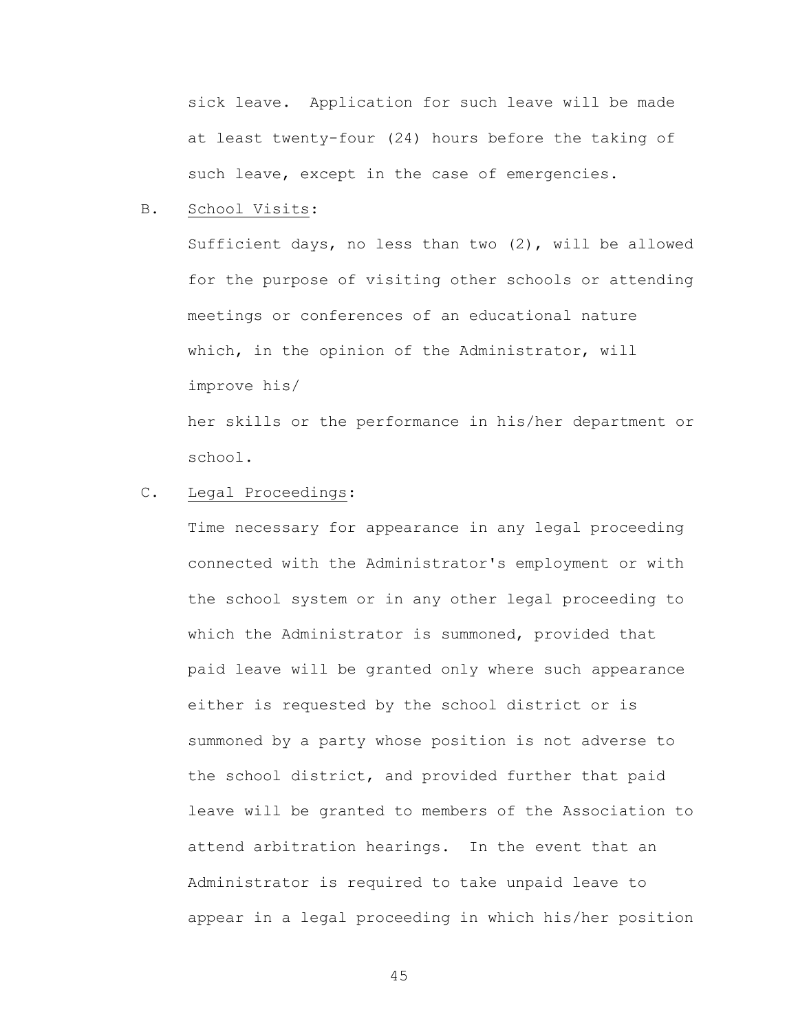sick leave. Application for such leave will be made at least twenty-four (24) hours before the taking of such leave, except in the case of emergencies.

B. <u>School Visits</u>:

Sufficient days, no less than two (2), will be allowed for the purpose of visiting other schools or attending meetings or conferences of an educational nature which, in the opinion of the Administrator, will improve his/her skills or the performance in his/her department or school.

C. <u>Legal Proceedings</u>:

Time necessary for appearance in any legal proceeding connected with the Administrator's employment or with the school system or in any other legal proceeding to which the Administrator is summoned, provided that paid leave will be granted only where such appearance either is requested by the school district or is summoned by a party whose position is not adverse to the school district, and provided further that paid leave will be granted to members of the Association to attend arbitration hearings. In the event that an Administrator is required to take unpaid leave to appear in a legal proceeding in which his/her position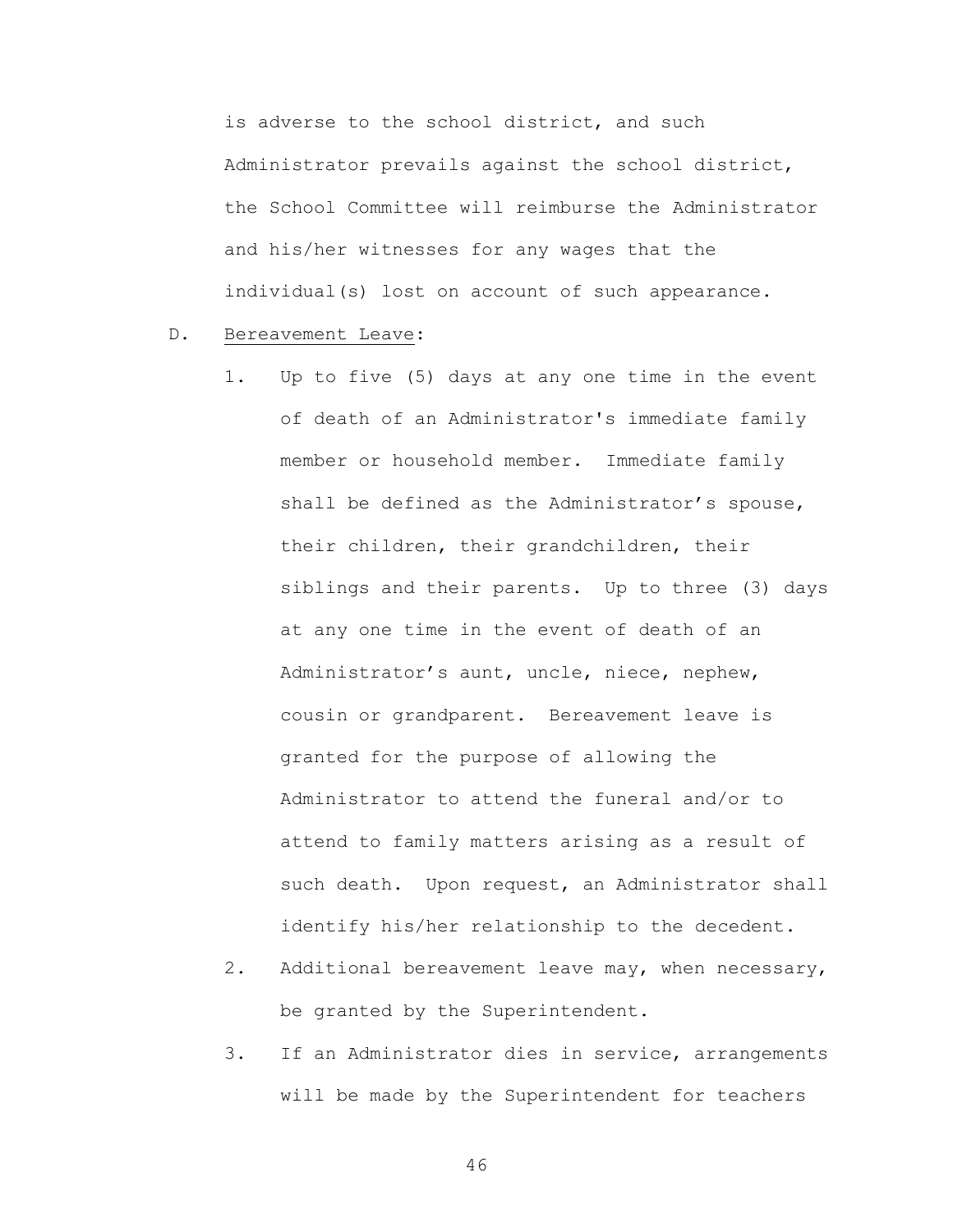is adverse to the school district, and such Administrator prevails against the school district, the School Committee will reimburse the Administrator and his/her witnesses for any wages that the individual(s) lost on account of such appearance.

D. Bereavement Leave:

1. Up to five (5) days at any one time in the event of death of an Administrator's immediate family member or household member. Immediate family shall be defined as the Administrator's spouse, their children, their grandchildren, their siblings and their parents. Up to three (3) days at any one time in the event of death of an Administrator's aunt, uncle, niece, nephew, cousin or grandparent. Bereavement leave is granted for the purpose of allowing the Administrator to attend the funeral and/or to attend to family matters arising as a result of such death. Upon request, an Administrator shall identify his/her relationship to the decedent.
2. Additional bereavement leave may, when necessary, be granted by the Superintendent.
3. If an Administrator dies in service, arrangements will be made by the Superintendent for teachers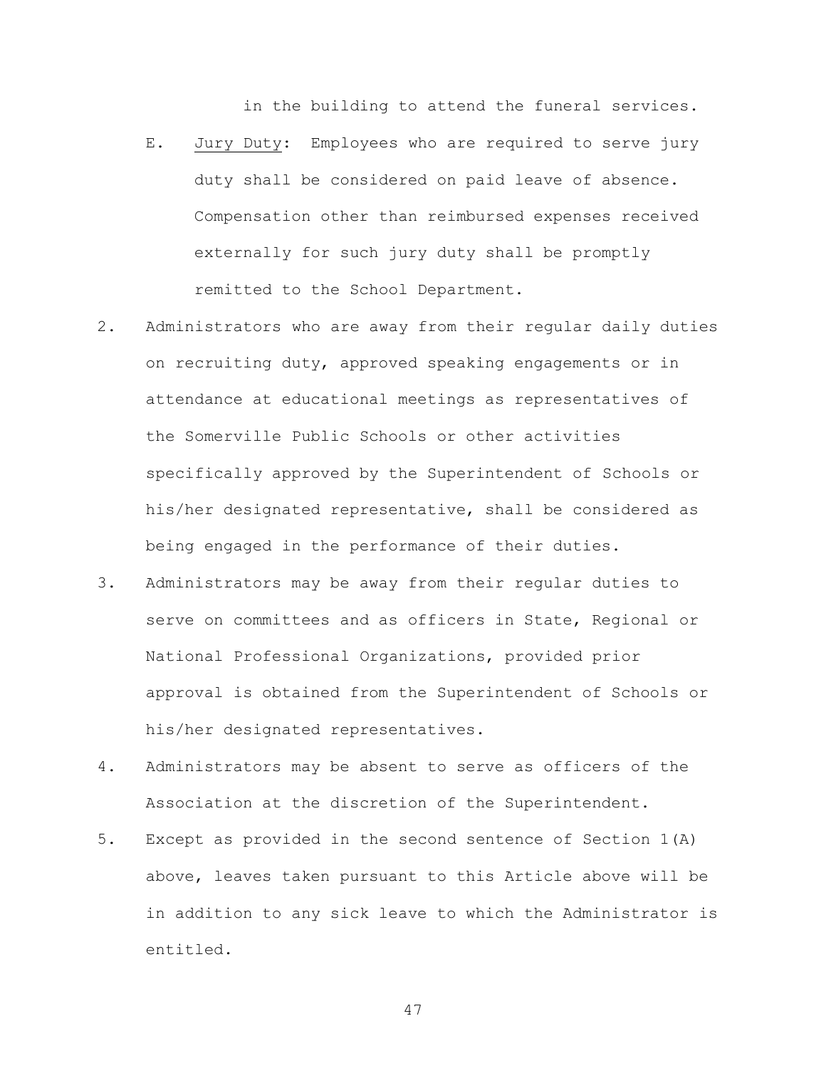in the building to attend the funeral services.

E. Jury Duty: Employees who are required to serve jury duty shall be considered on paid leave of absence. Compensation other than reimbursed expenses received externally for such jury duty shall be promptly remitted to the School Department.

2. Administrators who are away from their regular daily duties on recruiting duty, approved speaking engagements or in attendance at educational meetings as representatives of the Somerville Public Schools or other activities specifically approved by the Superintendent of Schools or his/her designated representative, shall be considered as being engaged in the performance of their duties.

3. Administrators may be away from their regular duties to serve on committees and as officers in State, Regional or National Professional Organizations, provided prior approval is obtained from the Superintendent of Schools or his/her designated representatives.

4. Administrators may be absent to serve as officers of the Association at the discretion of the Superintendent.

5. Except as provided in the second sentence of Section 1(A) above, leaves taken pursuant to this Article above will be in addition to any sick leave to which the Administrator is entitled.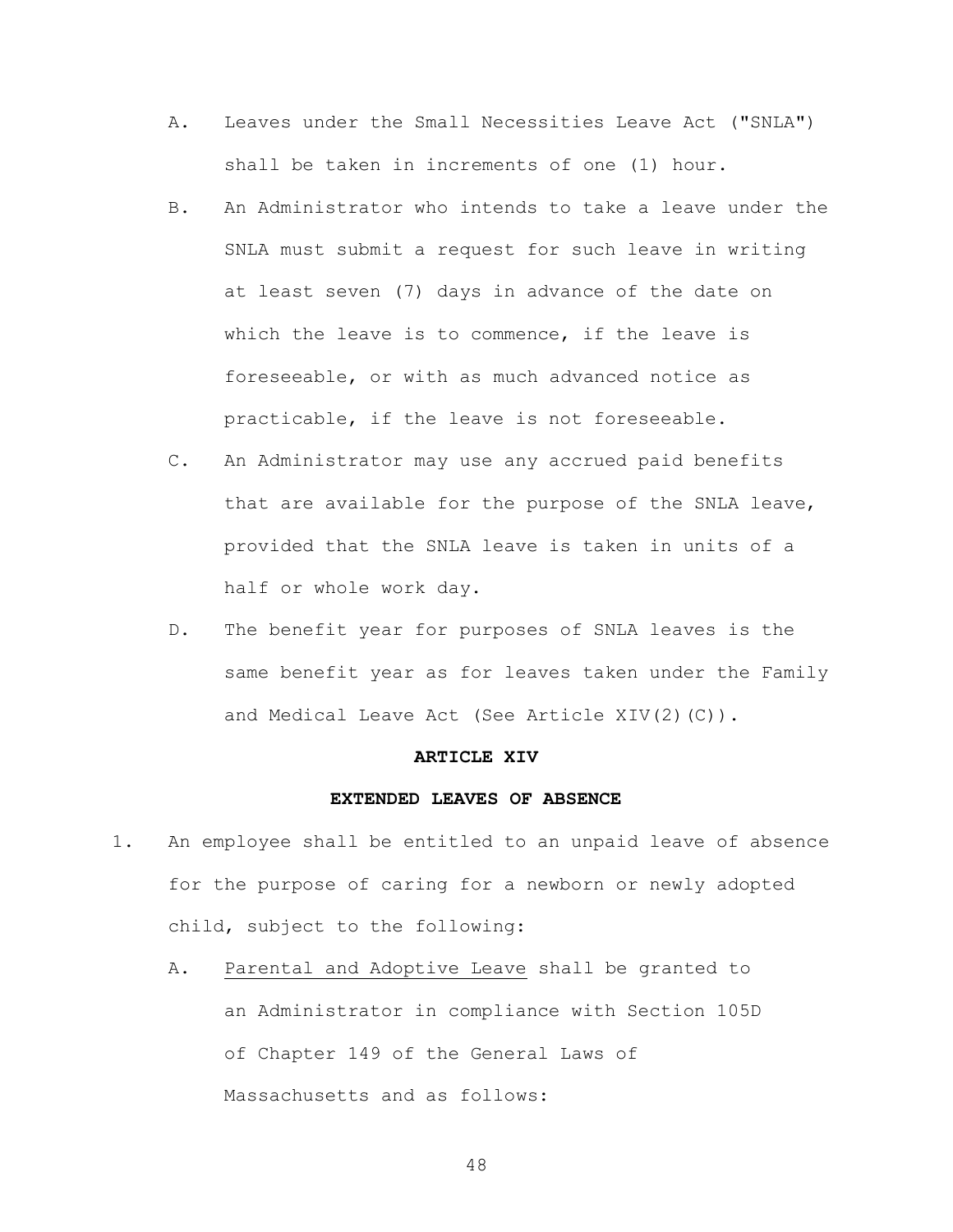A. Leaves under the Small Necessities Leave Act ("SNLA") shall be taken in increments of one (1) hour.

B. An Administrator who intends to take a leave under the SNLA must submit a request for such leave in writing at least seven (7) days in advance of the date on which the leave is to commence, if the leave is foreseeable, or with as much advanced notice as practicable, if the leave is not foreseeable.

C. An Administrator may use any accrued paid benefits that are available for the purpose of the SNLA leave, provided that the SNLA leave is taken in units of a half or whole work day.

D. The benefit year for purposes of SNLA leaves is the same benefit year as for leaves taken under the Family and Medical Leave Act (See Article XIV(2)(C)).

## ARTICLE XIV

## EXTENDED LEAVES OF ABSENCE

1. An employee shall be entitled to an unpaid leave of absence for the purpose of caring for a newborn or newly adopted child, subject to the following:

   A. <u>Parental and Adoptive Leave</u> shall be granted to an Administrator in compliance with Section 105D of Chapter 149 of the General Laws of Massachusetts and as follows: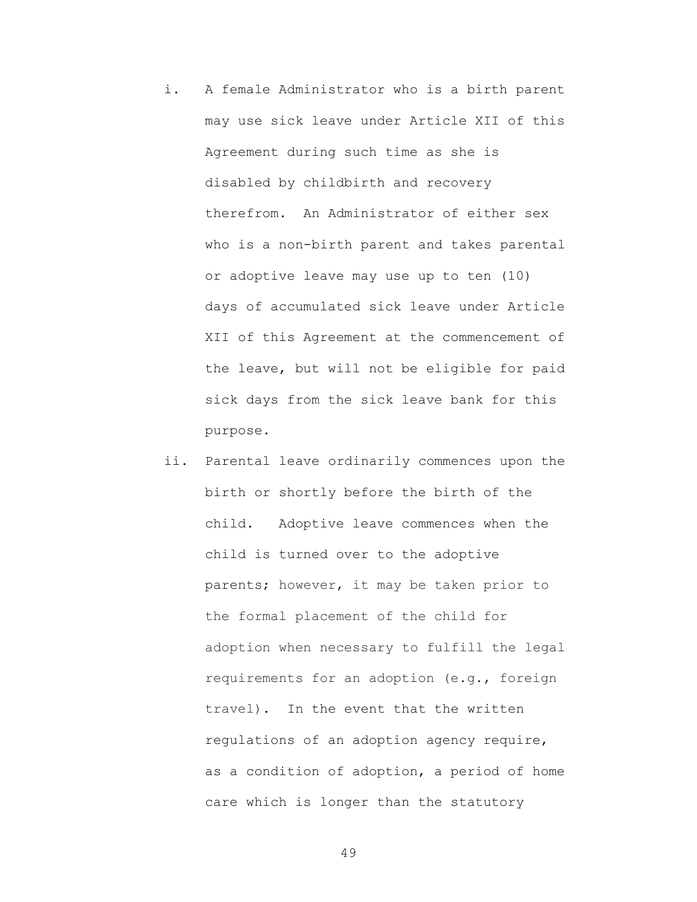i. A female Administrator who is a birth parent may use sick leave under Article XII of this Agreement during such time as she is disabled by childbirth and recovery therefrom. An Administrator of either sex who is a non-birth parent and takes parental or adoptive leave may use up to ten (10) days of accumulated sick leave under Article XII of this Agreement at the commencement of the leave, but will not be eligible for paid sick days from the sick leave bank for this purpose.

ii. Parental leave ordinarily commences upon the birth or shortly before the birth of the child. Adoptive leave commences when the child is turned over to the adoptive parents; however, it may be taken prior to the formal placement of the child for adoption when necessary to fulfill the legal requirements for an adoption (e.g., foreign travel). In the event that the written regulations of an adoption agency require, as a condition of adoption, a period of home care which is longer than the statutory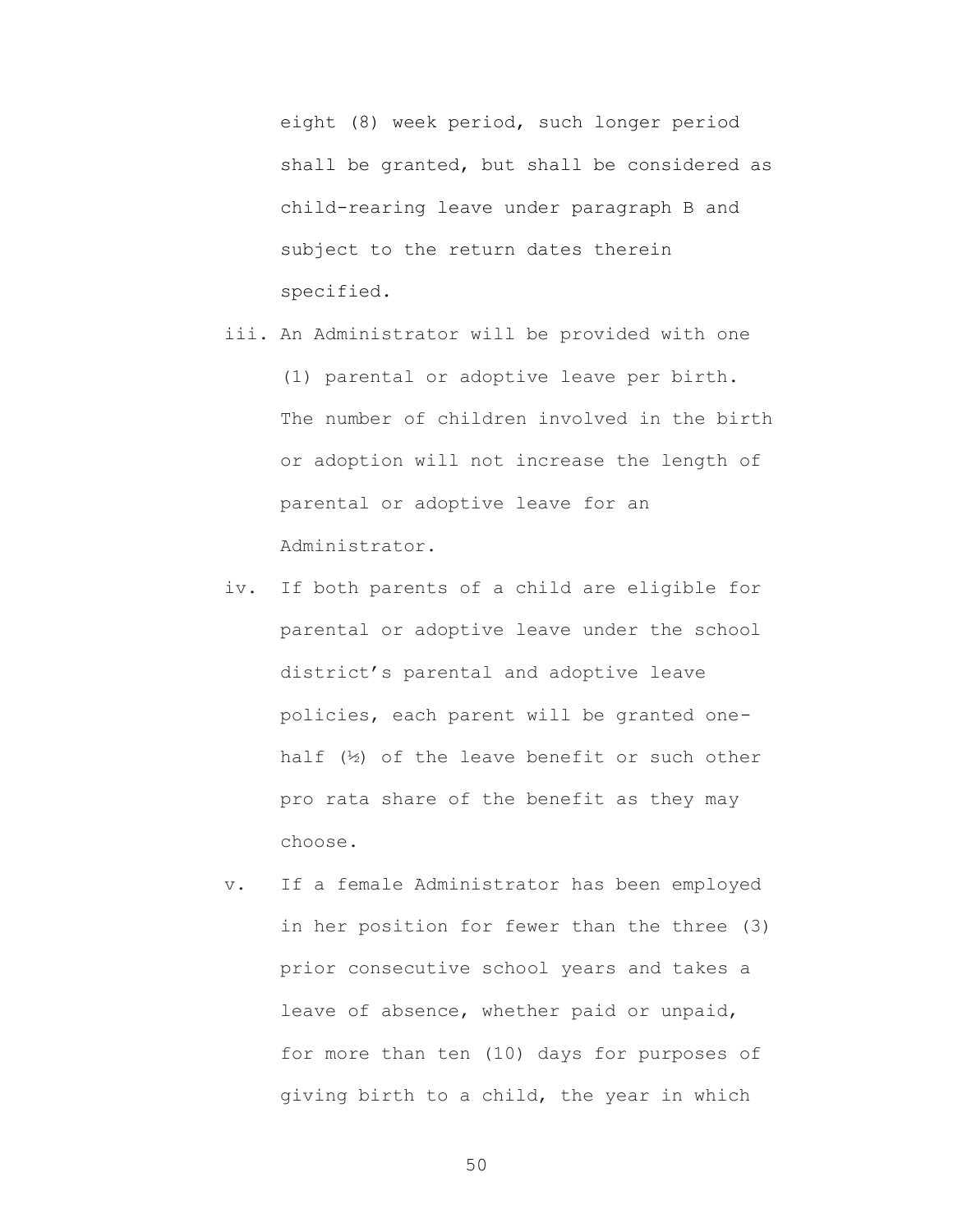eight (8) week period, such longer period shall be granted, but shall be considered as child-rearing leave under paragraph B and subject to the return dates therein specified.

iii. An Administrator will be provided with one (1) parental or adoptive leave per birth. The number of children involved in the birth or adoption will not increase the length of parental or adoptive leave for an Administrator.

iv. If both parents of a child are eligible for parental or adoptive leave under the school district's parental and adoptive leave policies, each parent will be granted one-half (½) of the leave benefit or such other pro rata share of the benefit as they may choose.

v. If a female Administrator has been employed in her position for fewer than the three (3) prior consecutive school years and takes a leave of absence, whether paid or unpaid, for more than ten (10) days for purposes of giving birth to a child, the year in which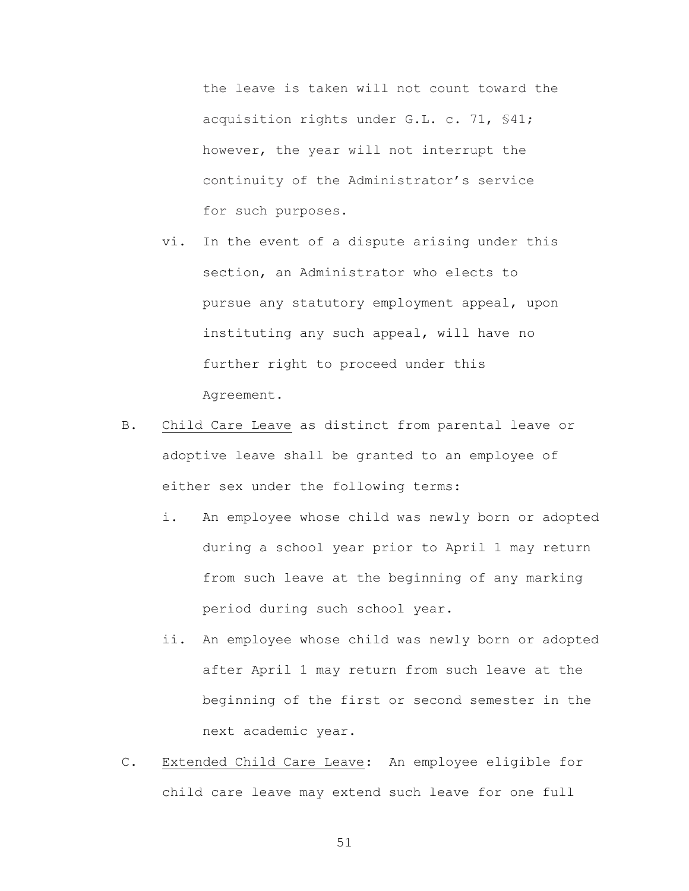the leave is taken will not count toward the acquisition rights under G.L. c. 71, §41; however, the year will not interrupt the continuity of the Administrator's service for such purposes.

vi. In the event of a dispute arising under this section, an Administrator who elects to pursue any statutory employment appeal, upon instituting any such appeal, will have no further right to proceed under this Agreement.

B. Child Care Leave as distinct from parental leave or adoptive leave shall be granted to an employee of either sex under the following terms:

i. An employee whose child was newly born or adopted during a school year prior to April 1 may return from such leave at the beginning of any marking period during such school year.

ii. An employee whose child was newly born or adopted after April 1 may return from such leave at the beginning of the first or second semester in the next academic year.

C. Extended Child Care Leave: An employee eligible for child care leave may extend such leave for one full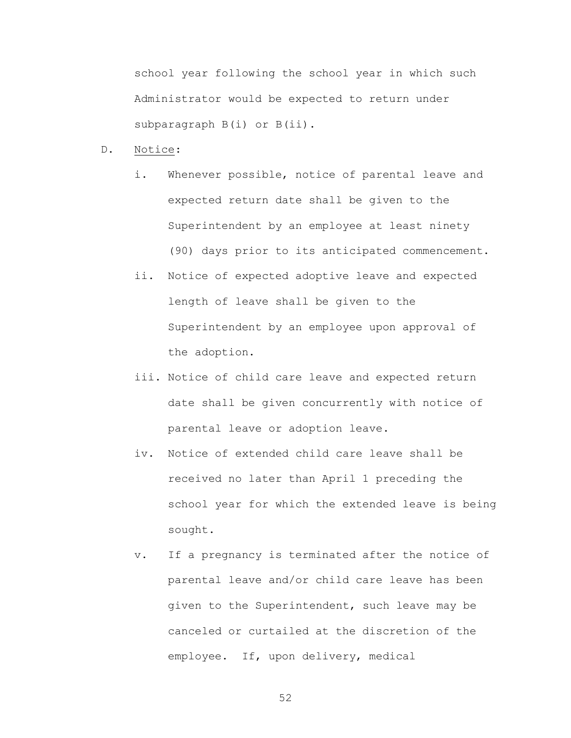school year following the school year in which such Administrator would be expected to return under subparagraph B(i) or B(ii).

D. <u>Notice</u>:

   i. Whenever possible, notice of parental leave and expected return date shall be given to the Superintendent by an employee at least ninety (90) days prior to its anticipated commencement.

   ii. Notice of expected adoptive leave and expected length of leave shall be given to the Superintendent by an employee upon approval of the adoption.

   iii. Notice of child care leave and expected return date shall be given concurrently with notice of parental leave or adoption leave.

   iv. Notice of extended child care leave shall be received no later than April 1 preceding the school year for which the extended leave is being sought.

   v. If a pregnancy is terminated after the notice of parental leave and/or child care leave has been given to the Superintendent, such leave may be canceled or curtailed at the discretion of the employee. If, upon delivery, medical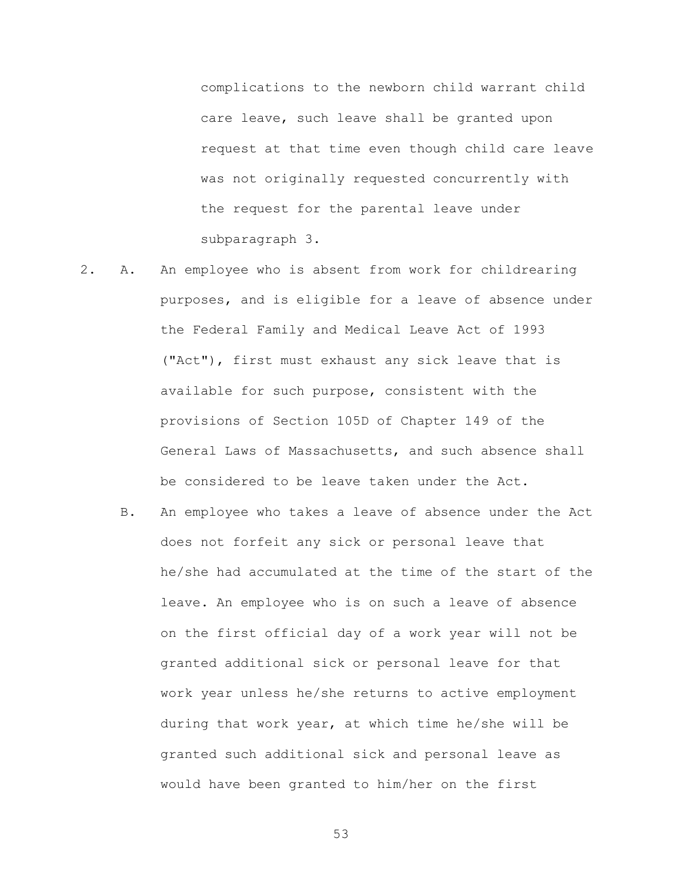complications to the newborn child warrant child care leave, such leave shall be granted upon request at that time even though child care leave was not originally requested concurrently with the request for the parental leave under subparagraph 3.

2. A. An employee who is absent from work for childrearing purposes, and is eligible for a leave of absence under the Federal Family and Medical Leave Act of 1993 ("Act"), first must exhaust any sick leave that is available for such purpose, consistent with the provisions of Section 105D of Chapter 149 of the General Laws of Massachusetts, and such absence shall be considered to be leave taken under the Act.

   B. An employee who takes a leave of absence under the Act does not forfeit any sick or personal leave that he/she had accumulated at the time of the start of the leave. An employee who is on such a leave of absence on the first official day of a work year will not be granted additional sick or personal leave for that work year unless he/she returns to active employment during that work year, at which time he/she will be granted such additional sick and personal leave as would have been granted to him/her on the first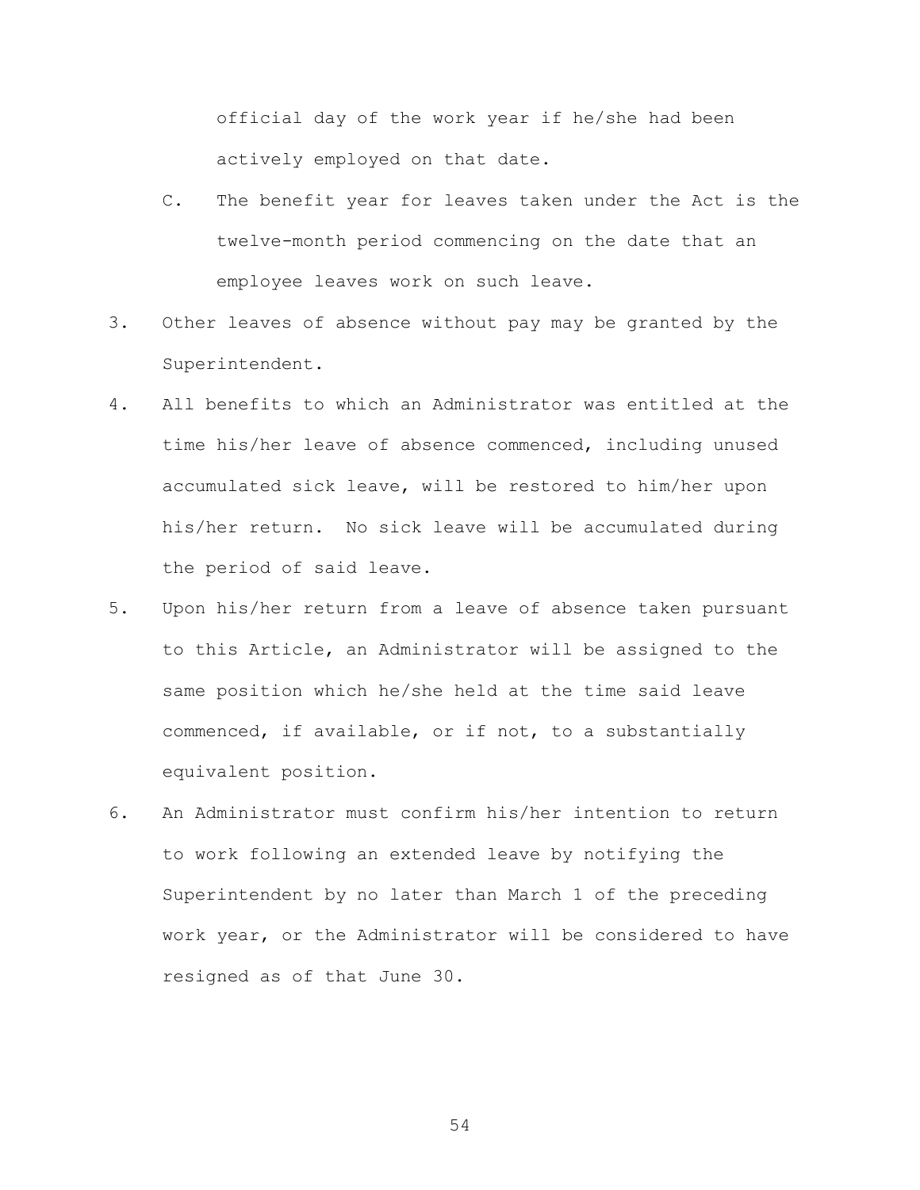official day of the work year if he/she had been actively employed on that date.

   C. The benefit year for leaves taken under the Act is the twelve-month period commencing on the date that an employee leaves work on such leave.

3. Other leaves of absence without pay may be granted by the Superintendent.

4. All benefits to which an Administrator was entitled at the time his/her leave of absence commenced, including unused accumulated sick leave, will be restored to him/her upon his/her return. No sick leave will be accumulated during the period of said leave.

5. Upon his/her return from a leave of absence taken pursuant to this Article, an Administrator will be assigned to the same position which he/she held at the time said leave commenced, if available, or if not, to a substantially equivalent position.

6. An Administrator must confirm his/her intention to return to work following an extended leave by notifying the Superintendent by no later than March 1 of the preceding work year, or the Administrator will be considered to have resigned as of that June 30.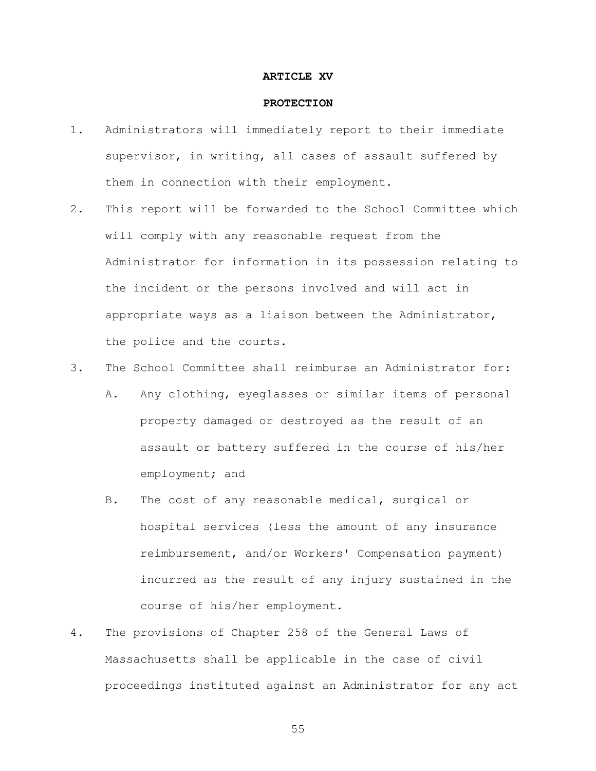## ARTICLE XV

## PROTECTION

1. Administrators will immediately report to their immediate supervisor, in writing, all cases of assault suffered by them in connection with their employment.

2. This report will be forwarded to the School Committee which will comply with any reasonable request from the Administrator for information in its possession relating to the incident or the persons involved and will act in appropriate ways as a liaison between the Administrator, the police and the courts.

3. The School Committee shall reimburse an Administrator for:

   A. Any clothing, eyeglasses or similar items of personal property damaged or destroyed as the result of an assault or battery suffered in the course of his/her employment; and

   B. The cost of any reasonable medical, surgical or hospital services (less the amount of any insurance reimbursement, and/or Workers' Compensation payment) incurred as the result of any injury sustained in the course of his/her employment.

4. The provisions of Chapter 258 of the General Laws of Massachusetts shall be applicable in the case of civil proceedings instituted against an Administrator for any act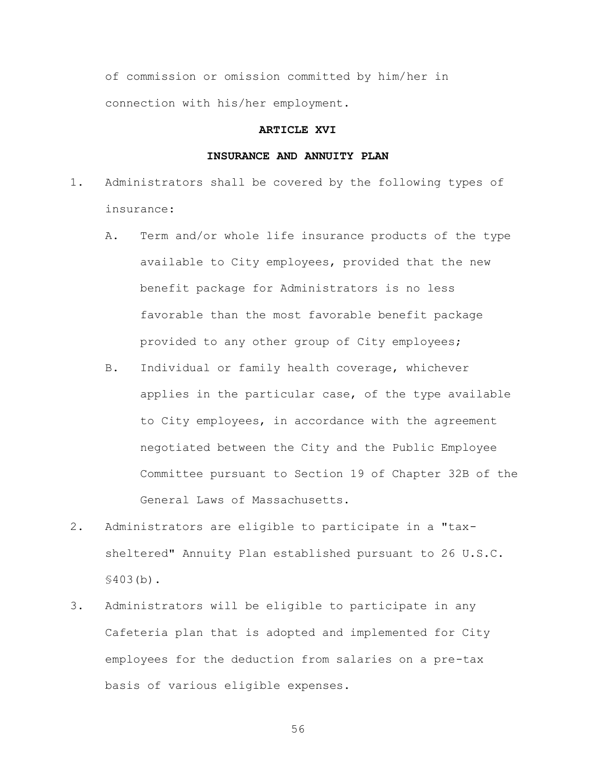of commission or omission committed by him/her in connection with his/her employment.

## ARTICLE XVI

## INSURANCE AND ANNUITY PLAN

1. Administrators shall be covered by the following types of insurance:

   A. Term and/or whole life insurance products of the type available to City employees, provided that the new benefit package for Administrators is no less favorable than the most favorable benefit package provided to any other group of City employees;

   B. Individual or family health coverage, whichever applies in the particular case, of the type available to City employees, in accordance with the agreement negotiated between the City and the Public Employee Committee pursuant to Section 19 of Chapter 32B of the General Laws of Massachusetts.

2. Administrators are eligible to participate in a "tax-sheltered" Annuity Plan established pursuant to 26 U.S.C. §403(b).

3. Administrators will be eligible to participate in any Cafeteria plan that is adopted and implemented for City employees for the deduction from salaries on a pre-tax basis of various eligible expenses.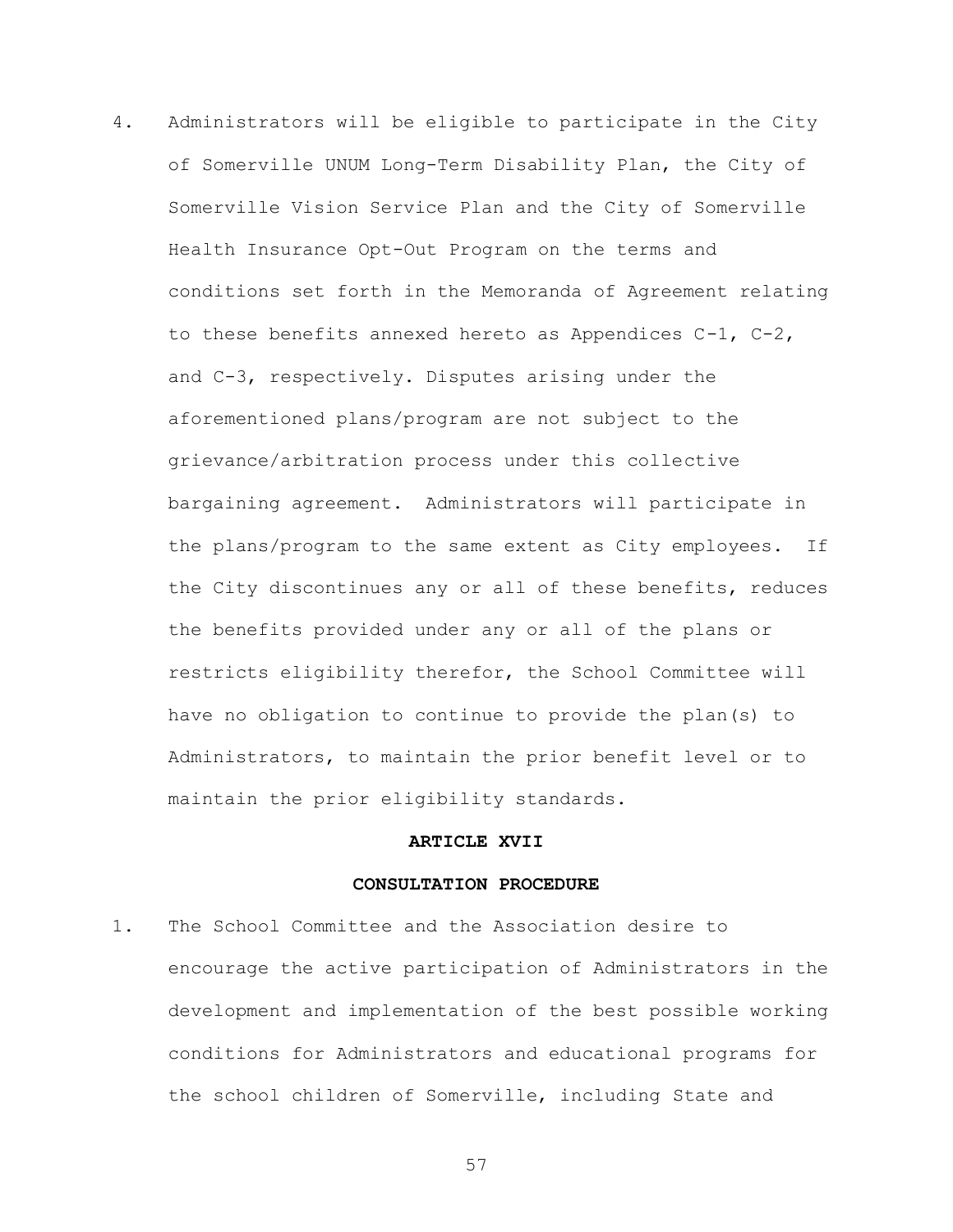4. Administrators will be eligible to participate in the City of Somerville UNUM Long-Term Disability Plan, the City of Somerville Vision Service Plan and the City of Somerville Health Insurance Opt-Out Program on the terms and conditions set forth in the Memoranda of Agreement relating to these benefits annexed hereto as Appendices C-1, C-2, and C-3, respectively. Disputes arising under the aforementioned plans/program are not subject to the grievance/arbitration process under this collective bargaining agreement. Administrators will participate in the plans/program to the same extent as City employees. If the City discontinues any or all of these benefits, reduces the benefits provided under any or all of the plans or restricts eligibility therefor, the School Committee will have no obligation to continue to provide the plan(s) to Administrators, to maintain the prior benefit level or to maintain the prior eligibility standards.

## ARTICLE XVII

## CONSULTATION PROCEDURE

1. The School Committee and the Association desire to encourage the active participation of Administrators in the development and implementation of the best possible working conditions for Administrators and educational programs for the school children of Somerville, including State and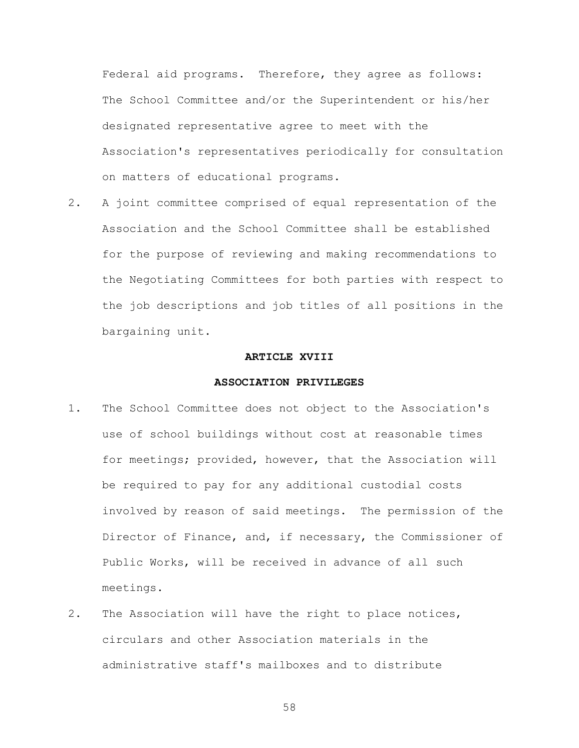Federal aid programs. Therefore, they agree as follows: The School Committee and/or the Superintendent or his/her designated representative agree to meet with the Association's representatives periodically for consultation on matters of educational programs.

2. A joint committee comprised of equal representation of the Association and the School Committee shall be established for the purpose of reviewing and making recommendations to the Negotiating Committees for both parties with respect to the job descriptions and job titles of all positions in the bargaining unit.

## ARTICLE XVIII

## ASSOCIATION PRIVILEGES

1. The School Committee does not object to the Association's use of school buildings without cost at reasonable times for meetings; provided, however, that the Association will be required to pay for any additional custodial costs involved by reason of said meetings. The permission of the Director of Finance, and, if necessary, the Commissioner of Public Works, will be received in advance of all such meetings.

2. The Association will have the right to place notices, circulars and other Association materials in the administrative staff's mailboxes and to distribute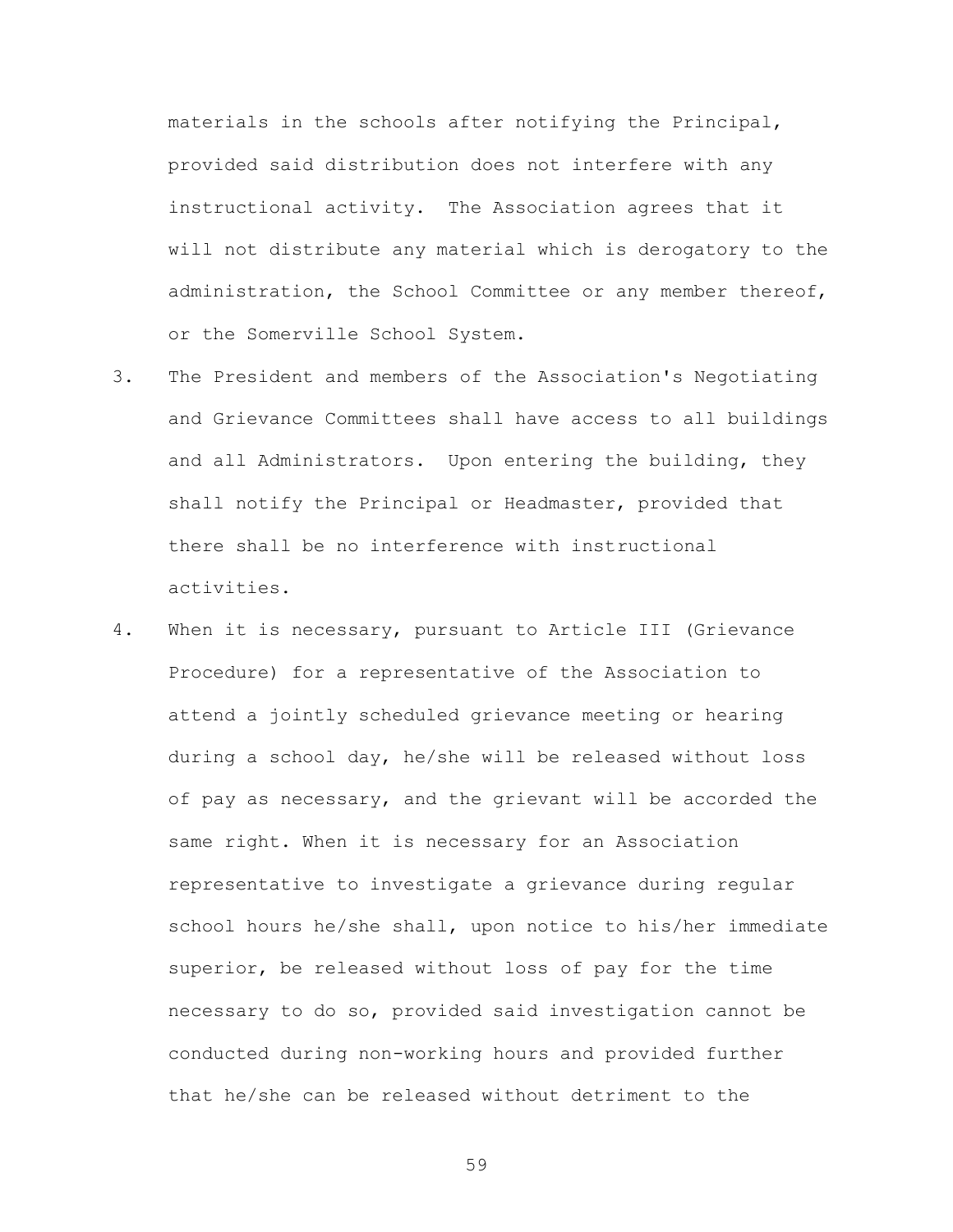materials in the schools after notifying the Principal, provided said distribution does not interfere with any instructional activity. The Association agrees that it will not distribute any material which is derogatory to the administration, the School Committee or any member thereof, or the Somerville School System.

3. The President and members of the Association's Negotiating and Grievance Committees shall have access to all buildings and all Administrators. Upon entering the building, they shall notify the Principal or Headmaster, provided that there shall be no interference with instructional activities.

4. When it is necessary, pursuant to Article III (Grievance Procedure) for a representative of the Association to attend a jointly scheduled grievance meeting or hearing during a school day, he/she will be released without loss of pay as necessary, and the grievant will be accorded the same right. When it is necessary for an Association representative to investigate a grievance during regular school hours he/she shall, upon notice to his/her immediate superior, be released without loss of pay for the time necessary to do so, provided said investigation cannot be conducted during non-working hours and provided further that he/she can be released without detriment to the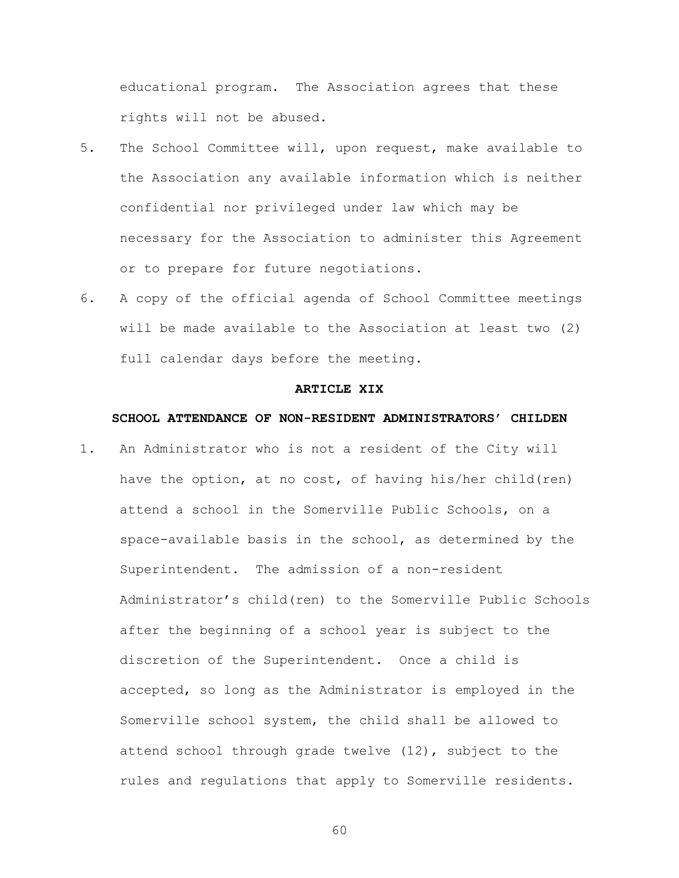educational program. The Association agrees that these rights will not be abused.

5. The School Committee will, upon request, make available to the Association any available information which is neither confidential nor privileged under law which may be necessary for the Association to administer this Agreement or to prepare for future negotiations.

6. A copy of the official agenda of School Committee meetings will be made available to the Association at least two (2) full calendar days before the meeting.

## ARTICLE XIX

## SCHOOL ATTENDANCE OF NON-RESIDENT ADMINISTRATORS' CHILDEN

1. An Administrator who is not a resident of the City will have the option, at no cost, of having his/her child(ren) attend a school in the Somerville Public Schools, on a space-available basis in the school, as determined by the Superintendent. The admission of a non-resident Administrator's child(ren) to the Somerville Public Schools after the beginning of a school year is subject to the discretion of the Superintendent. Once a child is accepted, so long as the Administrator is employed in the Somerville school system, the child shall be allowed to attend school through grade twelve (12), subject to the rules and regulations that apply to Somerville residents.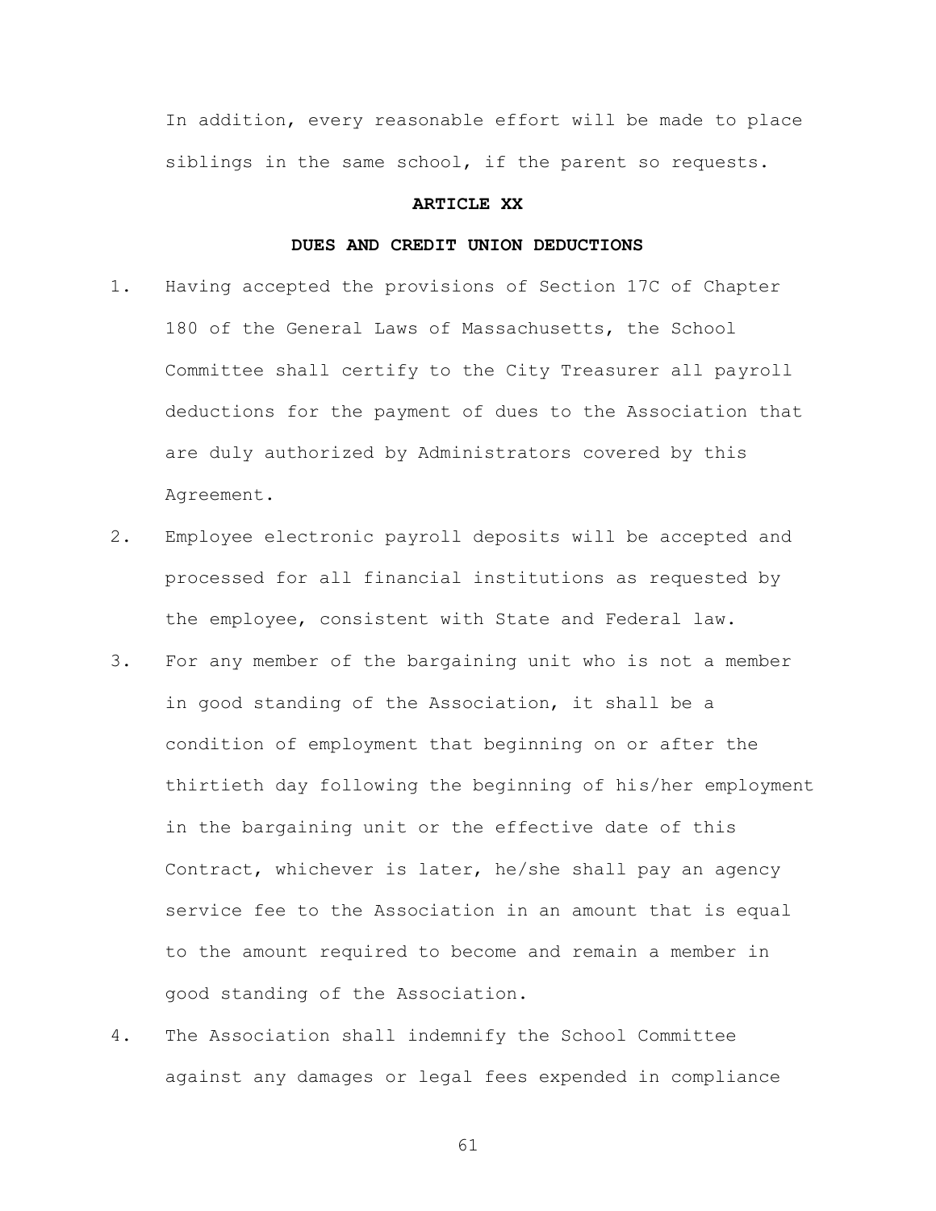In addition, every reasonable effort will be made to place siblings in the same school, if the parent so requests.

## ARTICLE XX

## DUES AND CREDIT UNION DEDUCTIONS

1. Having accepted the provisions of Section 17C of Chapter 180 of the General Laws of Massachusetts, the School Committee shall certify to the City Treasurer all payroll deductions for the payment of dues to the Association that are duly authorized by Administrators covered by this Agreement.
2. Employee electronic payroll deposits will be accepted and processed for all financial institutions as requested by the employee, consistent with State and Federal law.
3. For any member of the bargaining unit who is not a member in good standing of the Association, it shall be a condition of employment that beginning on or after the thirtieth day following the beginning of his/her employment in the bargaining unit or the effective date of this Contract, whichever is later, he/she shall pay an agency service fee to the Association in an amount that is equal to the amount required to become and remain a member in good standing of the Association.
4. The Association shall indemnify the School Committee against any damages or legal fees expended in compliance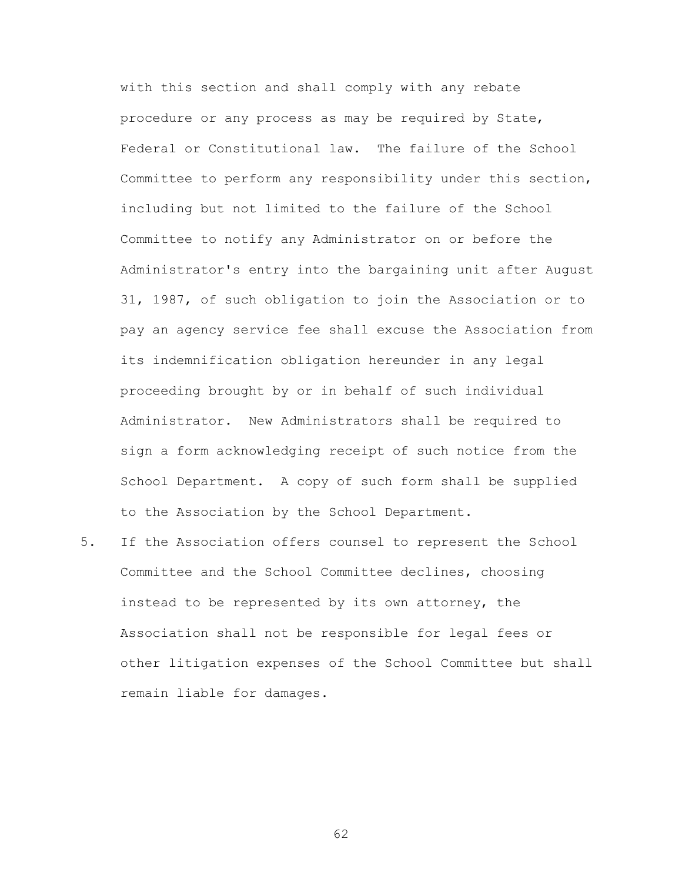with this section and shall comply with any rebate procedure or any process as may be required by State, Federal or Constitutional law. The failure of the School Committee to perform any responsibility under this section, including but not limited to the failure of the School Committee to notify any Administrator on or before the Administrator's entry into the bargaining unit after August 31, 1987, of such obligation to join the Association or to pay an agency service fee shall excuse the Association from its indemnification obligation hereunder in any legal proceeding brought by or in behalf of such individual Administrator. New Administrators shall be required to sign a form acknowledging receipt of such notice from the School Department. A copy of such form shall be supplied to the Association by the School Department.

5. If the Association offers counsel to represent the School Committee and the School Committee declines, choosing instead to be represented by its own attorney, the Association shall not be responsible for legal fees or other litigation expenses of the School Committee but shall remain liable for damages.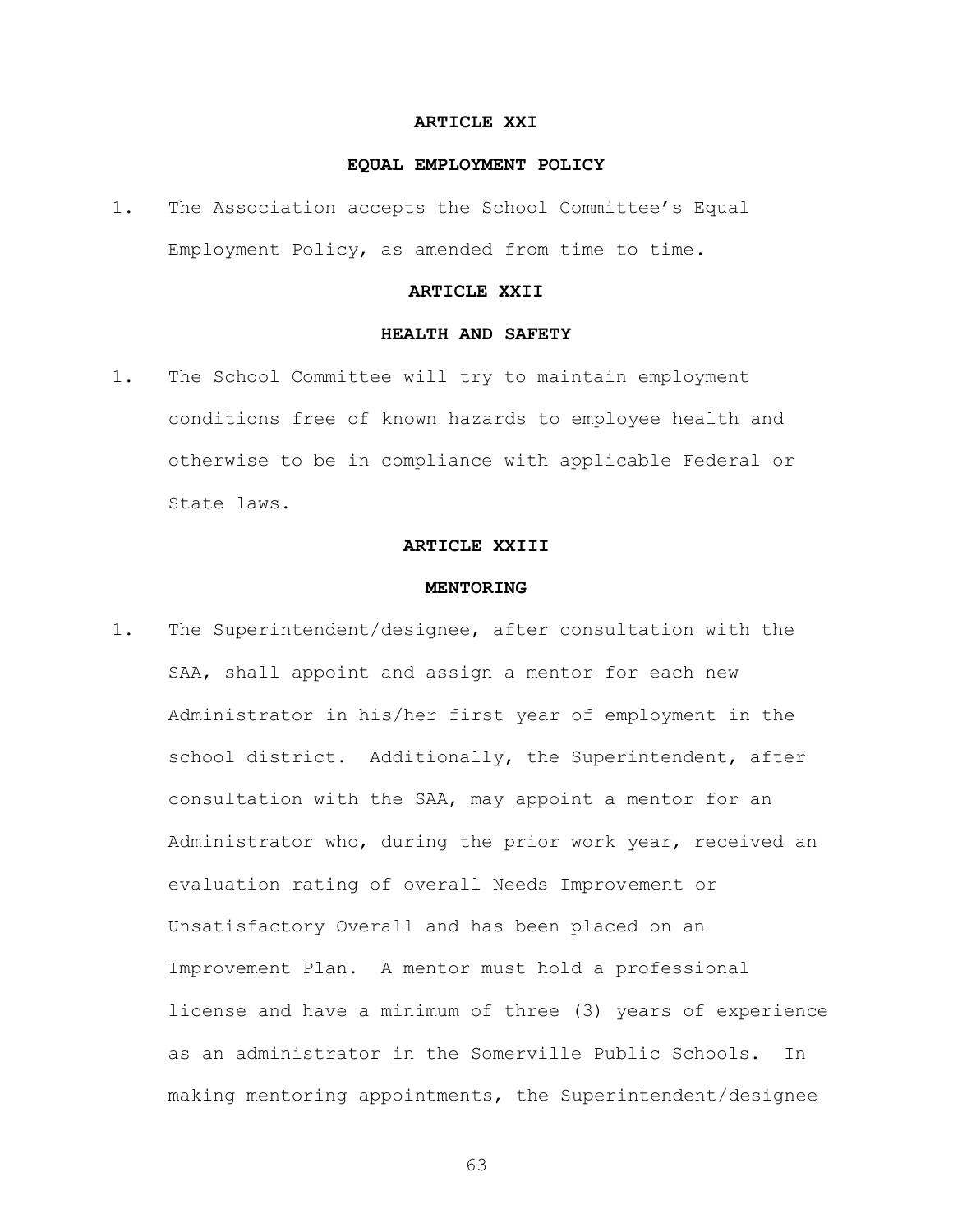## ARTICLE XXI

## EQUAL EMPLOYMENT POLICY

1. The Association accepts the School Committee's Equal Employment Policy, as amended from time to time.

## ARTICLE XXII

## HEALTH AND SAFETY

1. The School Committee will try to maintain employment conditions free of known hazards to employee health and otherwise to be in compliance with applicable Federal or State laws.

## ARTICLE XXIII

## MENTORING

1. The Superintendent/designee, after consultation with the SAA, shall appoint and assign a mentor for each new Administrator in his/her first year of employment in the school district. Additionally, the Superintendent, after consultation with the SAA, may appoint a mentor for an Administrator who, during the prior work year, received an evaluation rating of overall Needs Improvement or Unsatisfactory Overall and has been placed on an Improvement Plan. A mentor must hold a professional license and have a minimum of three (3) years of experience as an administrator in the Somerville Public Schools. In making mentoring appointments, the Superintendent/designee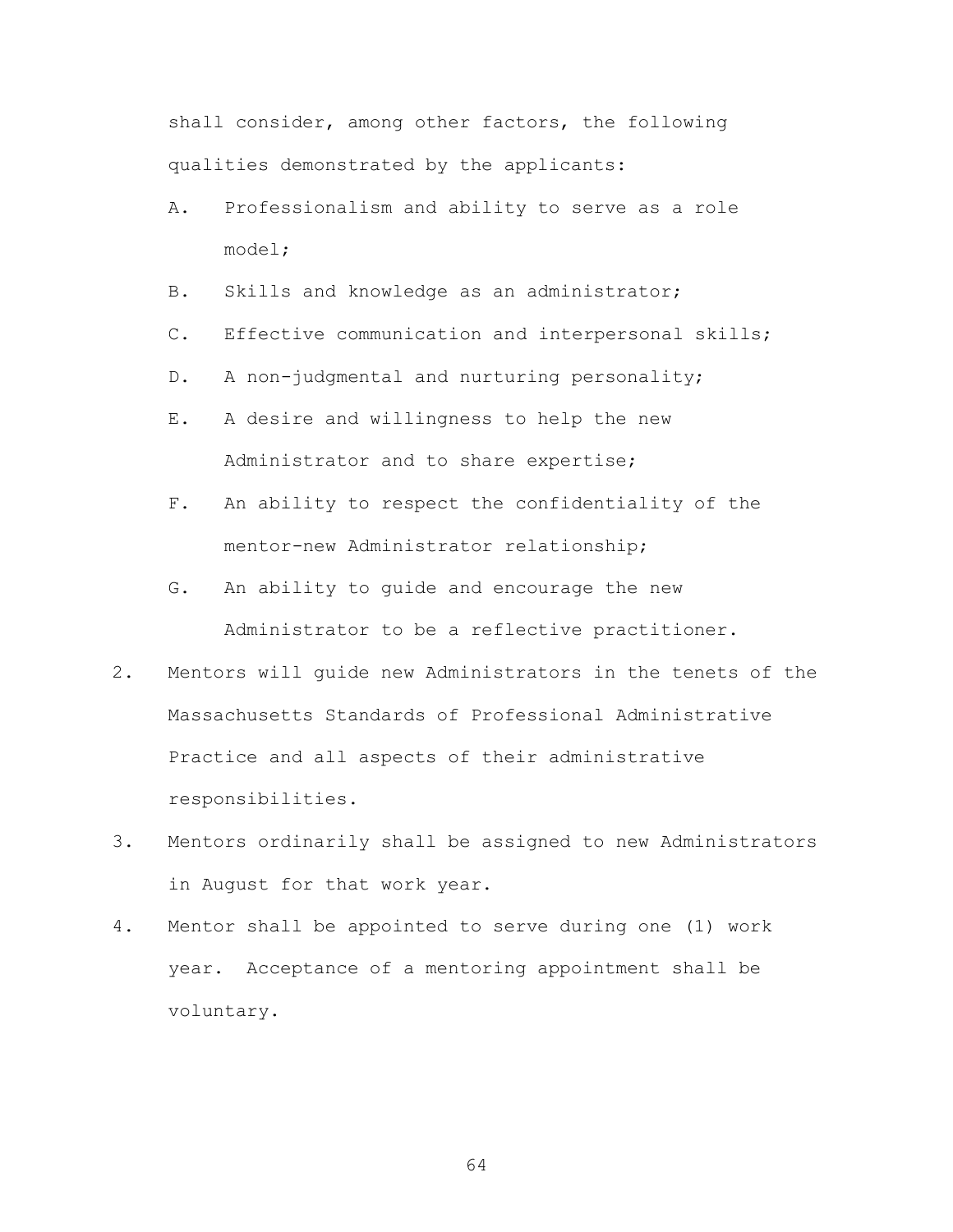shall consider, among other factors, the following qualities demonstrated by the applicants:

A. Professionalism and ability to serve as a role model;

B. Skills and knowledge as an administrator;

C. Effective communication and interpersonal skills;

D. A non-judgmental and nurturing personality;

E. A desire and willingness to help the new Administrator and to share expertise;

F. An ability to respect the confidentiality of the mentor-new Administrator relationship;

G. An ability to guide and encourage the new Administrator to be a reflective practitioner.

2. Mentors will guide new Administrators in the tenets of the Massachusetts Standards of Professional Administrative Practice and all aspects of their administrative responsibilities.

3. Mentors ordinarily shall be assigned to new Administrators in August for that work year.

4. Mentor shall be appointed to serve during one (1) work year. Acceptance of a mentoring appointment shall be voluntary.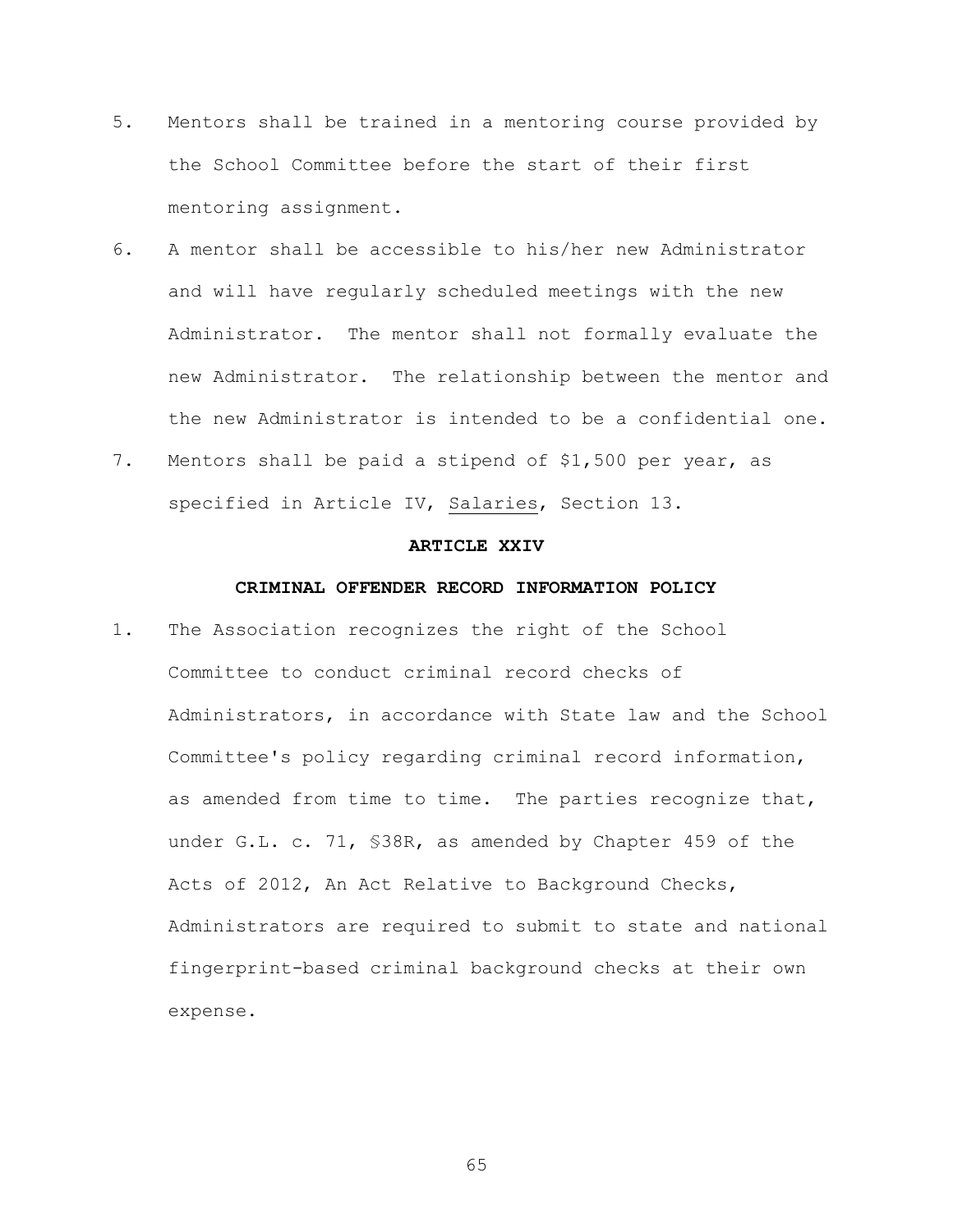5. Mentors shall be trained in a mentoring course provided by the School Committee before the start of their first mentoring assignment.
6. A mentor shall be accessible to his/her new Administrator and will have regularly scheduled meetings with the new Administrator. The mentor shall not formally evaluate the new Administrator. The relationship between the mentor and the new Administrator is intended to be a confidential one.
7. Mentors shall be paid a stipend of $1,500 per year, as specified in Article IV, <u>Salaries</u>, Section 13.

## ARTICLE XXIV

## CRIMINAL OFFENDER RECORD INFORMATION POLICY

1. The Association recognizes the right of the School Committee to conduct criminal record checks of Administrators, in accordance with State law and the School Committee's policy regarding criminal record information, as amended from time to time. The parties recognize that, under G.L. c. 71, §38R, as amended by Chapter 459 of the Acts of 2012, An Act Relative to Background Checks, Administrators are required to submit to state and national fingerprint-based criminal background checks at their own expense.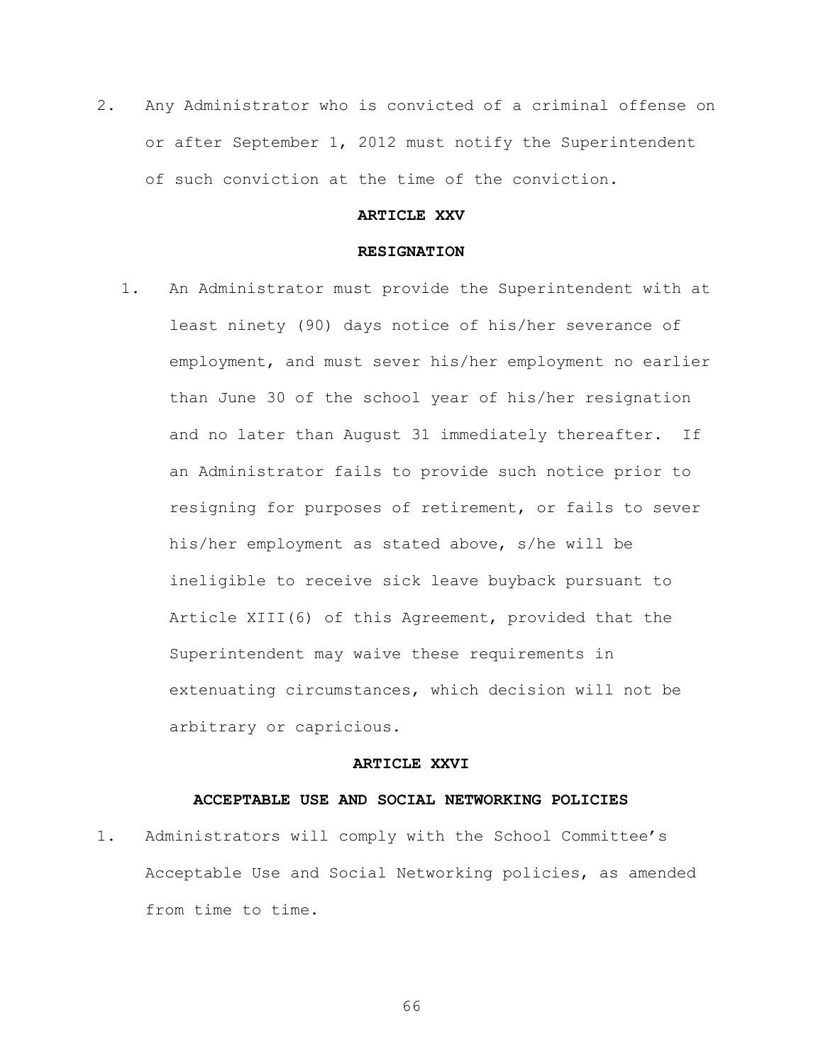2. Any Administrator who is convicted of a criminal offense on or after September 1, 2012 must notify the Superintendent of such conviction at the time of the conviction.

## ARTICLE XXV

## RESIGNATION

1. An Administrator must provide the Superintendent with at least ninety (90) days notice of his/her severance of employment, and must sever his/her employment no earlier than June 30 of the school year of his/her resignation and no later than August 31 immediately thereafter. If an Administrator fails to provide such notice prior to resigning for purposes of retirement, or fails to sever his/her employment as stated above, s/he will be ineligible to receive sick leave buyback pursuant to Article XIII(6) of this Agreement, provided that the Superintendent may waive these requirements in extenuating circumstances, which decision will not be arbitrary or capricious.

## ARTICLE XXVI

## ACCEPTABLE USE AND SOCIAL NETWORKING POLICIES

1. Administrators will comply with the School Committee's Acceptable Use and Social Networking policies, as amended from time to time.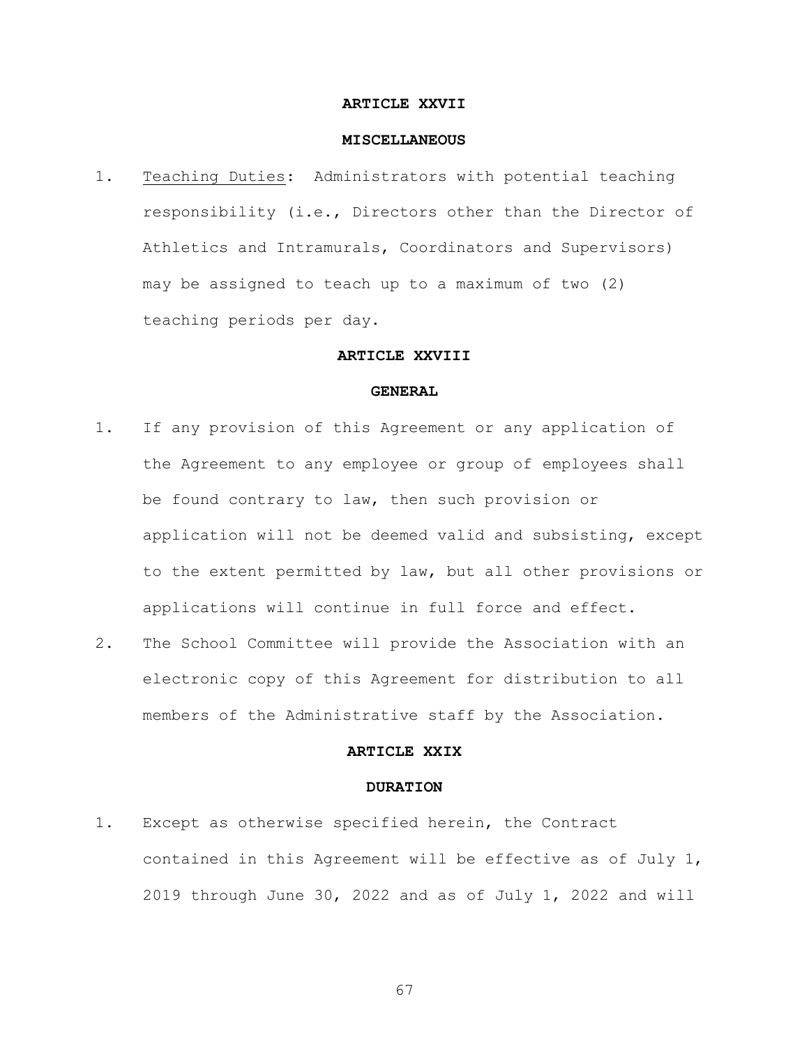## ARTICLE XXVII

## MISCELLANEOUS

1. Teaching Duties: Administrators with potential teaching responsibility (i.e., Directors other than the Director of Athletics and Intramurals, Coordinators and Supervisors) may be assigned to teach up to a maximum of two (2) teaching periods per day.

## ARTICLE XXVIII

## GENERAL

1. If any provision of this Agreement or any application of the Agreement to any employee or group of employees shall be found contrary to law, then such provision or application will not be deemed valid and subsisting, except to the extent permitted by law, but all other provisions or applications will continue in full force and effect.
2. The School Committee will provide the Association with an electronic copy of this Agreement for distribution to all members of the Administrative staff by the Association.

## ARTICLE XXIX

## DURATION

1. Except as otherwise specified herein, the Contract contained in this Agreement will be effective as of July 1, 2019 through June 30, 2022 and as of July 1, 2022 and will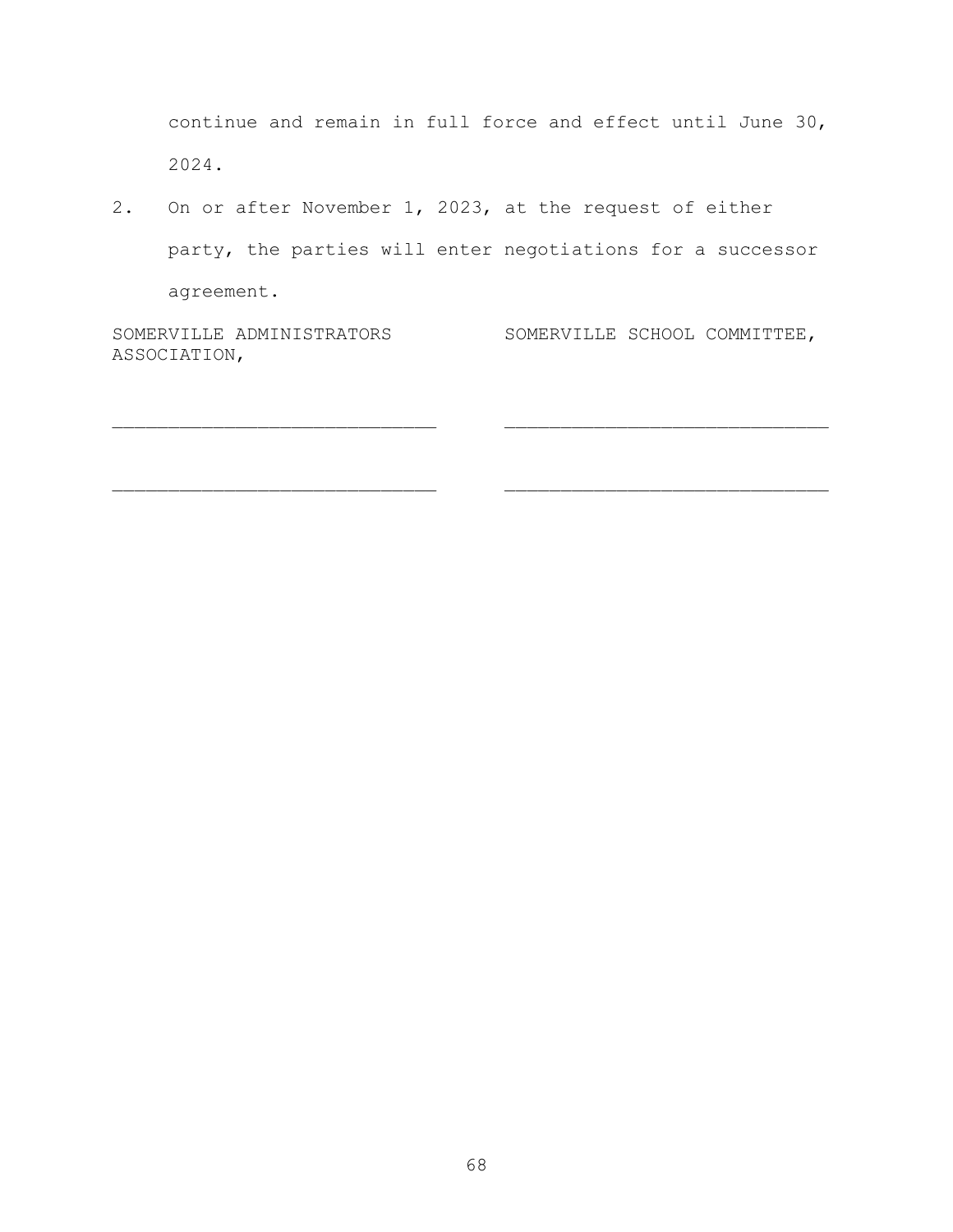continue and remain in full force and effect until June 30, 2024.

2. On or after November 1, 2023, at the request of either party, the parties will enter negotiations for a successor agreement.

| SOMERVILLE ADMINISTRATORS ASSOCIATION, | SOMERVILLE SCHOOL COMMITTEE, |
| --- | --- |
| ____________________________ | ____________________________ |
| ____________________________ | ____________________________ |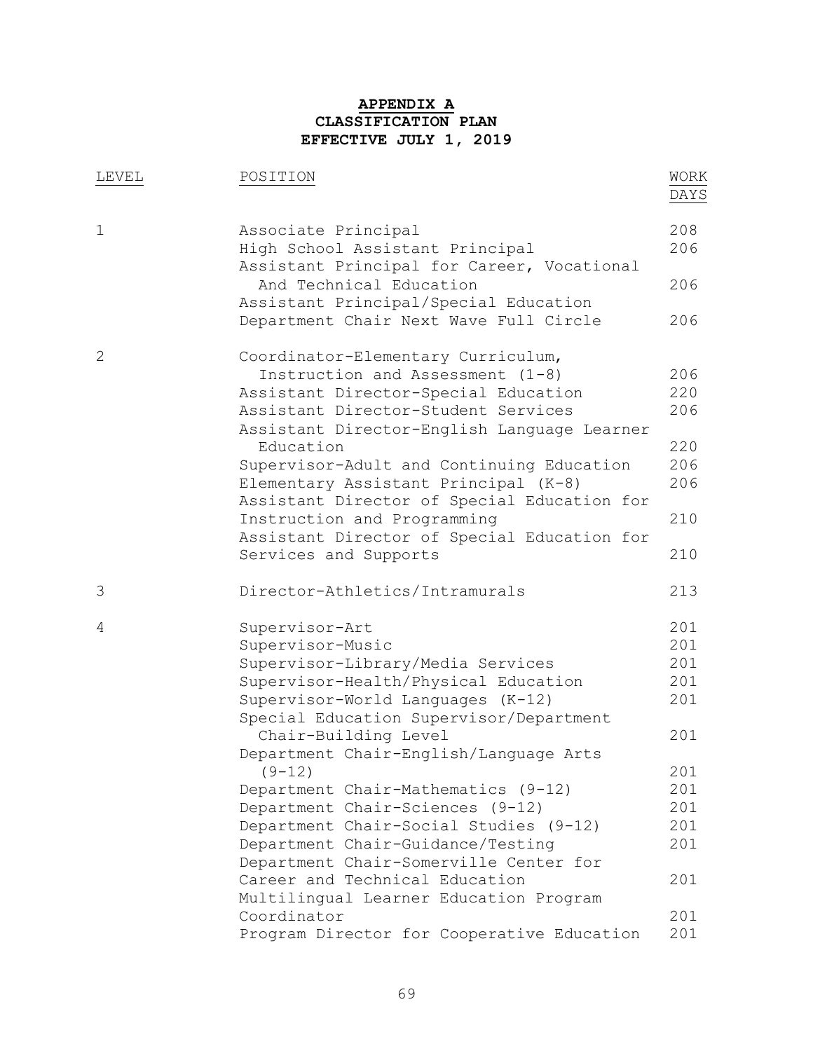# APPENDIX A
## CLASSIFICATION PLAN
## EFFECTIVE JULY 1, 2019

| LEVEL | POSITION | WORK DAYS |
|---|---|---|
| 1 | Associate Principal | 208 |
| | High School Assistant Principal | 206 |
| | Assistant Principal for Career, Vocational And Technical Education | 206 |
| | Assistant Principal/Special Education Department Chair Next Wave Full Circle | 206 |
| 2 | Coordinator-Elementary Curriculum, Instruction and Assessment (1-8) | 206 |
| | Assistant Director-Special Education | 220 |
| | Assistant Director-Student Services | 206 |
| | Assistant Director-English Language Learner Education | 220 |
| | Supervisor-Adult and Continuing Education | 206 |
| | Elementary Assistant Principal (K-8) | 206 |
| | Assistant Director of Special Education for Instruction and Programming | 210 |
| | Assistant Director of Special Education for Services and Supports | 210 |
| 3 | Director-Athletics/Intramurals | 213 |
| 4 | Supervisor-Art | 201 |
| | Supervisor-Music | 201 |
| | Supervisor-Library/Media Services | 201 |
| | Supervisor-Health/Physical Education | 201 |
| | Supervisor-World Languages (K-12) | 201 |
| | Special Education Supervisor/Department Chair-Building Level | 201 |
| | Department Chair-English/Language Arts (9-12) | 201 |
| | Department Chair-Mathematics (9-12) | 201 |
| | Department Chair-Sciences (9-12) | 201 |
| | Department Chair-Social Studies (9-12) | 201 |
| | Department Chair-Guidance/Testing | 201 |
| | Department Chair-Somerville Center for Career and Technical Education | 201 |
| | Multilingual Learner Education Program Coordinator | 201 |
| | Program Director for Cooperative Education | 201 |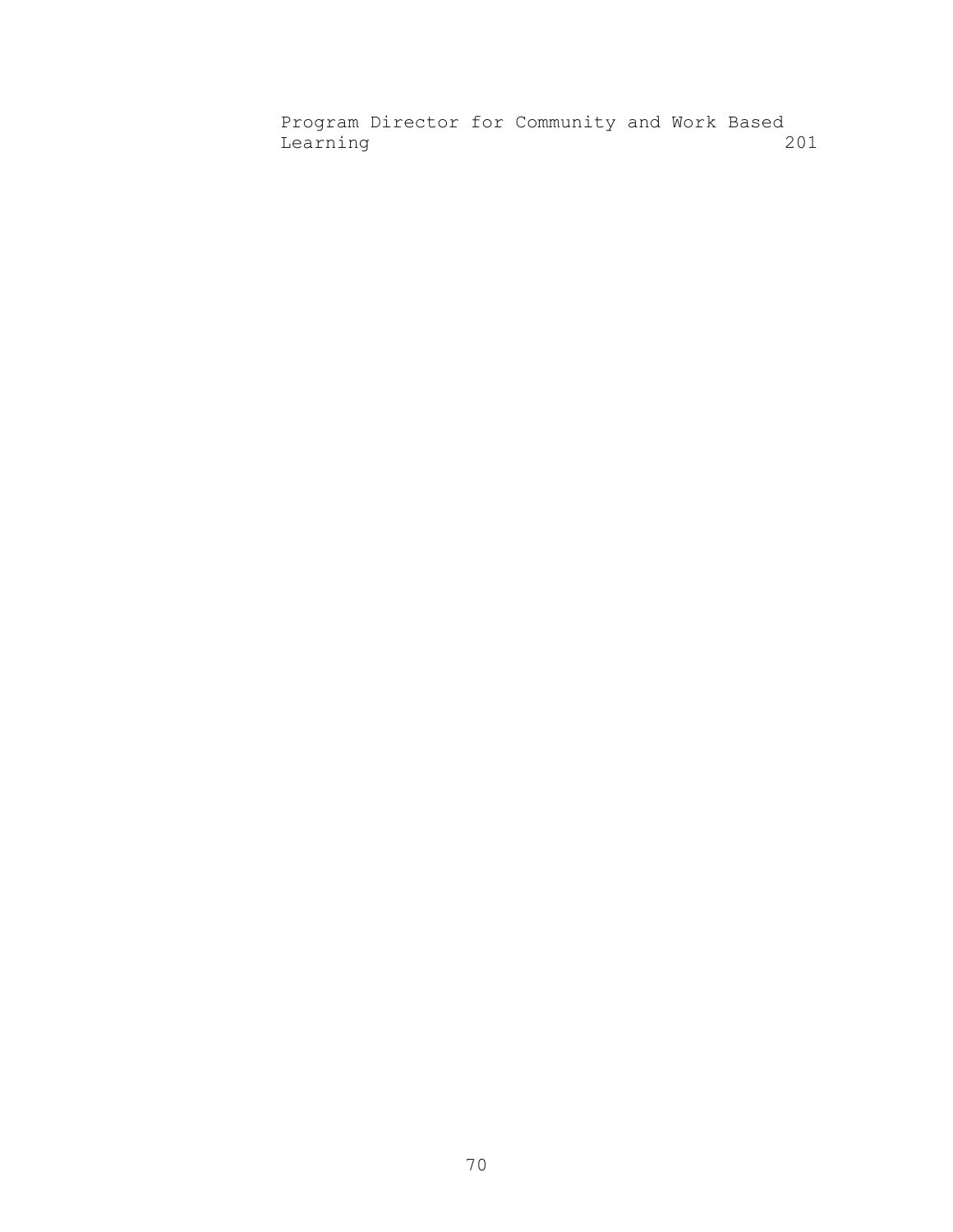Program Director for Community and Work Based Learning 201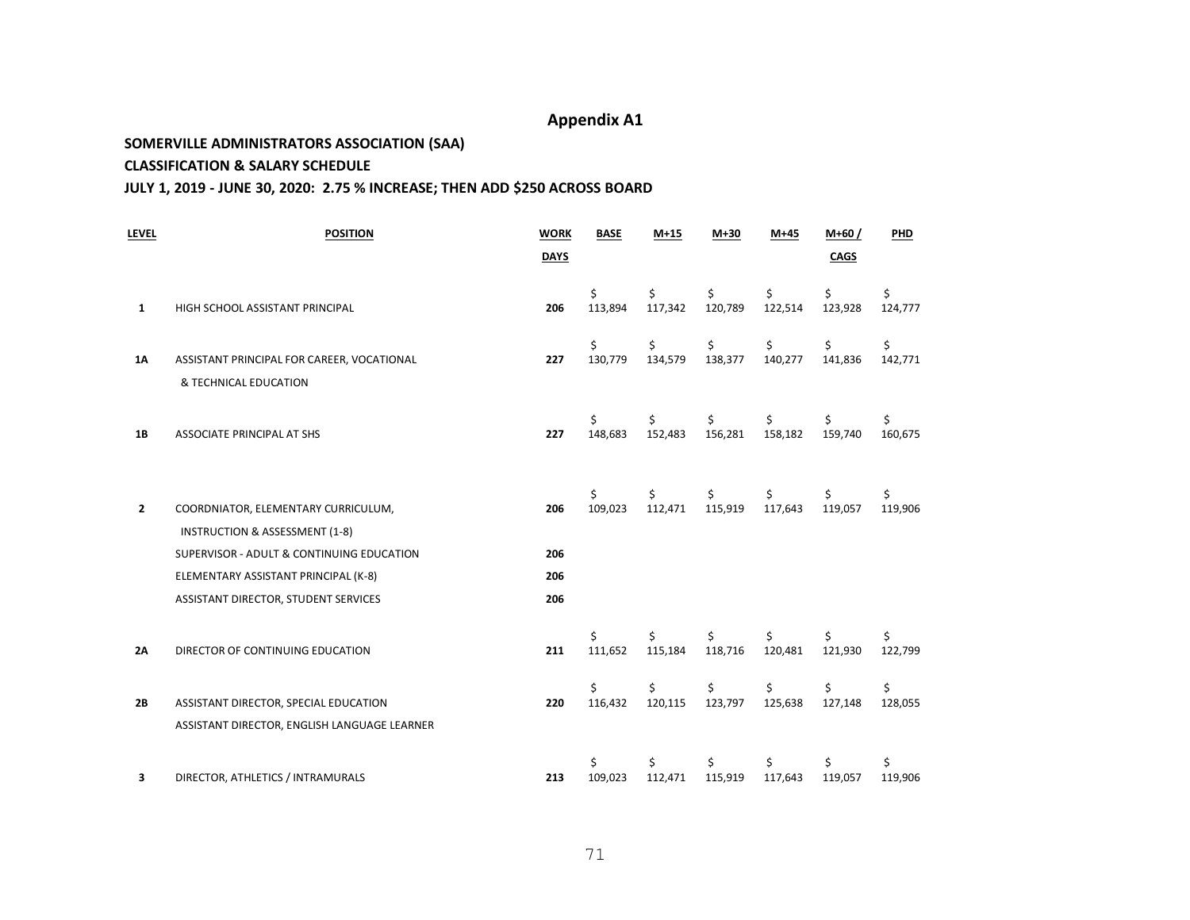## Appendix A1

**SOMERVILLE ADMINISTRATORS ASSOCIATION (SAA)**

**CLASSIFICATION & SALARY SCHEDULE**

**JULY 1, 2019 - JUNE 30, 2020: 2.75 % INCREASE; THEN ADD $250 ACROSS BOARD**

| LEVEL | POSITION | WORK DAYS | BASE | M+15 | M+30 | M+45 | M+60 / CAGS | PHD |
|---|---|---|---|---|---|---|---|---|
| 1 | HIGH SCHOOL ASSISTANT PRINCIPAL | 206 | $ 113,894 | $ 117,342 | $ 120,789 | $ 122,514 | $ 123,928 | $ 124,777 |
| 1A | ASSISTANT PRINCIPAL FOR CAREER, VOCATIONAL & TECHNICAL EDUCATION | 227 | $ 130,779 | $ 134,579 | $ 138,377 | $ 140,277 | $ 141,836 | $ 142,771 |
| 1B | ASSOCIATE PRINCIPAL AT SHS | 227 | $ 148,683 | $ 152,483 | $ 156,281 | $ 158,182 | $ 159,740 | $ 160,675 |
| 2 | COORDNIATOR, ELEMENTARY CURRICULUM, INSTRUCTION & ASSESSMENT (1-8) | 206 | $ 109,023 | $ 112,471 | $ 115,919 | $ 117,643 | $ 119,057 | $ 119,906 |
| | SUPERVISOR - ADULT & CONTINUING EDUCATION | 206 | | | | | | |
| | ELEMENTARY ASSISTANT PRINCIPAL (K-8) | 206 | | | | | | |
| | ASSISTANT DIRECTOR, STUDENT SERVICES | 206 | | | | | | |
| 2A | DIRECTOR OF CONTINUING EDUCATION | 211 | $ 111,652 | $ 115,184 | $ 118,716 | $ 120,481 | $ 121,930 | $ 122,799 |
| 2B | ASSISTANT DIRECTOR, SPECIAL EDUCATION | 220 | $ 116,432 | $ 120,115 | $ 123,797 | $ 125,638 | $ 127,148 | $ 128,055 |
| | ASSISTANT DIRECTOR, ENGLISH LANGUAGE LEARNER | | | | | | | |
| 3 | DIRECTOR, ATHLETICS / INTRAMURALS | 213 | $ 109,023 | $ 112,471 | $ 115,919 | $ 117,643 | $ 119,057 | $ 119,906 |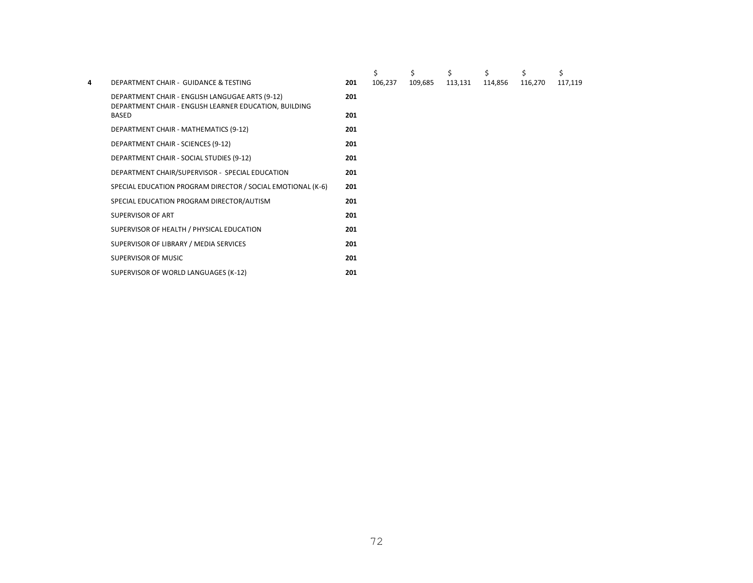| | | | $ | $ | $ | $ | $ | $ |
|---|---|---|---|---|---|---|---|---|
| **4** | DEPARTMENT CHAIR - GUIDANCE & TESTING | **201** | 106,237 | 109,685 | 113,131 | 114,856 | 116,270 | 117,119 |
| | DEPARTMENT CHAIR - ENGLISH LANGUGAE ARTS (9-12) | **201** | | | | | | |
| | DEPARTMENT CHAIR - ENGLISH LEARNER EDUCATION, BUILDING BASED | **201** | | | | | | |
| | DEPARTMENT CHAIR - MATHEMATICS (9-12) | **201** | | | | | | |
| | DEPARTMENT CHAIR - SCIENCES (9-12) | **201** | | | | | | |
| | DEPARTMENT CHAIR - SOCIAL STUDIES (9-12) | **201** | | | | | | |
| | DEPARTMENT CHAIR/SUPERVISOR - SPECIAL EDUCATION | **201** | | | | | | |
| | SPECIAL EDUCATION PROGRAM DIRECTOR / SOCIAL EMOTIONAL (K-6) | **201** | | | | | | |
| | SPECIAL EDUCATION PROGRAM DIRECTOR/AUTISM | **201** | | | | | | |
| | SUPERVISOR OF ART | **201** | | | | | | |
| | SUPERVISOR OF HEALTH / PHYSICAL EDUCATION | **201** | | | | | | |
| | SUPERVISOR OF LIBRARY / MEDIA SERVICES | **201** | | | | | | |
| | SUPERVISOR OF MUSIC | **201** | | | | | | |
| | SUPERVISOR OF WORLD LANGUAGES (K-12) | **201** | | | | | | |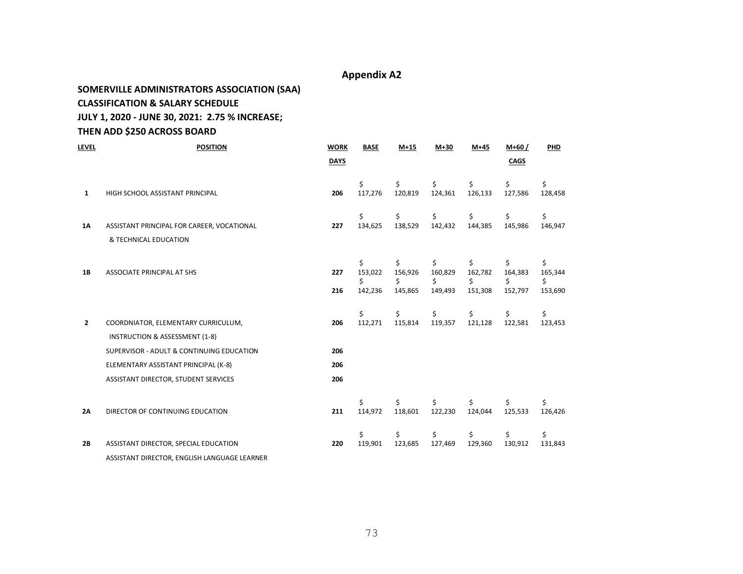# Appendix A2

**SOMERVILLE ADMINISTRATORS ASSOCIATION (SAA)**
**CLASSIFICATION & SALARY SCHEDULE**
**JULY 1, 2020 - JUNE 30, 2021: 2.75 % INCREASE;**
**THEN ADD $250 ACROSS BOARD**

| LEVEL | POSITION | WORK DAYS | BASE | M+15 | M+30 | M+45 | M+60 / CAGS | PHD |
|---|---|---|---|---|---|---|---|---|
| 1 | HIGH SCHOOL ASSISTANT PRINCIPAL | 206 | $ 117,276 | $ 120,819 | $ 124,361 | $ 126,133 | $ 127,586 | $ 128,458 |
| 1A | ASSISTANT PRINCIPAL FOR CAREER, VOCATIONAL & TECHNICAL EDUCATION | 227 | $ 134,625 | $ 138,529 | $ 142,432 | $ 144,385 | $ 145,986 | $ 146,947 |
| 1B | ASSOCIATE PRINCIPAL AT SHS | 227 | $ 153,022 | $ 156,926 | $ 160,829 | $ 162,782 | $ 164,383 | $ 165,344 |
| | | 216 | $ 142,236 | $ 145,865 | $ 149,493 | $ 151,308 | $ 152,797 | $ 153,690 |
| 2 | COORDNIATOR, ELEMENTARY CURRICULUM, INSTRUCTION & ASSESSMENT (1-8) | 206 | $ 112,271 | $ 115,814 | $ 119,357 | $ 121,128 | $ 122,581 | $ 123,453 |
| | SUPERVISOR - ADULT & CONTINUING EDUCATION | 206 | | | | | | |
| | ELEMENTARY ASSISTANT PRINCIPAL (K-8) | 206 | | | | | | |
| | ASSISTANT DIRECTOR, STUDENT SERVICES | 206 | | | | | | |
| 2A | DIRECTOR OF CONTINUING EDUCATION | 211 | $ 114,972 | $ 118,601 | $ 122,230 | $ 124,044 | $ 125,533 | $ 126,426 |
| 2B | ASSISTANT DIRECTOR, SPECIAL EDUCATION | 220 | $ 119,901 | $ 123,685 | $ 127,469 | $ 129,360 | $ 130,912 | $ 131,843 |
| | ASSISTANT DIRECTOR, ENGLISH LANGUAGE LEARNER | | | | | | | |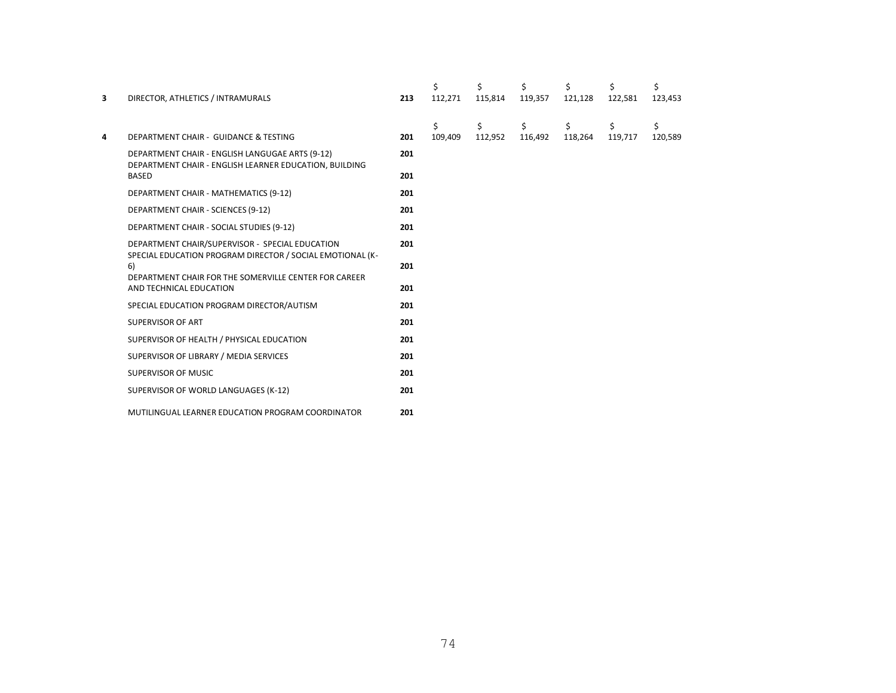| | | | | | | | | |
|---|---|---|---|---|---|---|---|---|
| **3** | DIRECTOR, ATHLETICS / INTRAMURALS | **213** | $ 112,271 | $ 115,814 | $ 119,357 | $ 121,128 | $ 122,581 | $ 123,453 |
| **4** | DEPARTMENT CHAIR - GUIDANCE & TESTING | **201** | $ 109,409 | $ 112,952 | $ 116,492 | $ 118,264 | $ 119,717 | $ 120,589 |
| | DEPARTMENT CHAIR - ENGLISH LANGUGAE ARTS (9-12) | **201** | | | | | | |
| | DEPARTMENT CHAIR - ENGLISH LEARNER EDUCATION, BUILDING BASED | **201** | | | | | | |
| | DEPARTMENT CHAIR - MATHEMATICS (9-12) | **201** | | | | | | |
| | DEPARTMENT CHAIR - SCIENCES (9-12) | **201** | | | | | | |
| | DEPARTMENT CHAIR - SOCIAL STUDIES (9-12) | **201** | | | | | | |
| | DEPARTMENT CHAIR/SUPERVISOR - SPECIAL EDUCATION | **201** | | | | | | |
| | SPECIAL EDUCATION PROGRAM DIRECTOR / SOCIAL EMOTIONAL (K-6) | **201** | | | | | | |
| | DEPARTMENT CHAIR FOR THE SOMERVILLE CENTER FOR CAREER AND TECHNICAL EDUCATION | **201** | | | | | | |
| | SPECIAL EDUCATION PROGRAM DIRECTOR/AUTISM | **201** | | | | | | |
| | SUPERVISOR OF ART | **201** | | | | | | |
| | SUPERVISOR OF HEALTH / PHYSICAL EDUCATION | **201** | | | | | | |
| | SUPERVISOR OF LIBRARY / MEDIA SERVICES | **201** | | | | | | |
| | SUPERVISOR OF MUSIC | **201** | | | | | | |
| | SUPERVISOR OF WORLD LANGUAGES (K-12) | **201** | | | | | | |
| | MUTILINGUAL LEARNER EDUCATION PROGRAM COORDINATOR | **201** | | | | | | |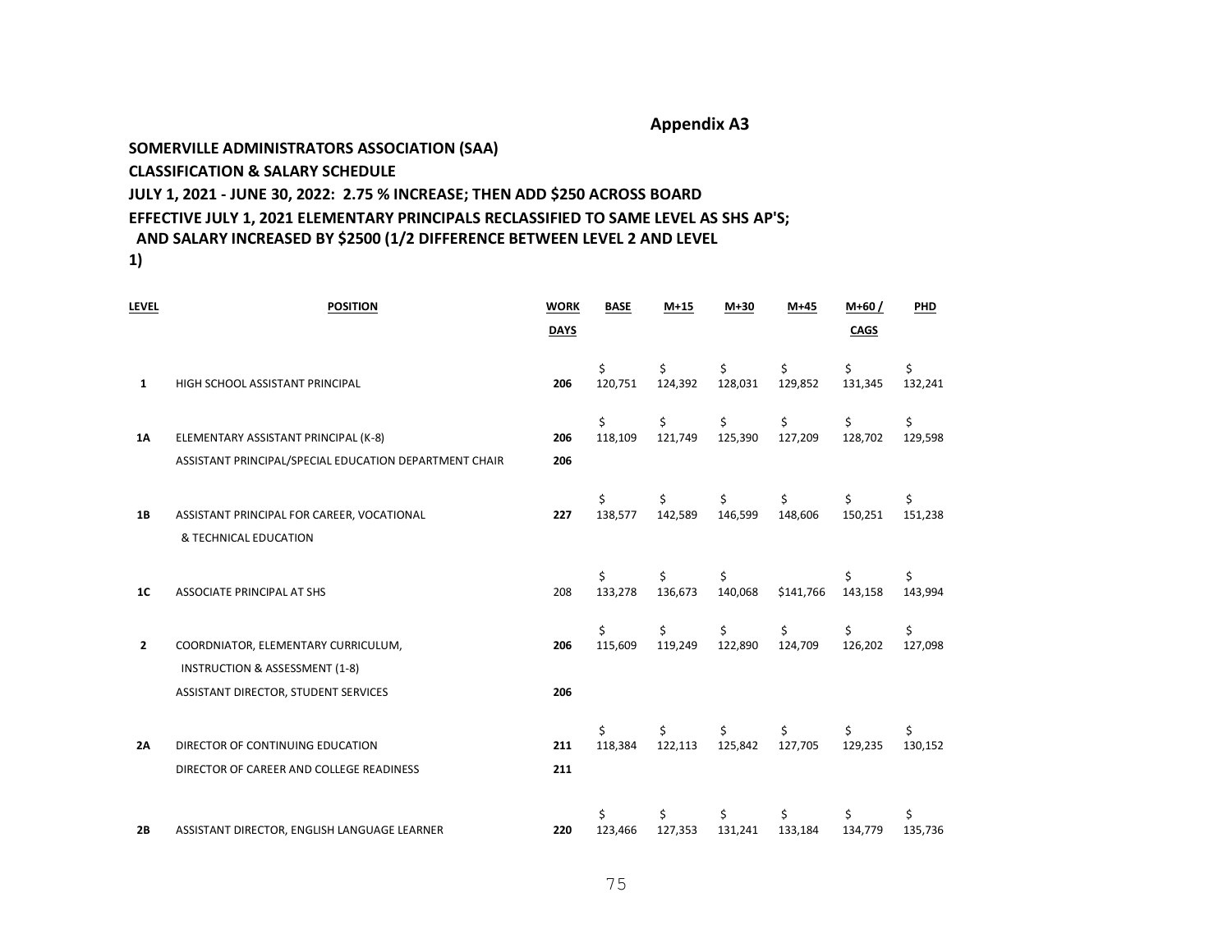## Appendix A3

**SOMERVILLE ADMINISTRATORS ASSOCIATION (SAA)**

**CLASSIFICATION & SALARY SCHEDULE**

**JULY 1, 2021 - JUNE 30, 2022: 2.75 % INCREASE; THEN ADD $250 ACROSS BOARD**

**EFFECTIVE JULY 1, 2021 ELEMENTARY PRINCIPALS RECLASSIFIED TO SAME LEVEL AS SHS AP'S; AND SALARY INCREASED BY $2500 (1/2 DIFFERENCE BETWEEN LEVEL 2 AND LEVEL 1)**

| LEVEL | POSITION | WORK DAYS | BASE | M+15 | M+30 | M+45 | M+60 / CAGS | PHD |
|---|---|---|---|---|---|---|---|---|
| **1** | HIGH SCHOOL ASSISTANT PRINCIPAL | **206** | $ 120,751 | $ 124,392 | $ 128,031 | $ 129,852 | $ 131,345 | $ 132,241 |
| **1A** | ELEMENTARY ASSISTANT PRINCIPAL (K-8) | **206** | $ 118,109 | $ 121,749 | $ 125,390 | $ 127,209 | $ 128,702 | $ 129,598 |
| | ASSISTANT PRINCIPAL/SPECIAL EDUCATION DEPARTMENT CHAIR | **206** | | | | | | |
| **1B** | ASSISTANT PRINCIPAL FOR CAREER, VOCATIONAL & TECHNICAL EDUCATION | **227** | $ 138,577 | $ 142,589 | $ 146,599 | $ 148,606 | $ 150,251 | $ 151,238 |
| **1C** | ASSOCIATE PRINCIPAL AT SHS | 208 | $ 133,278 | $ 136,673 | $ 140,068 | $141,766 | $ 143,158 | $ 143,994 |
| **2** | COORDNIATOR, ELEMENTARY CURRICULUM, INSTRUCTION & ASSESSMENT (1-8) | **206** | $ 115,609 | $ 119,249 | $ 122,890 | $ 124,709 | $ 126,202 | $ 127,098 |
| | ASSISTANT DIRECTOR, STUDENT SERVICES | **206** | | | | | | |
| **2A** | DIRECTOR OF CONTINUING EDUCATION | **211** | $ 118,384 | $ 122,113 | $ 125,842 | $ 127,705 | $ 129,235 | $ 130,152 |
| | DIRECTOR OF CAREER AND COLLEGE READINESS | **211** | | | | | | |
| **2B** | ASSISTANT DIRECTOR, ENGLISH LANGUAGE LEARNER | **220** | $ 123,466 | $ 127,353 | $ 131,241 | $ 133,184 | $ 134,779 | $ 135,736 |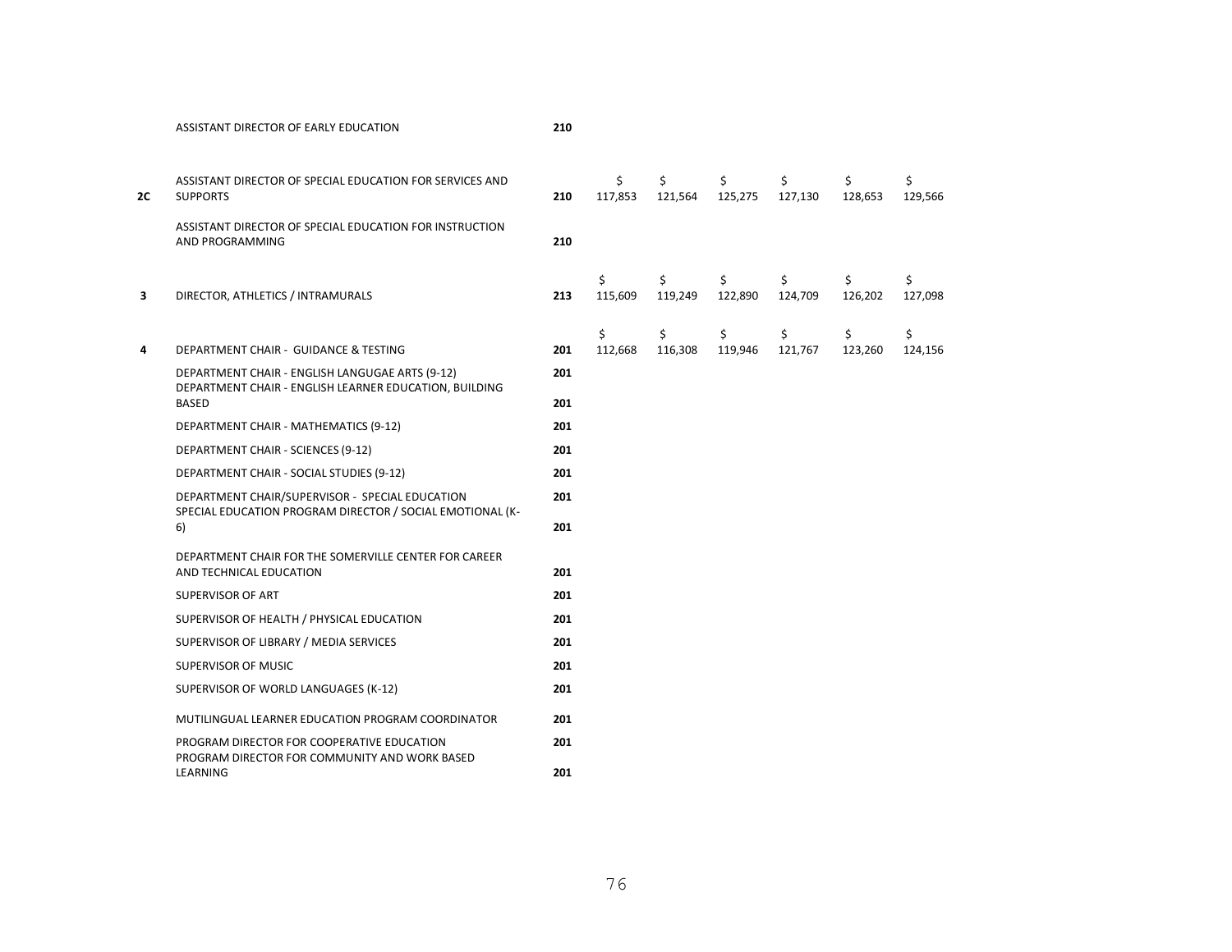| | | | | | | | | |
|---|---|---|---|---|---|---|---|---|
| | ASSISTANT DIRECTOR OF EARLY EDUCATION | **210** | | | | | | |
| **2C** | ASSISTANT DIRECTOR OF SPECIAL EDUCATION FOR SERVICES AND SUPPORTS | **210** | $ 117,853 | $ 121,564 | $ 125,275 | $ 127,130 | $ 128,653 | $ 129,566 |
| | ASSISTANT DIRECTOR OF SPECIAL EDUCATION FOR INSTRUCTION AND PROGRAMMING | **210** | | | | | | |
| **3** | DIRECTOR, ATHLETICS / INTRAMURALS | **213** | $ 115,609 | $ 119,249 | $ 122,890 | $ 124,709 | $ 126,202 | $ 127,098 |
| **4** | DEPARTMENT CHAIR - GUIDANCE & TESTING | **201** | $ 112,668 | $ 116,308 | $ 119,946 | $ 121,767 | $ 123,260 | $ 124,156 |
| | DEPARTMENT CHAIR - ENGLISH LANGUGAE ARTS (9-12) | **201** | | | | | | |
| | DEPARTMENT CHAIR - ENGLISH LEARNER EDUCATION, BUILDING BASED | **201** | | | | | | |
| | DEPARTMENT CHAIR - MATHEMATICS (9-12) | **201** | | | | | | |
| | DEPARTMENT CHAIR - SCIENCES (9-12) | **201** | | | | | | |
| | DEPARTMENT CHAIR - SOCIAL STUDIES (9-12) | **201** | | | | | | |
| | DEPARTMENT CHAIR/SUPERVISOR - SPECIAL EDUCATION | **201** | | | | | | |
| | SPECIAL EDUCATION PROGRAM DIRECTOR / SOCIAL EMOTIONAL (K-6) | **201** | | | | | | |
| | DEPARTMENT CHAIR FOR THE SOMERVILLE CENTER FOR CAREER AND TECHNICAL EDUCATION | **201** | | | | | | |
| | SUPERVISOR OF ART | **201** | | | | | | |
| | SUPERVISOR OF HEALTH / PHYSICAL EDUCATION | **201** | | | | | | |
| | SUPERVISOR OF LIBRARY / MEDIA SERVICES | **201** | | | | | | |
| | SUPERVISOR OF MUSIC | **201** | | | | | | |
| | SUPERVISOR OF WORLD LANGUAGES (K-12) | **201** | | | | | | |
| | MUTILINGUAL LEARNER EDUCATION PROGRAM COORDINATOR | **201** | | | | | | |
| | PROGRAM DIRECTOR FOR COOPERATIVE EDUCATION | **201** | | | | | | |
| | PROGRAM DIRECTOR FOR COMMUNITY AND WORK BASED LEARNING | **201** | | | | | | |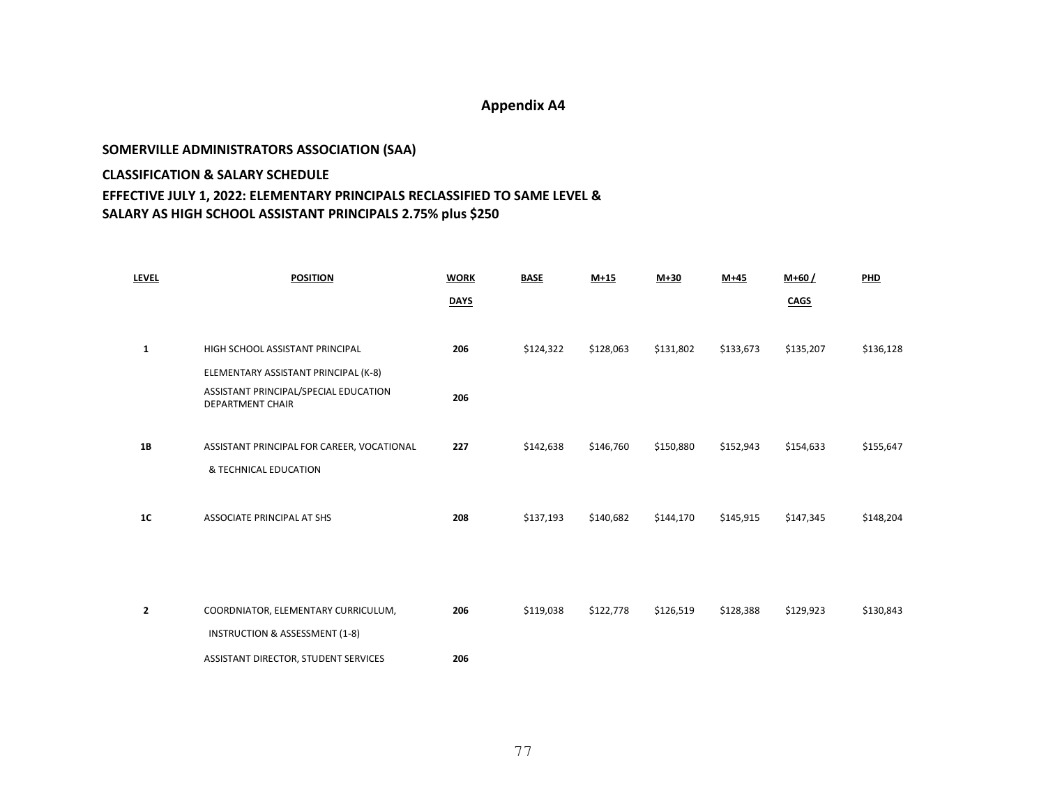# Appendix A4

**SOMERVILLE ADMINISTRATORS ASSOCIATION (SAA)**

**CLASSIFICATION & SALARY SCHEDULE**

**EFFECTIVE JULY 1, 2022: ELEMENTARY PRINCIPALS RECLASSIFIED TO SAME LEVEL & SALARY AS HIGH SCHOOL ASSISTANT PRINCIPALS 2.75% plus $250**

| LEVEL | POSITION | WORK DAYS | BASE | M+15 | M+30 | M+45 | M+60 / CAGS | PHD |
|---|---|---|---|---|---|---|---|---|
| 1 | HIGH SCHOOL ASSISTANT PRINCIPAL | 206 | $124,322 | $128,063 | $131,802 | $133,673 | $135,207 | $136,128 |
| | ELEMENTARY ASSISTANT PRINCIPAL (K-8) | | | | | | | |
| | ASSISTANT PRINCIPAL/SPECIAL EDUCATION DEPARTMENT CHAIR | 206 | | | | | | |
| 1B | ASSISTANT PRINCIPAL FOR CAREER, VOCATIONAL & TECHNICAL EDUCATION | 227 | $142,638 | $146,760 | $150,880 | $152,943 | $154,633 | $155,647 |
| 1C | ASSOCIATE PRINCIPAL AT SHS | 208 | $137,193 | $140,682 | $144,170 | $145,915 | $147,345 | $148,204 |
| 2 | COORDNIATOR, ELEMENTARY CURRICULUM, INSTRUCTION & ASSESSMENT (1-8) | 206 | $119,038 | $122,778 | $126,519 | $128,388 | $129,923 | $130,843 |
| | ASSISTANT DIRECTOR, STUDENT SERVICES | 206 | | | | | | |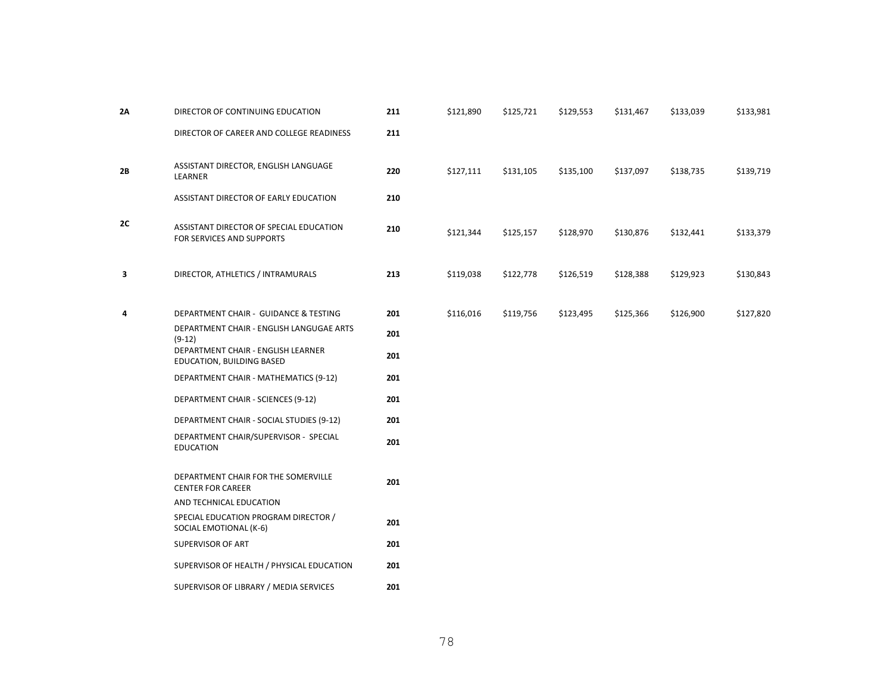| | | | | | | | | |
|---|---|---|---|---|---|---|---|---|
| **2A** | DIRECTOR OF CONTINUING EDUCATION | **211** | $121,890 | $125,721 | $129,553 | $131,467 | $133,039 | $133,981 |
| | DIRECTOR OF CAREER AND COLLEGE READINESS | **211** | | | | | | |
| **2B** | ASSISTANT DIRECTOR, ENGLISH LANGUAGE LEARNER | **220** | $127,111 | $131,105 | $135,100 | $137,097 | $138,735 | $139,719 |
| | ASSISTANT DIRECTOR OF EARLY EDUCATION | **210** | | | | | | |
| **2C** | ASSISTANT DIRECTOR OF SPECIAL EDUCATION FOR SERVICES AND SUPPORTS | **210** | $121,344 | $125,157 | $128,970 | $130,876 | $132,441 | $133,379 |
| **3** | DIRECTOR, ATHLETICS / INTRAMURALS | **213** | $119,038 | $122,778 | $126,519 | $128,388 | $129,923 | $130,843 |
| **4** | DEPARTMENT CHAIR - GUIDANCE & TESTING | **201** | $116,016 | $119,756 | $123,495 | $125,366 | $126,900 | $127,820 |
| | DEPARTMENT CHAIR - ENGLISH LANGUGAE ARTS (9-12) | **201** | | | | | | |
| | DEPARTMENT CHAIR - ENGLISH LEARNER EDUCATION, BUILDING BASED | **201** | | | | | | |
| | DEPARTMENT CHAIR - MATHEMATICS (9-12) | **201** | | | | | | |
| | DEPARTMENT CHAIR - SCIENCES (9-12) | **201** | | | | | | |
| | DEPARTMENT CHAIR - SOCIAL STUDIES (9-12) | **201** | | | | | | |
| | DEPARTMENT CHAIR/SUPERVISOR - SPECIAL EDUCATION | **201** | | | | | | |
| | DEPARTMENT CHAIR FOR THE SOMERVILLE CENTER FOR CAREER AND TECHNICAL EDUCATION | **201** | | | | | | |
| | SPECIAL EDUCATION PROGRAM DIRECTOR / SOCIAL EMOTIONAL (K-6) | **201** | | | | | | |
| | SUPERVISOR OF ART | **201** | | | | | | |
| | SUPERVISOR OF HEALTH / PHYSICAL EDUCATION | **201** | | | | | | |
| | SUPERVISOR OF LIBRARY / MEDIA SERVICES | **201** | | | | | | |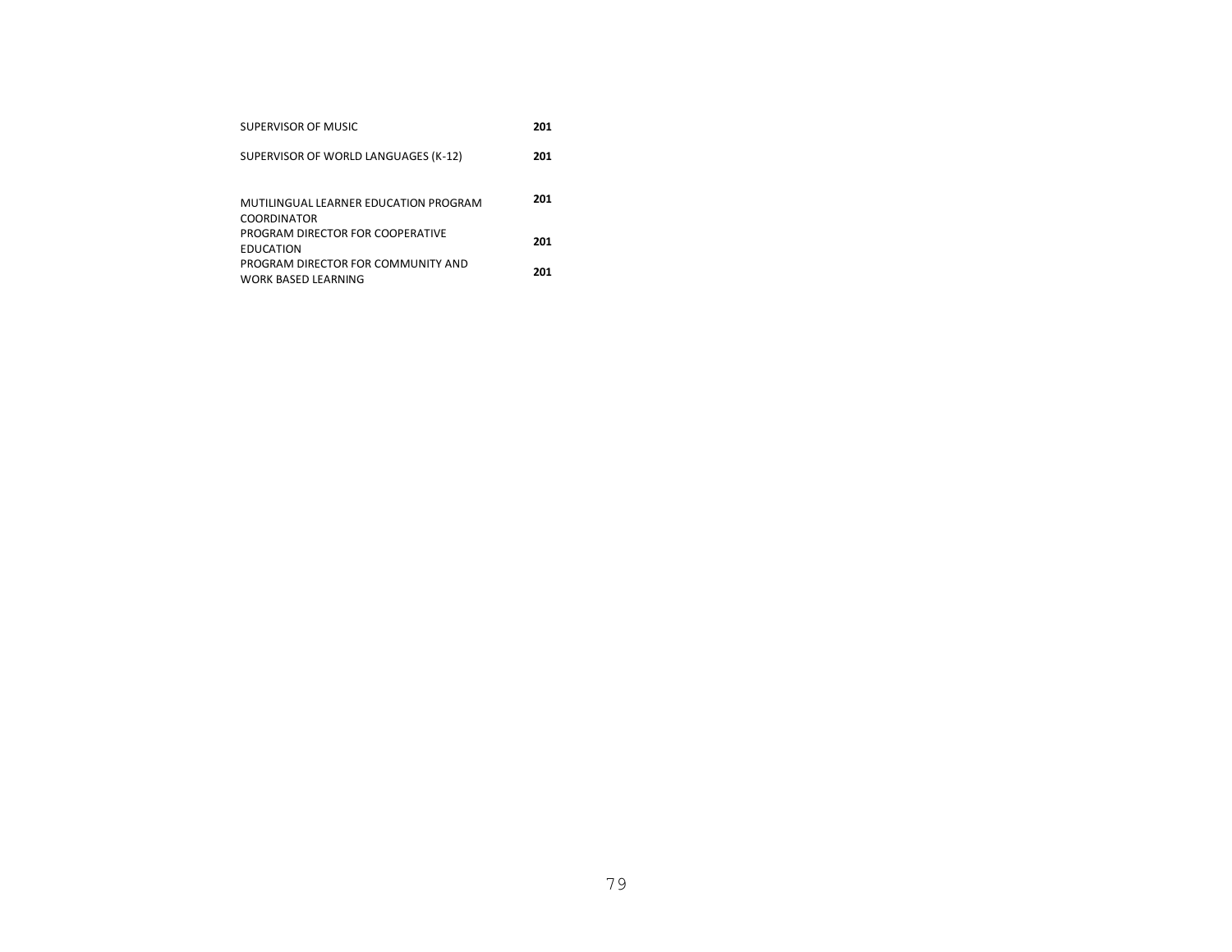| | |
|---|---|
| SUPERVISOR OF MUSIC | **201** |
| SUPERVISOR OF WORLD LANGUAGES (K-12) | **201** |
| MUTILINGUAL LEARNER EDUCATION PROGRAM COORDINATOR | **201** |
| PROGRAM DIRECTOR FOR COOPERATIVE EDUCATION | **201** |
| PROGRAM DIRECTOR FOR COMMUNITY AND WORK BASED LEARNING | **201** |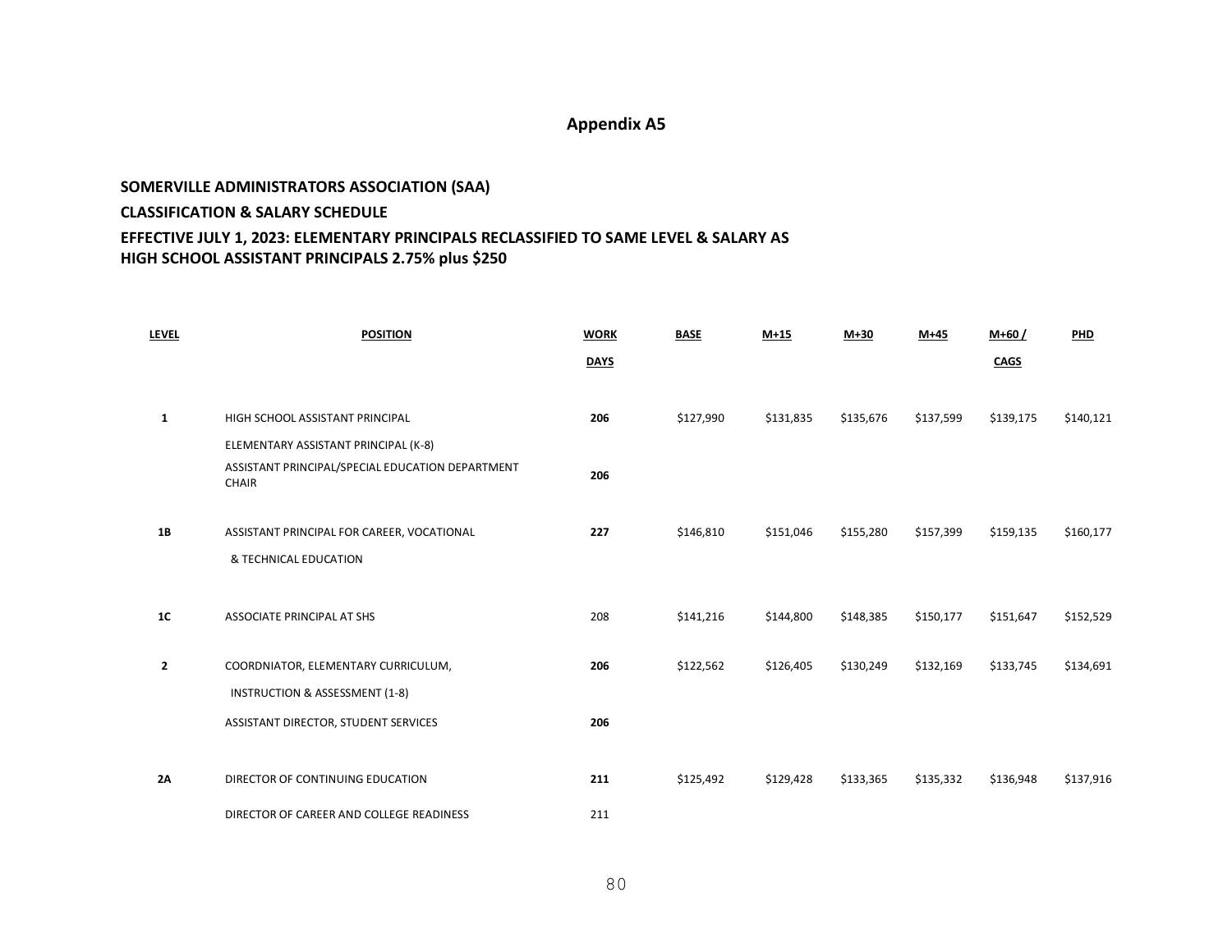## Appendix A5

**SOMERVILLE ADMINISTRATORS ASSOCIATION (SAA)**

**CLASSIFICATION & SALARY SCHEDULE**

**EFFECTIVE JULY 1, 2023: ELEMENTARY PRINCIPALS RECLASSIFIED TO SAME LEVEL & SALARY AS HIGH SCHOOL ASSISTANT PRINCIPALS 2.75% plus $250**

| LEVEL | POSITION | WORK DAYS | BASE | M+15 | M+30 | M+45 | M+60 / CAGS | PHD |
|---|---|---|---|---|---|---|---|---|
| **1** | HIGH SCHOOL ASSISTANT PRINCIPAL | **206** | $127,990 | $131,835 | $135,676 | $137,599 | $139,175 | $140,121 |
| | ELEMENTARY ASSISTANT PRINCIPAL (K-8) | | | | | | | |
| | ASSISTANT PRINCIPAL/SPECIAL EDUCATION DEPARTMENT CHAIR | **206** | | | | | | |
| **1B** | ASSISTANT PRINCIPAL FOR CAREER, VOCATIONAL & TECHNICAL EDUCATION | **227** | $146,810 | $151,046 | $155,280 | $157,399 | $159,135 | $160,177 |
| **1C** | ASSOCIATE PRINCIPAL AT SHS | 208 | $141,216 | $144,800 | $148,385 | $150,177 | $151,647 | $152,529 |
| **2** | COORDNIATOR, ELEMENTARY CURRICULUM, INSTRUCTION & ASSESSMENT (1-8) | **206** | $122,562 | $126,405 | $130,249 | $132,169 | $133,745 | $134,691 |
| | ASSISTANT DIRECTOR, STUDENT SERVICES | **206** | | | | | | |
| **2A** | DIRECTOR OF CONTINUING EDUCATION | **211** | $125,492 | $129,428 | $133,365 | $135,332 | $136,948 | $137,916 |
| | DIRECTOR OF CAREER AND COLLEGE READINESS | 211 | | | | | | |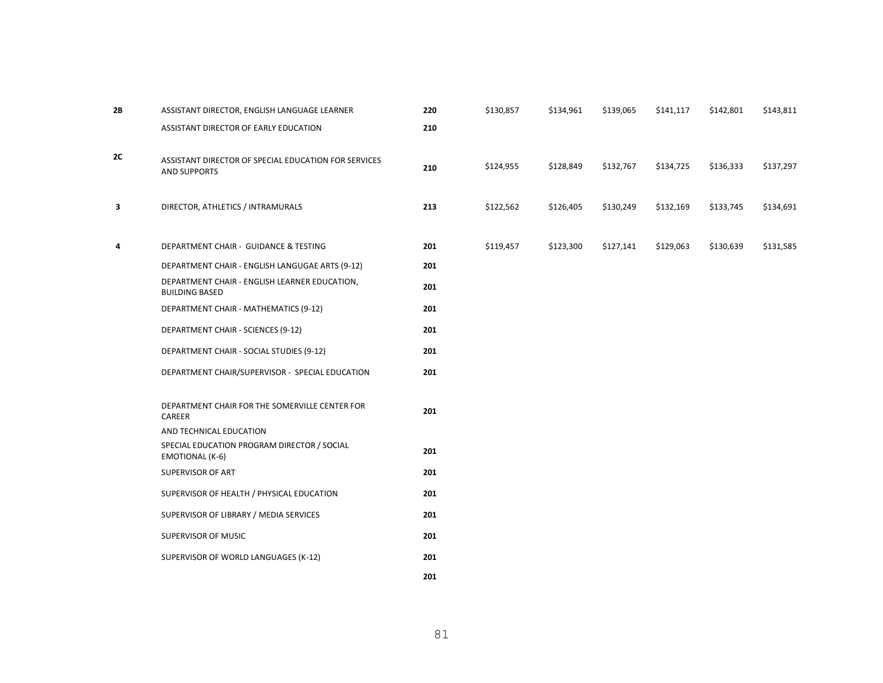| | | | | | | | | |
|---|---|---|---|---|---|---|---|---|
| **2B** | ASSISTANT DIRECTOR, ENGLISH LANGUAGE LEARNER | **220** | $130,857 | $134,961 | $139,065 | $141,117 | $142,801 | $143,811 |
| | ASSISTANT DIRECTOR OF EARLY EDUCATION | **210** | | | | | | |
| **2C** | ASSISTANT DIRECTOR OF SPECIAL EDUCATION FOR SERVICES AND SUPPORTS | **210** | $124,955 | $128,849 | $132,767 | $134,725 | $136,333 | $137,297 |
| **3** | DIRECTOR, ATHLETICS / INTRAMURALS | **213** | $122,562 | $126,405 | $130,249 | $132,169 | $133,745 | $134,691 |
| **4** | DEPARTMENT CHAIR - GUIDANCE & TESTING | **201** | $119,457 | $123,300 | $127,141 | $129,063 | $130,639 | $131,585 |
| | DEPARTMENT CHAIR - ENGLISH LANGUGAE ARTS (9-12) | **201** | | | | | | |
| | DEPARTMENT CHAIR - ENGLISH LEARNER EDUCATION, BUILDING BASED | **201** | | | | | | |
| | DEPARTMENT CHAIR - MATHEMATICS (9-12) | **201** | | | | | | |
| | DEPARTMENT CHAIR - SCIENCES (9-12) | **201** | | | | | | |
| | DEPARTMENT CHAIR - SOCIAL STUDIES (9-12) | **201** | | | | | | |
| | DEPARTMENT CHAIR/SUPERVISOR - SPECIAL EDUCATION | **201** | | | | | | |
| | DEPARTMENT CHAIR FOR THE SOMERVILLE CENTER FOR CAREER AND TECHNICAL EDUCATION | **201** | | | | | | |
| | SPECIAL EDUCATION PROGRAM DIRECTOR / SOCIAL EMOTIONAL (K-6) | **201** | | | | | | |
| | SUPERVISOR OF ART | **201** | | | | | | |
| | SUPERVISOR OF HEALTH / PHYSICAL EDUCATION | **201** | | | | | | |
| | SUPERVISOR OF LIBRARY / MEDIA SERVICES | **201** | | | | | | |
| | SUPERVISOR OF MUSIC | **201** | | | | | | |
| | SUPERVISOR OF WORLD LANGUAGES (K-12) | **201** | | | | | | |
| | | **201** | | | | | | |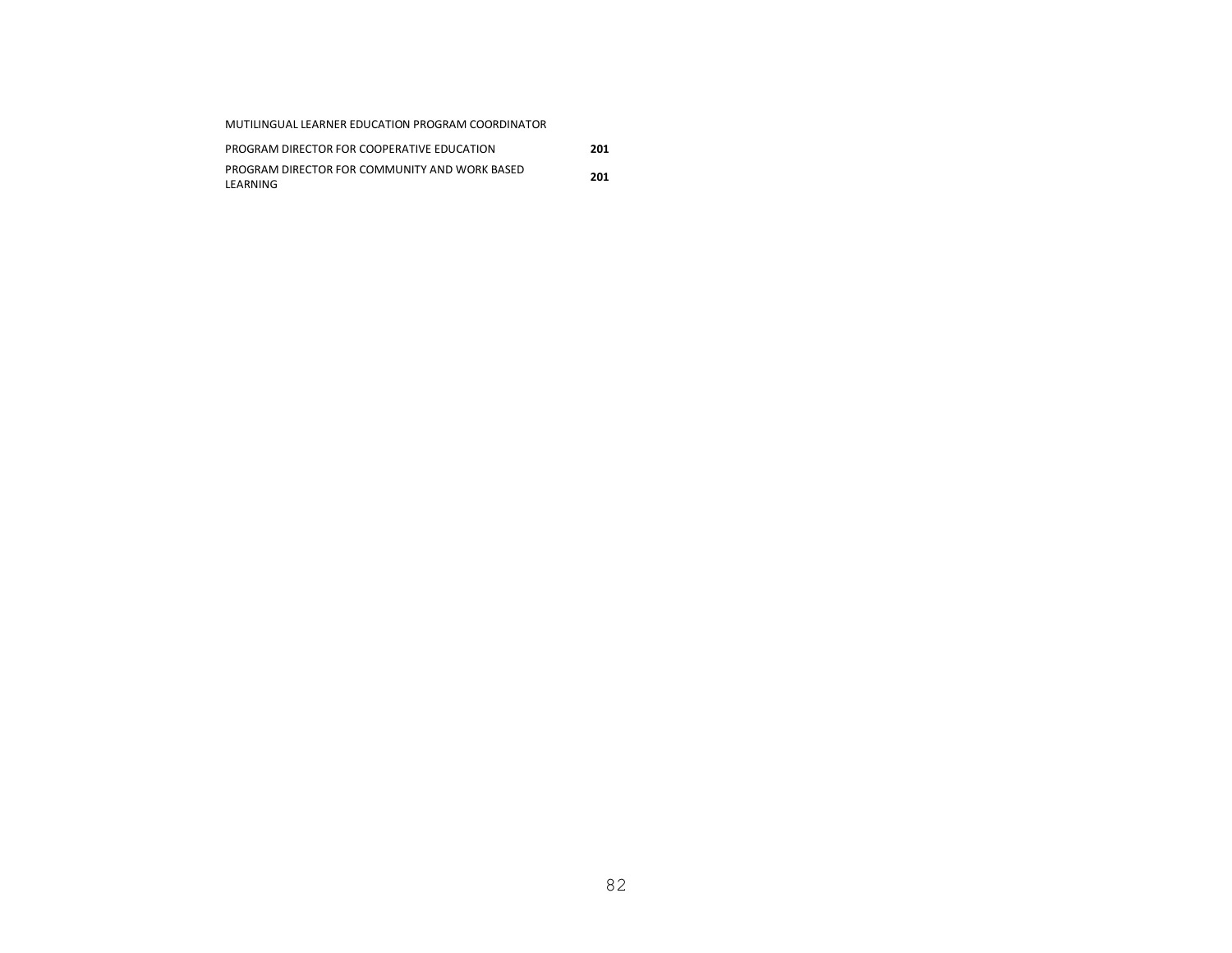| | |
|---|---|
| MUTILINGUAL LEARNER EDUCATION PROGRAM COORDINATOR | |
| PROGRAM DIRECTOR FOR COOPERATIVE EDUCATION | **201** |
| PROGRAM DIRECTOR FOR COMMUNITY AND WORK BASED LEARNING | **201** |